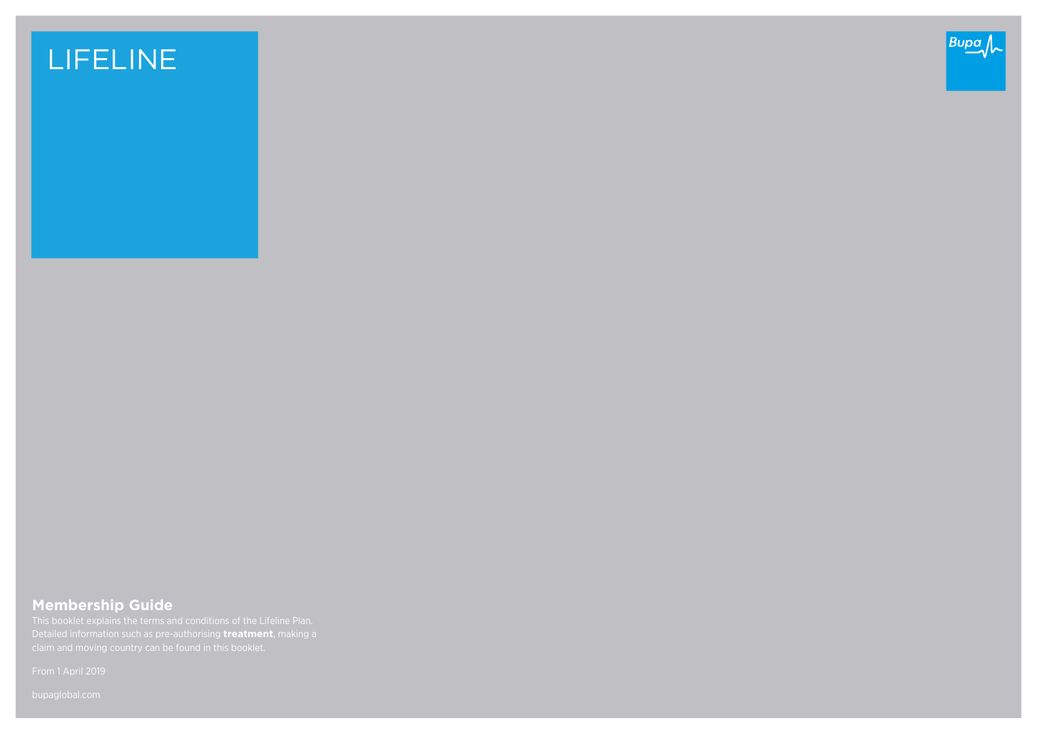# LIFELINE

Bupa

## Membership Guide

This booklet explains the terms and conditions of the Lifeline Plan. Detailed information such as pre-authorising **treatment**, making a claim and moving country can be found in this booklet.

From 1 April 2019

bupaglobal.com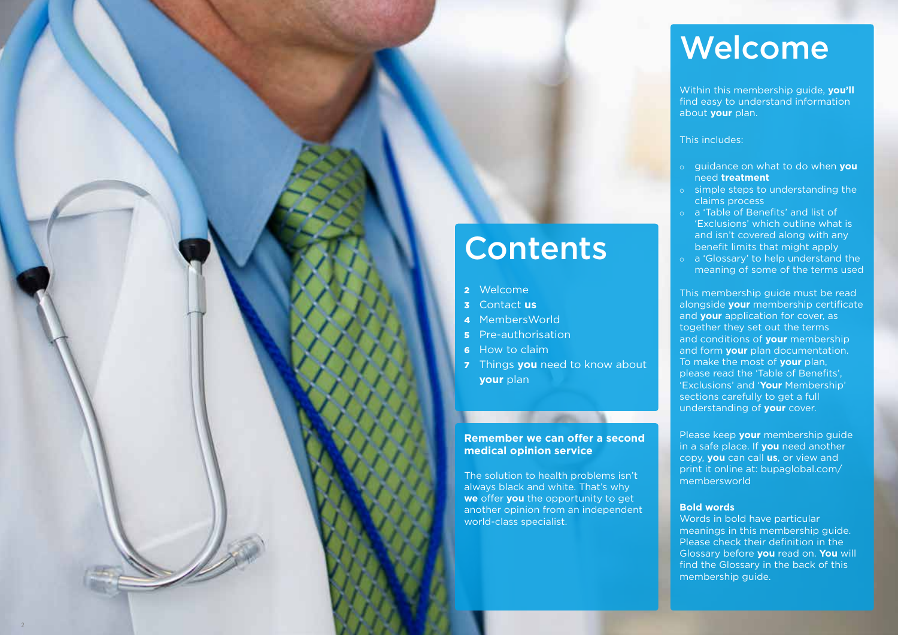# Contents

- **2** Welcome
- **3** Contact **us**
- **4** MembersWorld
- **5** Pre-authorisation
- **6** How to claim
- **7** Things **you** need to know about **your** plan

**Remember we can offer a second medical opinion service**

The solution to health problems isn't always black and white. That's why **we** offer **you** the opportunity to get another opinion from an independent world-class specialist.

# Welcome

Within this membership guide, **you'll** find easy to understand information about **your** plan.

This includes:

- guidance on what to do when **you** need **treatment**
- simple steps to understanding the claims process
- a 'Table of Benefits' and list of 'Exclusions' which outline what is and isn't covered along with any benefit limits that might apply
- a 'Glossary' to help understand the meaning of some of the terms used

This membership guide must be read alongside **your** membership certificate and **your** application for cover, as together they set out the terms and conditions of **your** membership and form **your** plan documentation. To make the most of **your** plan, please read the 'Table of Benefits', 'Exclusions' and '**Your** Membership' sections carefully to get a full understanding of **your** cover.

Please keep **your** membership guide in a safe place. If **you** need another copy, **you** can call **us**, or view and print it online at: bupaglobal.com/membersworld

**Bold words**
Words in bold have particular meanings in this membership guide. Please check their definition in the Glossary before **you** read on. **You** will find the Glossary in the back of this membership guide.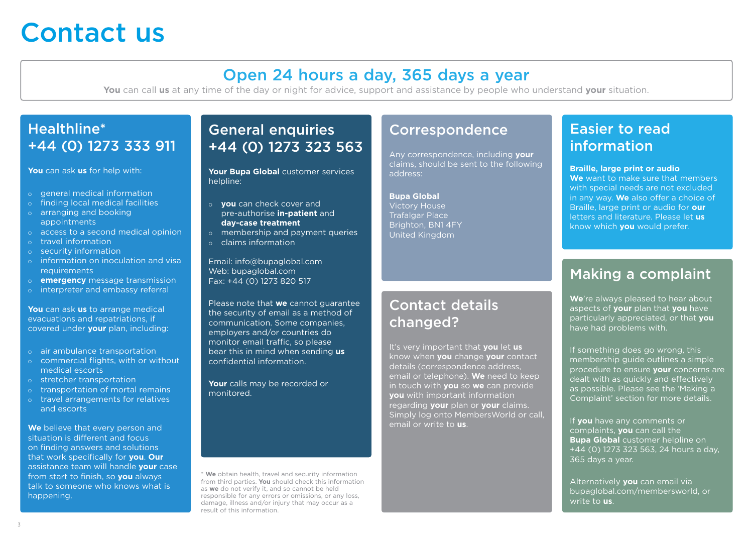# Contact us

## Open 24 hours a day, 365 days a year

**You** can call **us** at any time of the day or night for advice, support and assistance by people who understand **your** situation.

## Healthline* +44 (0) 1273 333 911

**You** can ask **us** for help with:

- general medical information
- finding local medical facilities
- arranging and booking appointments
- access to a second medical opinion
- travel information
- security information
- information on inoculation and visa requirements
- **emergency** message transmission
- interpreter and embassy referral

**You** can ask **us** to arrange medical evacuations and repatriations, if covered under **your** plan, including:

- air ambulance transportation
- commercial flights, with or without medical escorts
- stretcher transportation
- transportation of mortal remains
- travel arrangements for relatives and escorts

**We** believe that every person and situation is different and focus on finding answers and solutions that work specifically for **you**. **Our** assistance team will handle **your** case from start to finish, so **you** always talk to someone who knows what is happening.

## General enquiries +44 (0) 1273 323 563

**Your Bupa Global** customer services helpline:

- **you** can check cover and pre-authorise **in-patient** and **day-case treatment**
- membership and payment queries
- claims information

Email: info@bupaglobal.com
Web: bupaglobal.com
Fax: +44 (0) 1273 820 517

Please note that **we** cannot guarantee the security of email as a method of communication. Some companies, employers and/or countries do monitor email traffic, so please bear this in mind when sending **us** confidential information.

**Your** calls may be recorded or monitored.

\* **We** obtain health, travel and security information from third parties. **You** should check this information as **we** do not verify it, and so cannot be held responsible for any errors or omissions, or any loss, damage, illness and/or injury that may occur as a result of this information.

## Correspondence

Any correspondence, including **your** claims, should be sent to the following address:

**Bupa Global**
Victory House
Trafalgar Place
Brighton, BN1 4FY
United Kingdom

## Contact details changed?

It's very important that **you** let **us** know when **you** change **your** contact details (correspondence address, email or telephone). **We** need to keep in touch with **you** so **we** can provide **you** with important information regarding **your** plan or **your** claims. Simply log onto MembersWorld or call, email or write to **us**.

## Easier to read information

**Braille, large print or audio**
**We** want to make sure that members with special needs are not excluded in any way. **We** also offer a choice of Braille, large print or audio for **our** letters and literature. Please let **us** know which **you** would prefer.

## Making a complaint

**We**'re always pleased to hear about aspects of **your** plan that **you** have particularly appreciated, or that **you** have had problems with.

If something does go wrong, this membership guide outlines a simple procedure to ensure **your** concerns are dealt with as quickly and effectively as possible. Please see the 'Making a Complaint' section for more details.

If **you** have any comments or complaints, **you** can call the **Bupa Global** customer helpline on +44 (0) 1273 323 563, 24 hours a day, 365 days a year.

Alternatively **you** can email via bupaglobal.com/membersworld, or write to **us**.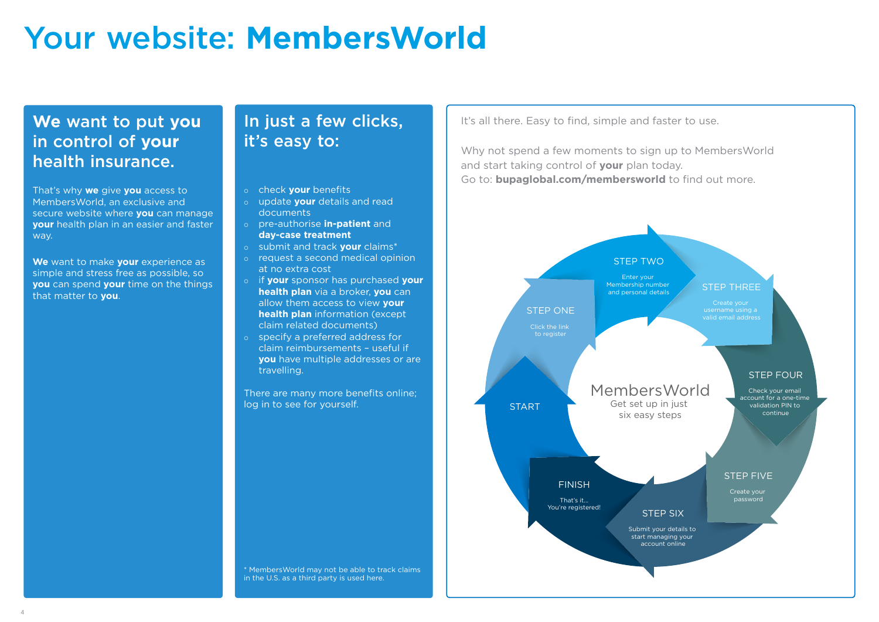# Your website: **MembersWorld**

## We want to put you in control of your health insurance.

That's why **we** give **you** access to MembersWorld, an exclusive and secure website where **you** can manage **your** health plan in an easier and faster way.

**We** want to make **your** experience as simple and stress free as possible, so **you** can spend **your** time on the things that matter to **you**.

## In just a few clicks, it's easy to:

- check **your** benefits
- update **your** details and read documents
- pre-authorise **in-patient** and **day-case treatment**
- submit and track **your** claims*
- request a second medical opinion at no extra cost
- if **your** sponsor has purchased **your health plan** via a broker, **you** can allow them access to view **your health plan** information (except claim related documents)
- specify a preferred address for claim reimbursements – useful if **you** have multiple addresses or are travelling.

There are many more benefits online; log in to see for yourself.

\* MembersWorld may not be able to track claims in the U.S. as a third party is used here.

It's all there. Easy to find, simple and faster to use.

Why not spend a few moments to sign up to MembersWorld and start taking control of **your** plan today.
Go to: **bupaglobal.com/membersworld** to find out more.

**MembersWorld**
Get set up in just six easy steps

- **START**
- **STEP ONE** – Click the link to register
- **STEP TWO** – Enter your Membership number and personal details
- **STEP THREE** – Create your username using a valid email address
- **STEP FOUR** – Check your email account for a one-time validation PIN to continue
- **STEP FIVE** – Create your password
- **STEP SIX** – Submit your details to start managing your account online
- **FINISH** – That's it... You're registered!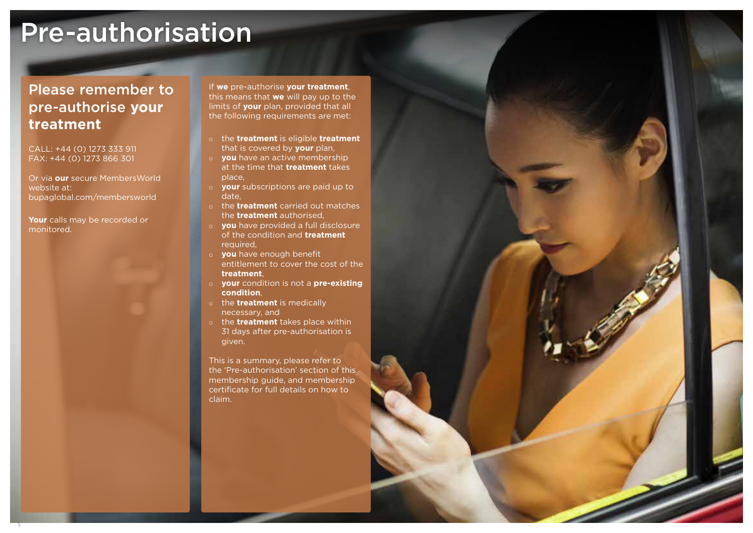# Pre-authorisation

## Please remember to pre-authorise **your treatment**

CALL: +44 (0) 1273 333 911
FAX: +44 (0) 1273 866 301

Or via **our** secure MembersWorld website at:
bupaglobal.com/membersworld

**Your** calls may be recorded or monitored.

If **we** pre-authorise **your treatment**, this means that **we** will pay up to the limits of **your** plan, provided that all the following requirements are met:

- the **treatment** is eligible **treatment** that is covered by **your** plan,
- **you** have an active membership at the time that **treatment** takes place,
- **your** subscriptions are paid up to date,
- the **treatment** carried out matches the **treatment** authorised,
- **you** have provided a full disclosure of the condition and **treatment** required,
- **you** have enough benefit entitlement to cover the cost of the **treatment**,
- **your** condition is not a **pre-existing condition**,
- the **treatment** is medically necessary, and
- the **treatment** takes place within 31 days after pre-authorisation is given.

This is a summary, please refer to the 'Pre-authorisation' section of this membership guide, and membership certificate for full details on how to claim.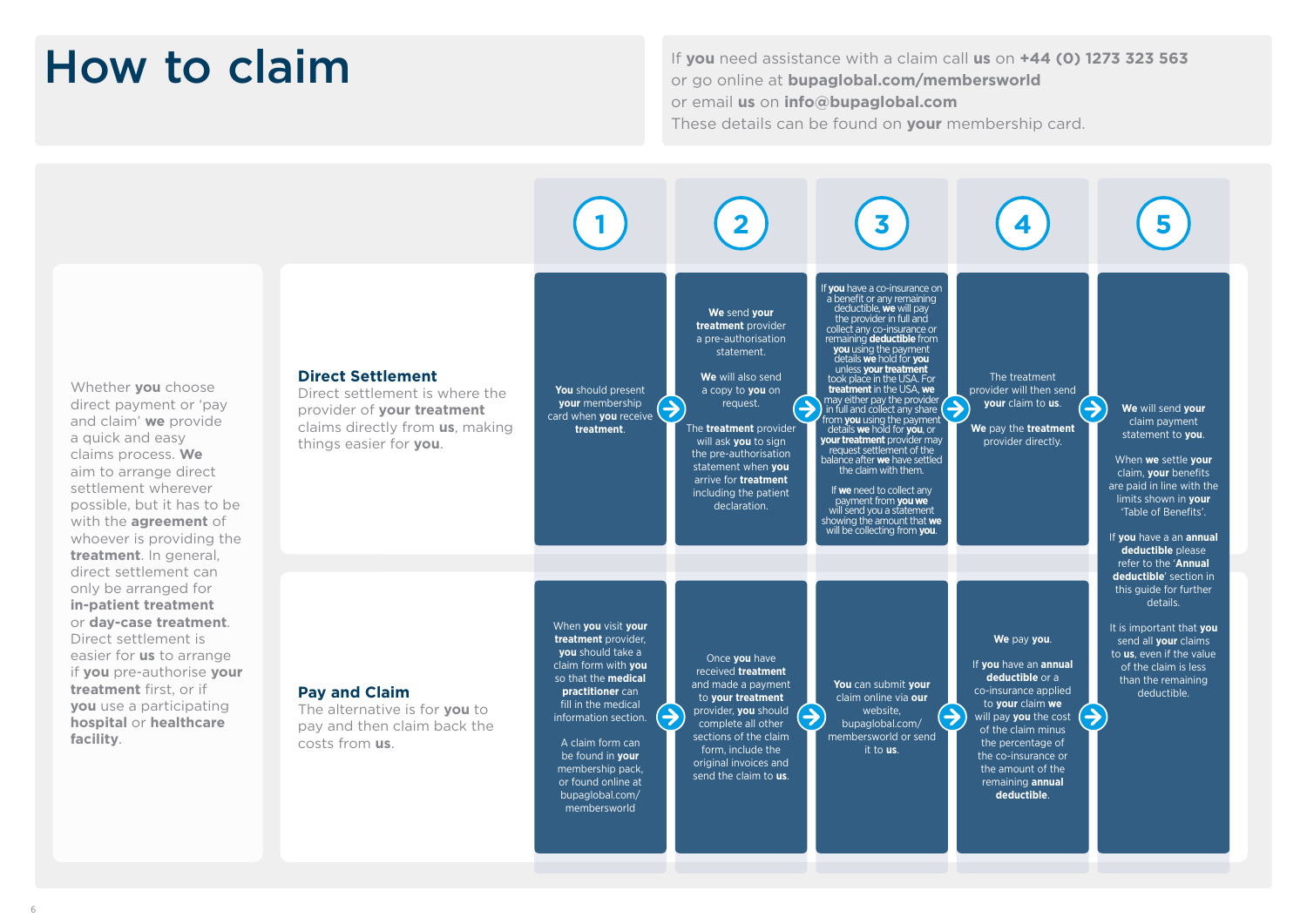# How to claim

If **you** need assistance with a claim call **us** on **+44 (0) 1273 323 563** or go online at **bupaglobal.com/membersworld** or email **us** on **info@bupaglobal.com**
These details can be found on **your** membership card.

Whether **you** choose direct payment or 'pay and claim' **we** provide a quick and easy claims process. **We** aim to arrange direct settlement wherever possible, but it has to be with the **agreement** of whoever is providing the **treatment**. In general, direct settlement can only be arranged for **in-patient treatment** or **day-case treatment**. Direct settlement is easier for **us** to arrange if **you** pre-authorise **your treatment** first, or if **you** use a participating **hospital** or **healthcare facility**.

## Direct Settlement

Direct settlement is where the provider of **your treatment** claims directly from **us**, making things easier for **you**.

**1.** **You** should present **your** membership card when **you** receive **treatment**.

**2.** **We** send **your treatment** provider a pre-authorisation statement.

**We** will also send a copy to **you** on request.

The **treatment** provider will ask **you** to sign the pre-authorisation statement when **you** arrive for **treatment** including the patient declaration.

**3.** If **you** have a co-insurance on a benefit or any remaining deductible, **we** will pay the provider in full and collect any co-insurance or remaining **deductible** from **you** using the payment details **we** hold for **you** unless **your treatment** took place in the USA. For **treatment** in the USA, **we** may either pay the provider in full and collect any share from **you** using the payment details **we** hold for **you**, or **your treatment** provider may request settlement of the balance after **we** have settled the claim with them.

If **we** need to collect any payment from **you we** will send you a statement showing the amount that **we** will be collecting from **you**.

**4.** The treatment provider will then send **your** claim to **us**.

**We** pay the **treatment** provider directly.

**5.** **We** will send **your** claim payment statement to **you**.

When **we** settle **your** claim, **your** benefits are paid in line with the limits shown in **your** 'Table of Benefits'.

If **you** have a an **annual deductible** please refer to the '**Annual deductible**' section in this guide for further details.

It is important that **you** send all **your** claims to **us**, even if the value of the claim is less than the remaining deductible.

## Pay and Claim

The alternative is for **you** to pay and then claim back the costs from **us**.

**1.** When **you** visit **your treatment** provider, **you** should take a claim form with **you** so that the **medical practitioner** can fill in the medical information section.

A claim form can be found in **your** membership pack, or found online at bupaglobal.com/membersworld

**2.** Once **you** have received **treatment** and made a payment to **your treatment** provider, **you** should complete all other sections of the claim form, include the original invoices and send the claim to **us**.

**3.** **You** can submit **your** claim online via **our** website, bupaglobal.com/membersworld or send it to **us**.

**4.** **We** pay **you**.

If **you** have an **annual deductible** or a co-insurance applied to **your** claim **we** will pay **you** the cost of the claim minus the percentage of the co-insurance or the amount of the remaining **annual deductible**.

**5.** **We** will send **your** claim payment statement to **you**.

When **we** settle **your** claim, **your** benefits are paid in line with the limits shown in **your** 'Table of Benefits'.

If **you** have a an **annual deductible** please refer to the '**Annual deductible**' section in this guide for further details.

It is important that **you** send all **your** claims to **us**, even if the value of the claim is less than the remaining deductible.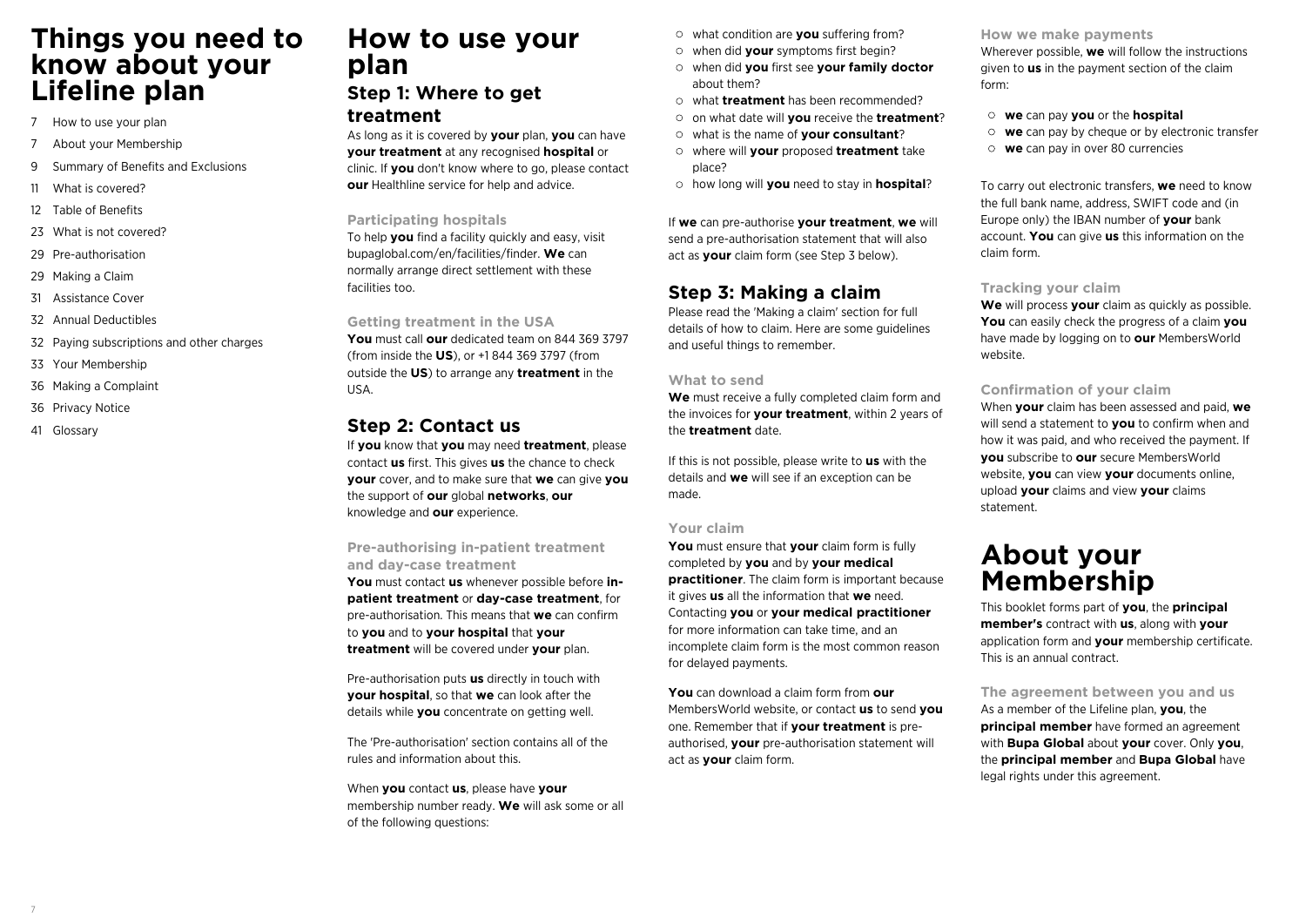# Things you need to know about your Lifeline plan

- 7 How to use your plan
- 7 About your Membership
- 9 Summary of Benefits and Exclusions
- 11 What is covered?
- 12 Table of Benefits
- 23 What is not covered?
- 29 Pre-authorisation
- 29 Making a Claim
- 31 Assistance Cover
- 32 Annual Deductibles
- 32 Paying subscriptions and other charges
- 33 Your Membership
- 36 Making a Complaint
- 36 Privacy Notice
- 41 Glossary

# How to use your plan

## Step 1: Where to get treatment

As long as it is covered by **your** plan, **you** can have **your treatment** at any recognised **hospital** or clinic. If **you** don't know where to go, please contact **our** Healthline service for help and advice.

### Participating hospitals

To help **you** find a facility quickly and easy, visit bupaglobal.com/en/facilities/finder. **We** can normally arrange direct settlement with these facilities too.

### Getting treatment in the USA

**You** must call **our** dedicated team on 844 369 3797 (from inside the **US**), or +1 844 369 3797 (from outside the **US**) to arrange any **treatment** in the USA.

## Step 2: Contact us

If **you** know that **you** may need **treatment**, please contact **us** first. This gives **us** the chance to check **your** cover, and to make sure that **we** can give **you** the support of **our** global **networks**, **our** knowledge and **our** experience.

### Pre-authorising in-patient treatment and day-case treatment

**You** must contact **us** whenever possible before **in-patient treatment** or **day-case treatment**, for pre-authorisation. This means that **we** can confirm to **you** and to **your hospital** that **your treatment** will be covered under **your** plan.

Pre-authorisation puts **us** directly in touch with **your hospital**, so that **we** can look after the details while **you** concentrate on getting well.

The 'Pre-authorisation' section contains all of the rules and information about this.

When **you** contact **us**, please have **your** membership number ready. **We** will ask some or all of the following questions:

- what condition are **you** suffering from?
- when did **your** symptoms first begin?
- when did **you** first see **your family doctor** about them?
- what **treatment** has been recommended?
- on what date will **you** receive the **treatment**?
- what is the name of **your consultant**?
- where will **your** proposed **treatment** take place?
- how long will **you** need to stay in **hospital**?

If **we** can pre-authorise **your treatment**, **we** will send a pre-authorisation statement that will also act as **your** claim form (see Step 3 below).

## Step 3: Making a claim

Please read the 'Making a claim' section for full details of how to claim. Here are some guidelines and useful things to remember.

### What to send

**We** must receive a fully completed claim form and the invoices for **your treatment**, within 2 years of the **treatment** date.

If this is not possible, please write to **us** with the details and **we** will see if an exception can be made.

### Your claim

**You** must ensure that **your** claim form is fully completed by **you** and by **your medical practitioner**. The claim form is important because it gives **us** all the information that **we** need. Contacting **you** or **your medical practitioner** for more information can take time, and an incomplete claim form is the most common reason for delayed payments.

**You** can download a claim form from **our** MembersWorld website, or contact **us** to send **you** one. Remember that if **your treatment** is pre-authorised, **your** pre-authorisation statement will act as **your** claim form.

### How we make payments

Wherever possible, **we** will follow the instructions given to **us** in the payment section of the claim form:

- **we** can pay **you** or the **hospital**
- **we** can pay by cheque or by electronic transfer
- **we** can pay in over 80 currencies

To carry out electronic transfers, **we** need to know the full bank name, address, SWIFT code and (in Europe only) the IBAN number of **your** bank account. **You** can give **us** this information on the claim form.

### Tracking your claim

**We** will process **your** claim as quickly as possible. **You** can easily check the progress of a claim **you** have made by logging on to **our** MembersWorld website.

### Confirmation of your claim

When **your** claim has been assessed and paid, **we** will send a statement to **you** to confirm when and how it was paid, and who received the payment. If **you** subscribe to **our** secure MembersWorld website, **you** can view **your** documents online, upload **your** claims and view **your** claims statement.

# About your Membership

This booklet forms part of **you**, the **principal member's** contract with **us**, along with **your** application form and **your** membership certificate. This is an annual contract.

### The agreement between you and us

As a member of the Lifeline plan, **you**, the **principal member** have formed an agreement with **Bupa Global** about **your** cover. Only **you**, the **principal member** and **Bupa Global** have legal rights under this agreement.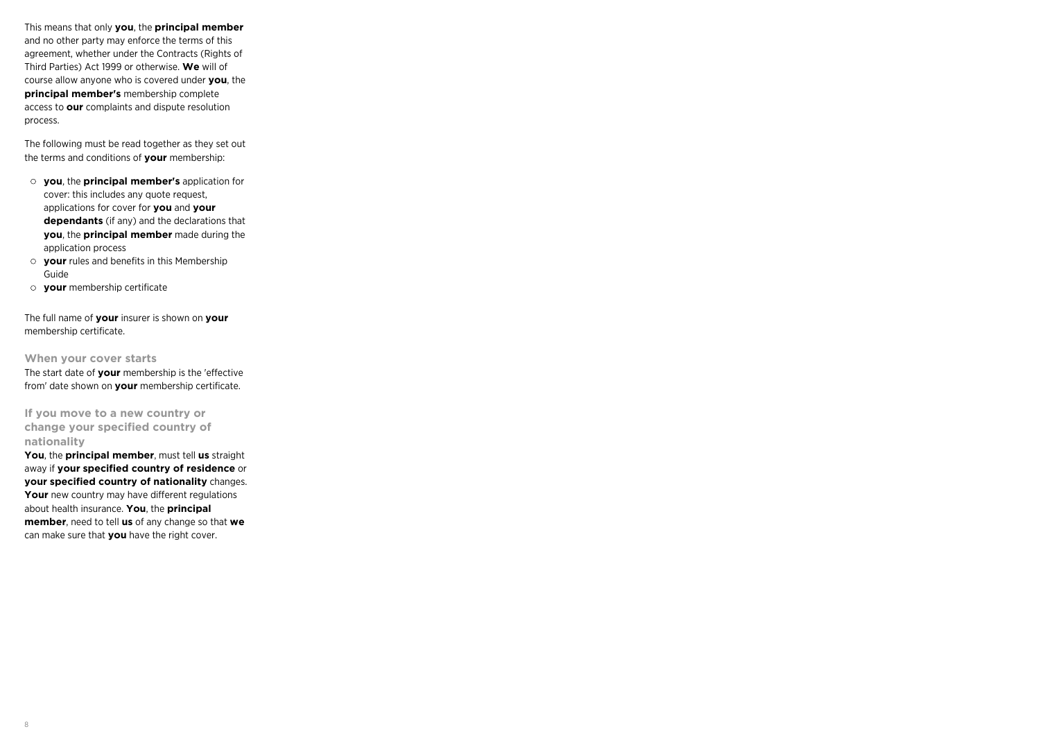This means that only **you**, the **principal member** and no other party may enforce the terms of this agreement, whether under the Contracts (Rights of Third Parties) Act 1999 or otherwise. **We** will of course allow anyone who is covered under **you**, the **principal member's** membership complete access to **our** complaints and dispute resolution process.

The following must be read together as they set out the terms and conditions of **your** membership:

- **you**, the **principal member's** application for cover: this includes any quote request, applications for cover for **you** and **your dependants** (if any) and the declarations that **you**, the **principal member** made during the application process
- **your** rules and benefits in this Membership Guide
- **your** membership certificate

The full name of **your** insurer is shown on **your** membership certificate.

### When your cover starts

The start date of **your** membership is the 'effective from' date shown on **your** membership certificate.

### If you move to a new country or change your specified country of nationality

**You**, the **principal member**, must tell **us** straight away if **your specified country of residence** or **your specified country of nationality** changes. **Your** new country may have different regulations about health insurance. **You**, the **principal member**, need to tell **us** of any change so that **we** can make sure that **you** have the right cover.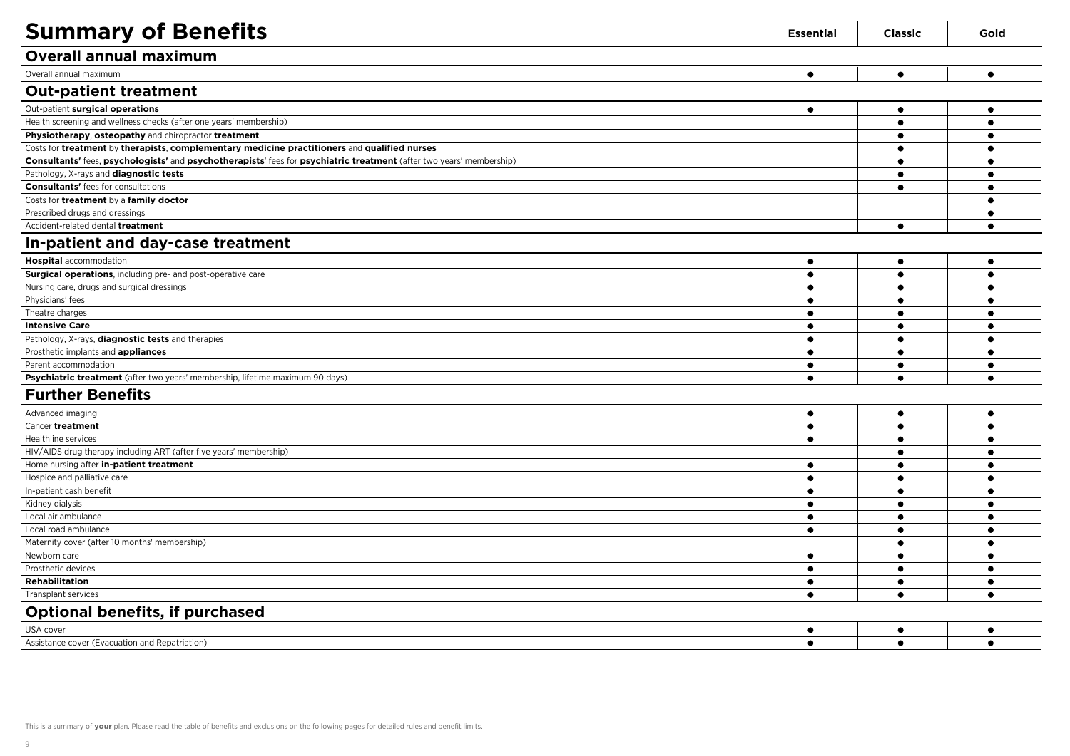# Summary of Benefits

| | Essential | Classic | Gold |
|---|---|---|---|
| **Overall annual maximum** | | | |
| Overall annual maximum | ● | ● | ● |
| **Out-patient treatment** | | | |
| Out-patient **surgical operations** | ● | ● | ● |
| Health screening and wellness checks (after one years' membership) | | ● | ● |
| **Physiotherapy**, **osteopathy** and chiropractor **treatment** | | ● | ● |
| Costs for **treatment** by **therapists**, **complementary medicine practitioners** and **qualified nurses** | | ● | ● |
| **Consultants'** fees, **psychologists'** and **psychotherapists**' fees for **psychiatric treatment** (after two years' membership) | | ● | ● |
| Pathology, X-rays and **diagnostic tests** | | ● | ● |
| **Consultants'** fees for consultations | | ● | ● |
| Costs for **treatment** by a **family doctor** | | | ● |
| Prescribed drugs and dressings | | | ● |
| Accident-related dental **treatment** | | ● | ● |
| **In-patient and day-case treatment** | | | |
| **Hospital** accommodation | ● | ● | ● |
| **Surgical operations**, including pre- and post-operative care | ● | ● | ● |
| Nursing care, drugs and surgical dressings | ● | ● | ● |
| Physicians' fees | ● | ● | ● |
| Theatre charges | ● | ● | ● |
| **Intensive Care** | ● | ● | ● |
| Pathology, X-rays, **diagnostic tests** and therapies | ● | ● | ● |
| Prosthetic implants and **appliances** | ● | ● | ● |
| Parent accommodation | ● | ● | ● |
| **Psychiatric treatment** (after two years' membership, lifetime maximum 90 days) | ● | ● | ● |
| **Further Benefits** | | | |
| Advanced imaging | ● | ● | ● |
| Cancer **treatment** | ● | ● | ● |
| Healthline services | ● | ● | ● |
| HIV/AIDS drug therapy including ART (after five years' membership) | | ● | ● |
| Home nursing after **in-patient treatment** | ● | ● | ● |
| Hospice and palliative care | ● | ● | ● |
| In-patient cash benefit | ● | ● | ● |
| Kidney dialysis | ● | ● | ● |
| Local air ambulance | ● | ● | ● |
| Local road ambulance | ● | ● | ● |
| Maternity cover (after 10 months' membership) | | ● | ● |
| Newborn care | ● | ● | ● |
| Prosthetic devices | ● | ● | ● |
| **Rehabilitation** | ● | ● | ● |
| Transplant services | ● | ● | ● |
| **Optional benefits, if purchased** | | | |
| USA cover | ● | ● | ● |
| Assistance cover (Evacuation and Repatriation) | ● | ● | ● |

This is a summary of **your** plan. Please read the table of benefits and exclusions on the following pages for detailed rules and benefit limits.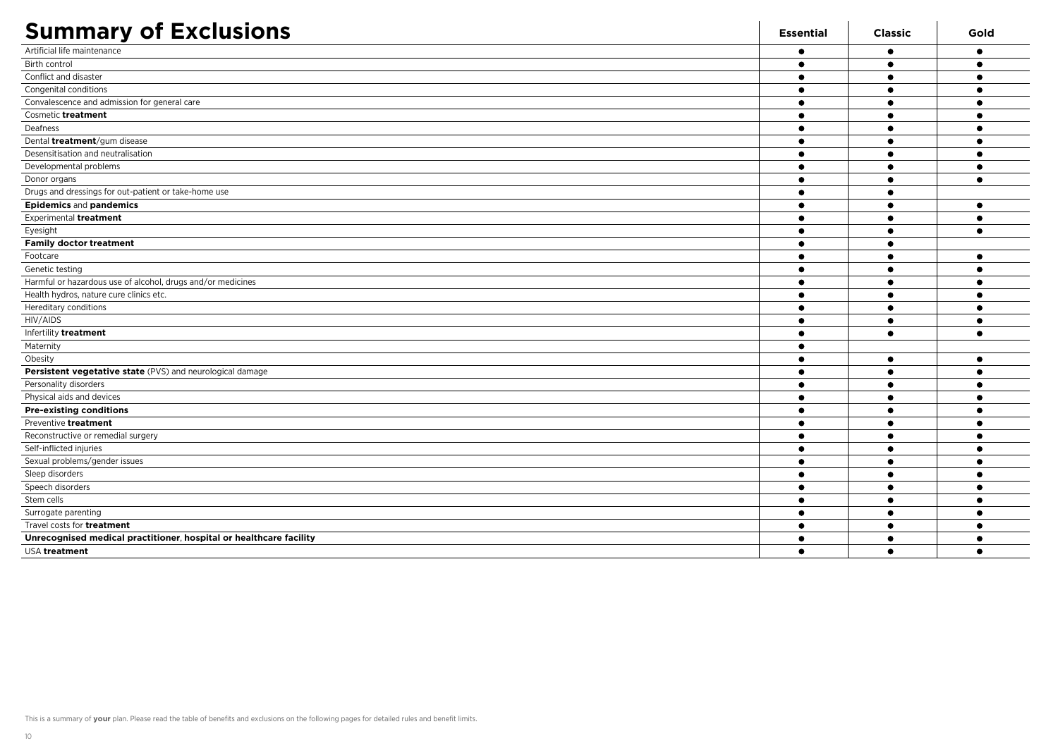# Summary of Exclusions

| | Essential | Classic | Gold |
|---|---|---|---|
| Artificial life maintenance | ● | ● | ● |
| Birth control | ● | ● | ● |
| Conflict and disaster | ● | ● | ● |
| Congenital conditions | ● | ● | ● |
| Convalescence and admission for general care | ● | ● | ● |
| Cosmetic **treatment** | ● | ● | ● |
| Deafness | ● | ● | ● |
| Dental **treatment**/gum disease | ● | ● | ● |
| Desensitisation and neutralisation | ● | ● | ● |
| Developmental problems | ● | ● | ● |
| Donor organs | ● | ● | ● |
| Drugs and dressings for out-patient or take-home use | ● | ● | |
| **Epidemics** and **pandemics** | ● | ● | ● |
| Experimental **treatment** | ● | ● | ● |
| Eyesight | ● | ● | ● |
| **Family doctor treatment** | ● | ● | |
| Footcare | ● | ● | ● |
| Genetic testing | ● | ● | ● |
| Harmful or hazardous use of alcohol, drugs and/or medicines | ● | ● | ● |
| Health hydros, nature cure clinics etc. | ● | ● | ● |
| Hereditary conditions | ● | ● | ● |
| HIV/AIDS | ● | ● | ● |
| Infertility **treatment** | ● | ● | ● |
| Maternity | ● | | |
| Obesity | ● | ● | ● |
| **Persistent vegetative state** (PVS) and neurological damage | ● | ● | ● |
| Personality disorders | ● | ● | ● |
| Physical aids and devices | ● | ● | ● |
| **Pre-existing conditions** | ● | ● | ● |
| Preventive **treatment** | ● | ● | ● |
| Reconstructive or remedial surgery | ● | ● | ● |
| Self-inflicted injuries | ● | ● | ● |
| Sexual problems/gender issues | ● | ● | ● |
| Sleep disorders | ● | ● | ● |
| Speech disorders | ● | ● | ● |
| Stem cells | ● | ● | ● |
| Surrogate parenting | ● | ● | ● |
| Travel costs for **treatment** | ● | ● | ● |
| **Unrecognised medical practitioner**, **hospital or healthcare facility** | ● | ● | ● |
| USA **treatment** | ● | ● | ● |

This is a summary of **your** plan. Please read the table of benefits and exclusions on the following pages for detailed rules and benefit limits.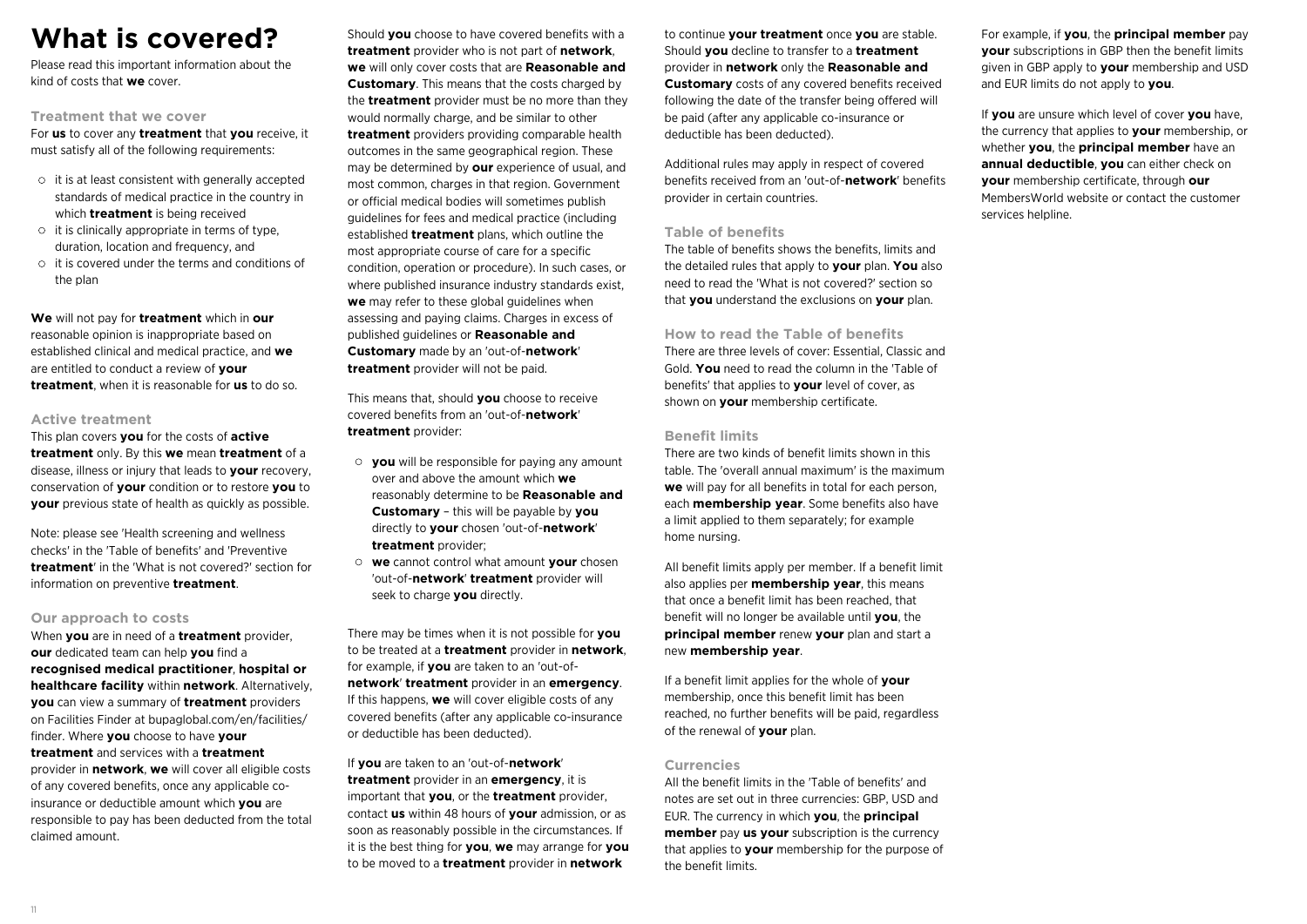# What is covered?

Please read this important information about the kind of costs that **we** cover.

### Treatment that we cover

For **us** to cover any **treatment** that **you** receive, it must satisfy all of the following requirements:

- it is at least consistent with generally accepted standards of medical practice in the country in which **treatment** is being received
- it is clinically appropriate in terms of type, duration, location and frequency, and
- it is covered under the terms and conditions of the plan

**We** will not pay for **treatment** which in **our** reasonable opinion is inappropriate based on established clinical and medical practice, and **we** are entitled to conduct a review of **your treatment**, when it is reasonable for **us** to do so.

### Active treatment

This plan covers **you** for the costs of **active treatment** only. By this **we** mean **treatment** of a disease, illness or injury that leads to **your** recovery, conservation of **your** condition or to restore **you** to **your** previous state of health as quickly as possible.

Note: please see 'Health screening and wellness checks' in the 'Table of benefits' and 'Preventive **treatment**' in the 'What is not covered?' section for information on preventive **treatment**.

### Our approach to costs

When **you** are in need of a **treatment** provider, **our** dedicated team can help **you** find a **recognised medical practitioner**, **hospital or healthcare facility** within **network**. Alternatively, **you** can view a summary of **treatment** providers on Facilities Finder at bupaglobal.com/en/facilities/finder. Where **you** choose to have **your treatment** and services with a **treatment** provider in **network**, **we** will cover all eligible costs of any covered benefits, once any applicable co-insurance or deductible amount which **you** are responsible to pay has been deducted from the total claimed amount.

Should **you** choose to have covered benefits with a **treatment** provider who is not part of **network**, **we** will only cover costs that are **Reasonable and Customary**. This means that the costs charged by the **treatment** provider must be no more than they would normally charge, and be similar to other **treatment** providers providing comparable health outcomes in the same geographical region. These may be determined by **our** experience of usual, and most common, charges in that region. Government or official medical bodies will sometimes publish guidelines for fees and medical practice (including established **treatment** plans, which outline the most appropriate course of care for a specific condition, operation or procedure). In such cases, or where published insurance industry standards exist, **we** may refer to these global guidelines when assessing and paying claims. Charges in excess of published guidelines or **Reasonable and Customary** made by an 'out-of-**network**' **treatment** provider will not be paid.

This means that, should **you** choose to receive covered benefits from an 'out-of-**network**' **treatment** provider:

- **you** will be responsible for paying any amount over and above the amount which **we** reasonably determine to be **Reasonable and Customary** – this will be payable by **you** directly to **your** chosen 'out-of-**network**' **treatment** provider;
- **we** cannot control what amount **your** chosen 'out-of-**network**' **treatment** provider will seek to charge **you** directly.

There may be times when it is not possible for **you** to be treated at a **treatment** provider in **network**, for example, if **you** are taken to an 'out-of-**network**' **treatment** provider in an **emergency**. If this happens, **we** will cover eligible costs of any covered benefits (after any applicable co-insurance or deductible has been deducted).

If **you** are taken to an 'out-of-**network**' **treatment** provider in an **emergency**, it is important that **you**, or the **treatment** provider, contact **us** within 48 hours of **your** admission, or as soon as reasonably possible in the circumstances. If it is the best thing for **you**, **we** may arrange for **you** to be moved to a **treatment** provider in **network** to continue **your treatment** once **you** are stable. Should **you** decline to transfer to a **treatment** provider in **network** only the **Reasonable and Customary** costs of any covered benefits received following the date of the transfer being offered will be paid (after any applicable co-insurance or deductible has been deducted).

Additional rules may apply in respect of covered benefits received from an 'out-of-**network**' benefits provider in certain countries.

### Table of benefits

The table of benefits shows the benefits, limits and the detailed rules that apply to **your** plan. **You** also need to read the 'What is not covered?' section so that **you** understand the exclusions on **your** plan.

### How to read the Table of benefits

There are three levels of cover: Essential, Classic and Gold. **You** need to read the column in the 'Table of benefits' that applies to **your** level of cover, as shown on **your** membership certificate.

### Benefit limits

There are two kinds of benefit limits shown in this table. The 'overall annual maximum' is the maximum **we** will pay for all benefits in total for each person, each **membership year**. Some benefits also have a limit applied to them separately; for example home nursing.

All benefit limits apply per member. If a benefit limit also applies per **membership year**, this means that once a benefit limit has been reached, that benefit will no longer be available until **you**, the **principal member** renew **your** plan and start a new **membership year**.

If a benefit limit applies for the whole of **your** membership, once this benefit limit has been reached, no further benefits will be paid, regardless of the renewal of **your** plan.

### Currencies

All the benefit limits in the 'Table of benefits' and notes are set out in three currencies: GBP, USD and EUR. The currency in which **you**, the **principal member** pay **us your** subscription is the currency that applies to **your** membership for the purpose of the benefit limits.

For example, if **you**, the **principal member** pay **your** subscriptions in GBP then the benefit limits given in GBP apply to **your** membership and USD and EUR limits do not apply to **you**.

If **you** are unsure which level of cover **you** have, the currency that applies to **your** membership, or whether **you**, the **principal member** have an **annual deductible**, **you** can either check on **your** membership certificate, through **our** MembersWorld website or contact the customer services helpline.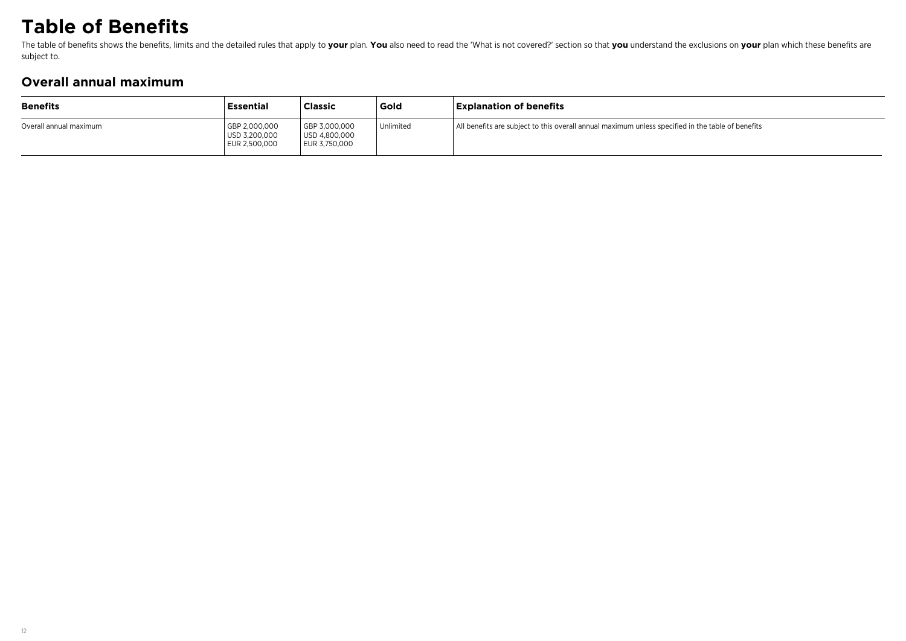# Table of Benefits

The table of benefits shows the benefits, limits and the detailed rules that apply to **your** plan. **You** also need to read the 'What is not covered?' section so that **you** understand the exclusions on **your** plan which these benefits are subject to.

## Overall annual maximum

| Benefits | Essential | Classic | Gold | Explanation of benefits |
|---|---|---|---|---|
| Overall annual maximum | GBP 2,000,000<br>USD 3,200,000<br>EUR 2,500,000 | GBP 3,000,000<br>USD 4,800,000<br>EUR 3,750,000 | Unlimited | All benefits are subject to this overall annual maximum unless specified in the table of benefits |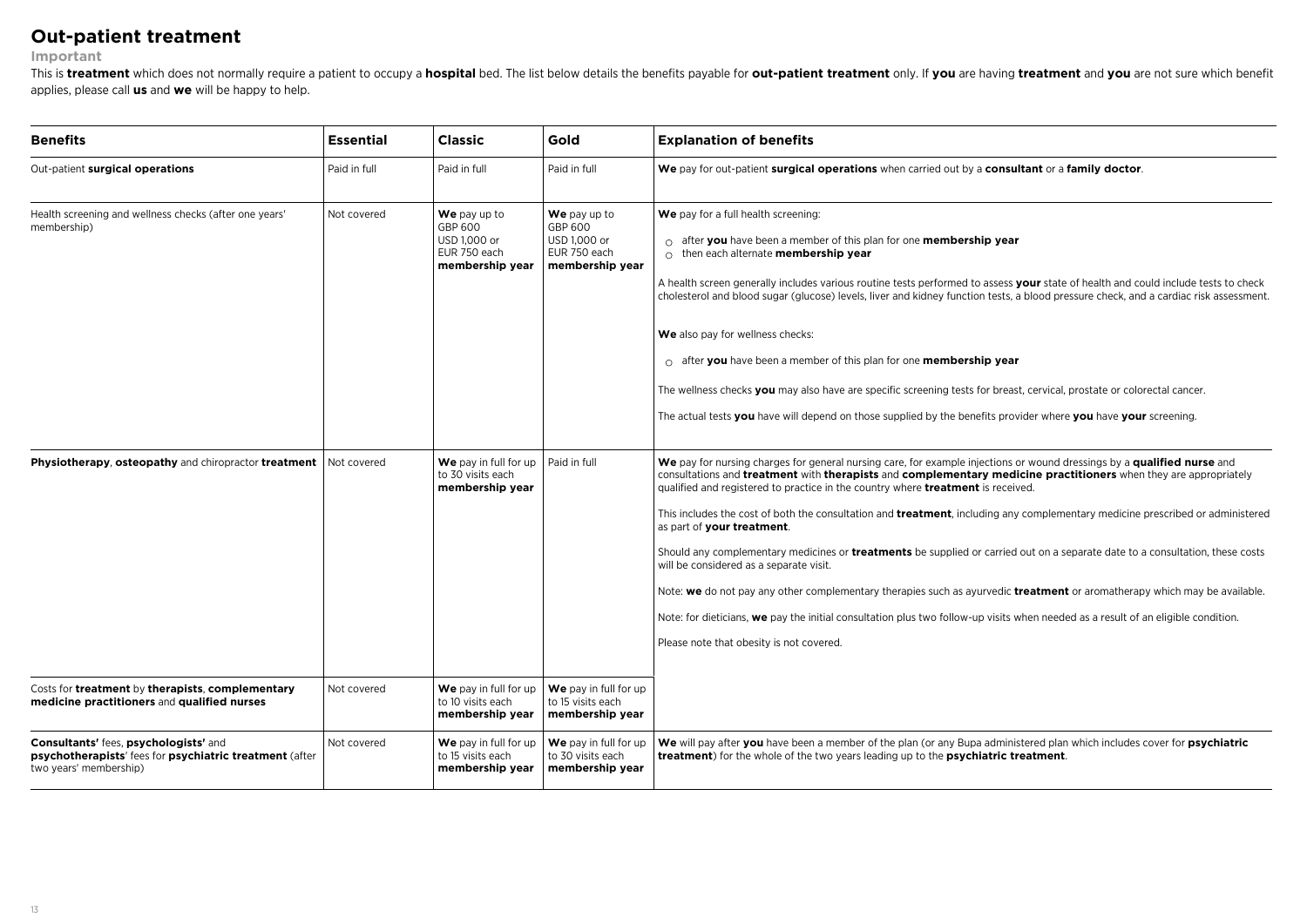# Out-patient treatment

**Important**

This is **treatment** which does not normally require a patient to occupy a **hospital** bed. The list below details the benefits payable for **out-patient treatment** only. If **you** are having **treatment** and **you** are not sure which benefit applies, please call **us** and **we** will be happy to help.

| Benefits | Essential | Classic | Gold | Explanation of benefits |
|---|---|---|---|---|
| Out-patient **surgical operations** | Paid in full | Paid in full | Paid in full | **We** pay for out-patient **surgical operations** when carried out by a **consultant** or a **family doctor**. |
| Health screening and wellness checks (after one years' membership) | Not covered | **We** pay up to GBP 600 USD 1,000 or EUR 750 each **membership year** | **We** pay up to GBP 600 USD 1,000 or EUR 750 each **membership year** | **We** pay for a full health screening:<br>○ after **you** have been a member of this plan for one **membership year**<br>○ then each alternate **membership year**<br><br>A health screen generally includes various routine tests performed to assess **your** state of health and could include tests to check cholesterol and blood sugar (glucose) levels, liver and kidney function tests, a blood pressure check, and a cardiac risk assessment.<br><br>**We** also pay for wellness checks:<br>○ after **you** have been a member of this plan for one **membership year**<br><br>The wellness checks **you** may also have are specific screening tests for breast, cervical, prostate or colorectal cancer.<br><br>The actual tests **you** have will depend on those supplied by the benefits provider where **you** have **your** screening. |
| **Physiotherapy**, **osteopathy** and chiropractor **treatment** | Not covered | **We** pay in full for up to 30 visits each **membership year** | Paid in full | **We** pay for nursing charges for general nursing care, for example injections or wound dressings by a **qualified nurse** and consultations and **treatment** with **therapists** and **complementary medicine practitioners** when they are appropriately qualified and registered to practice in the country where **treatment** is received.<br><br>This includes the cost of both the consultation and **treatment**, including any complementary medicine prescribed or administered as part of **your treatment**.<br><br>Should any complementary medicines or **treatments** be supplied or carried out on a separate date to a consultation, these costs will be considered as a separate visit.<br><br>Note: **we** do not pay any other complementary therapies such as ayurvedic **treatment** or aromatherapy which may be available.<br><br>Note: for dieticians, **we** pay the initial consultation plus two follow-up visits when needed as a result of an eligible condition.<br><br>Please note that obesity is not covered. |
| Costs for **treatment** by **therapists**, **complementary medicine practitioners** and **qualified nurses** | Not covered | **We** pay in full for up to 10 visits each **membership year** | **We** pay in full for up to 15 visits each **membership year** | |
| **Consultants'** fees, **psychologists'** and **psychotherapists**' fees for **psychiatric treatment** (after two years' membership) | Not covered | **We** pay in full for up to 15 visits each **membership year** | **We** pay in full for up to 30 visits each **membership year** | **We** will pay after **you** have been a member of the plan (or any Bupa administered plan which includes cover for **psychiatric treatment**) for the whole of the two years leading up to the **psychiatric treatment**. |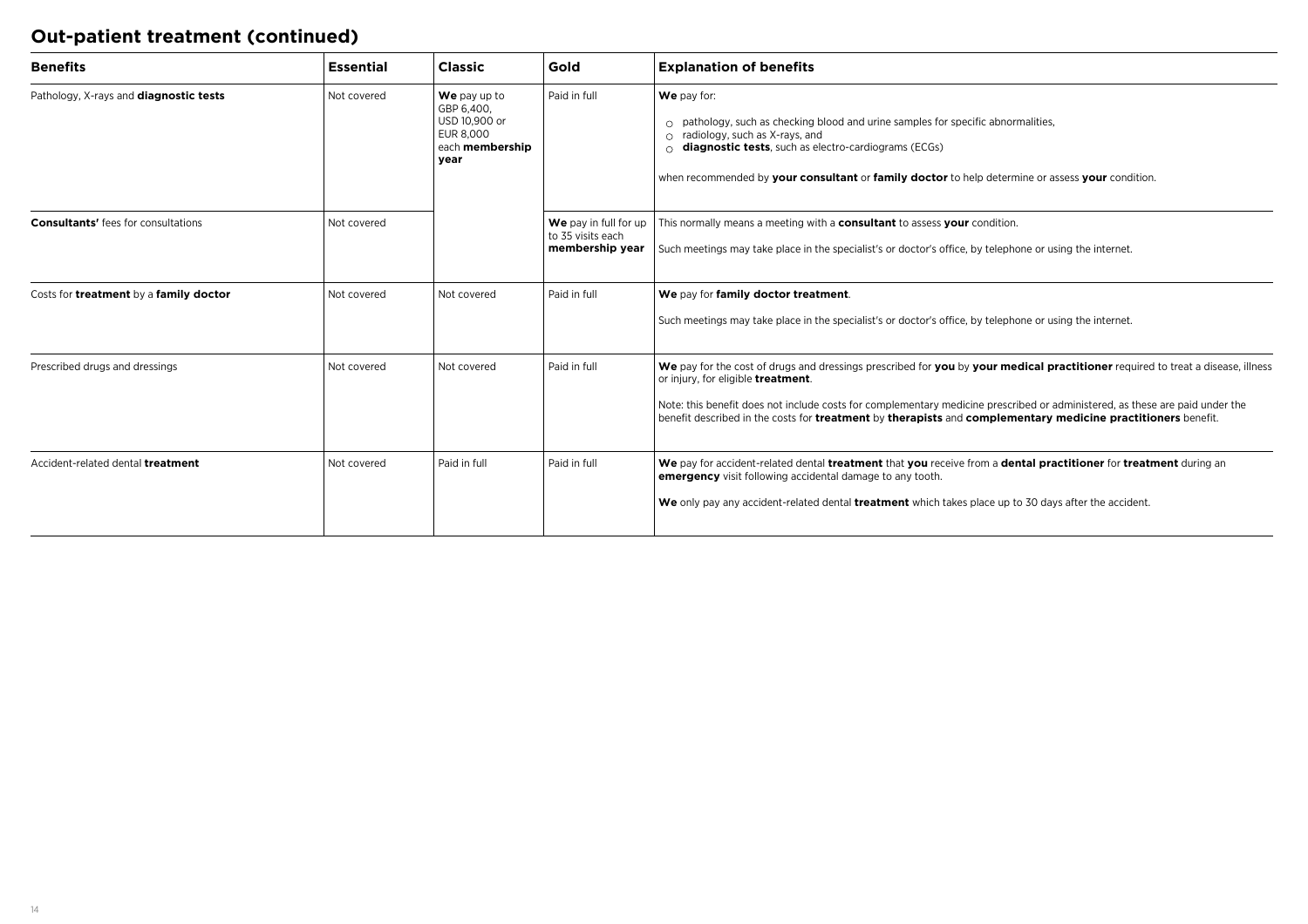## Out-patient treatment (continued)

| Benefits | Essential | Classic | Gold | Explanation of benefits |
| --- | --- | --- | --- | --- |
| Pathology, X-rays and **diagnostic tests** | Not covered | **We** pay up to GBP 6,400, USD 10,900 or EUR 8,000 each **membership year** | Paid in full | **We** pay for:<br>○ pathology, such as checking blood and urine samples for specific abnormalities,<br>○ radiology, such as X-rays, and<br>○ **diagnostic tests**, such as electro-cardiograms (ECGs)<br><br>when recommended by **your consultant** or **family doctor** to help determine or assess **your** condition. |
| **Consultants'** fees for consultations | Not covered | | **We** pay in full for up to 35 visits each **membership year** | This normally means a meeting with a **consultant** to assess **your** condition.<br><br>Such meetings may take place in the specialist's or doctor's office, by telephone or using the internet. |
| Costs for **treatment** by a **family doctor** | Not covered | Not covered | Paid in full | **We** pay for **family doctor treatment**.<br><br>Such meetings may take place in the specialist's or doctor's office, by telephone or using the internet. |
| Prescribed drugs and dressings | Not covered | Not covered | Paid in full | **We** pay for the cost of drugs and dressings prescribed for **you** by **your medical practitioner** required to treat a disease, illness or injury, for eligible **treatment**.<br><br>Note: this benefit does not include costs for complementary medicine prescribed or administered, as these are paid under the benefit described in the costs for **treatment** by **therapists** and **complementary medicine practitioners** benefit. |
| Accident-related dental **treatment** | Not covered | Paid in full | Paid in full | **We** pay for accident-related dental **treatment** that **you** receive from a **dental practitioner** for **treatment** during an **emergency** visit following accidental damage to any tooth.<br><br>**We** only pay any accident-related dental **treatment** which takes place up to 30 days after the accident. |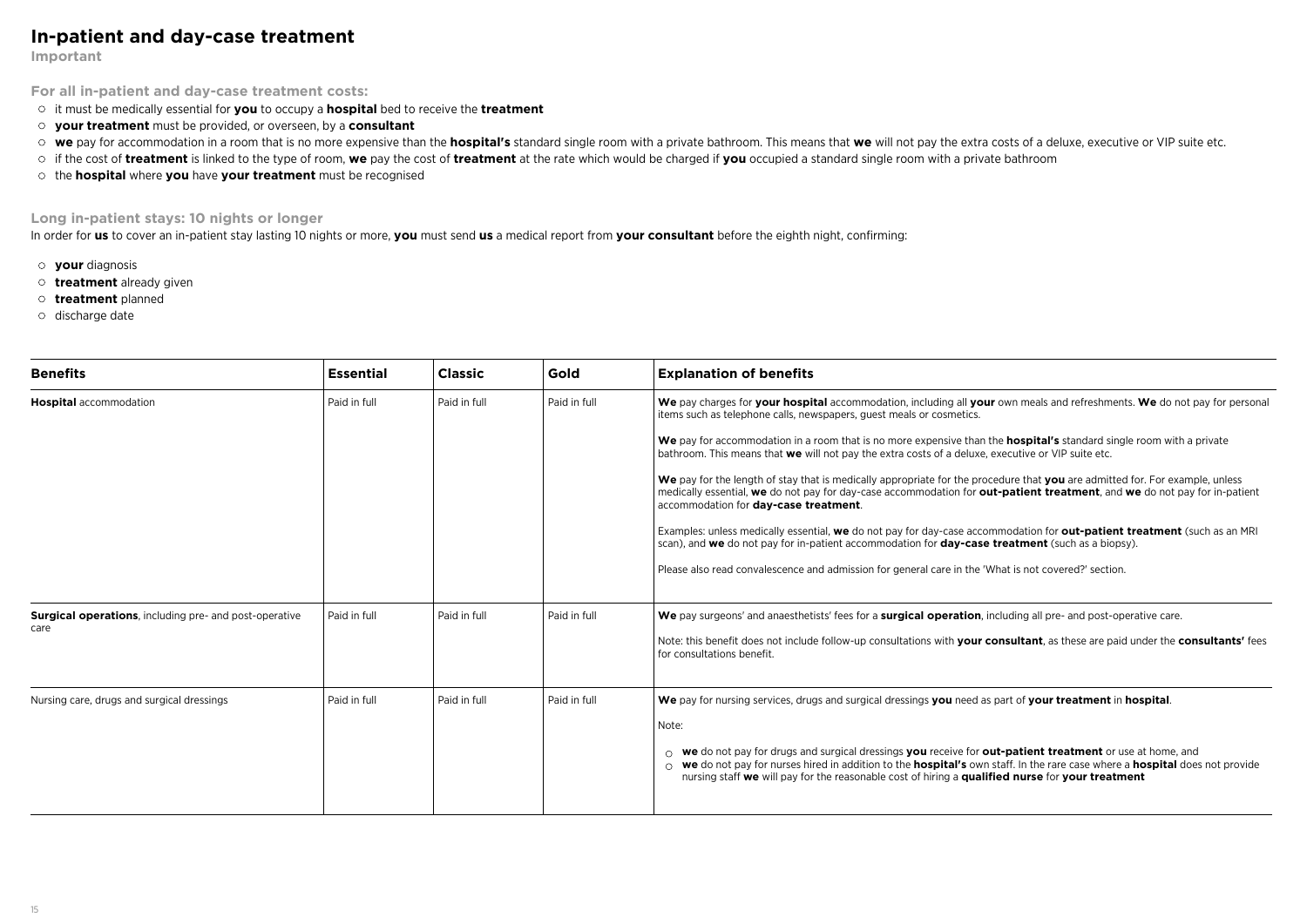# In-patient and day-case treatment

**Important**

### For all in-patient and day-case treatment costs:

- it must be medically essential for **you** to occupy a **hospital** bed to receive the **treatment**
- **your treatment** must be provided, or overseen, by a **consultant**
- **we** pay for accommodation in a room that is no more expensive than the **hospital's** standard single room with a private bathroom. This means that **we** will not pay the extra costs of a deluxe, executive or VIP suite etc.
- if the cost of **treatment** is linked to the type of room, **we** pay the cost of **treatment** at the rate which would be charged if **you** occupied a standard single room with a private bathroom
- the **hospital** where **you** have **your treatment** must be recognised

### Long in-patient stays: 10 nights or longer

In order for **us** to cover an in-patient stay lasting 10 nights or more, **you** must send **us** a medical report from **your consultant** before the eighth night, confirming:

- **your** diagnosis
- **treatment** already given
- **treatment** planned
- discharge date

| Benefits | Essential | Classic | Gold | Explanation of benefits |
|---|---|---|---|---|
| **Hospital** accommodation | Paid in full | Paid in full | Paid in full | **We** pay charges for **your hospital** accommodation, including all **your** own meals and refreshments. **We** do not pay for personal items such as telephone calls, newspapers, guest meals or cosmetics.<br><br>**We** pay for accommodation in a room that is no more expensive than the **hospital's** standard single room with a private bathroom. This means that **we** will not pay the extra costs of a deluxe, executive or VIP suite etc.<br><br>**We** pay for the length of stay that is medically appropriate for the procedure that **you** are admitted for. For example, unless medically essential, **we** do not pay for day-case accommodation for **out-patient treatment**, and **we** do not pay for in-patient accommodation for **day-case treatment**.<br><br>Examples: unless medically essential, **we** do not pay for day-case accommodation for **out-patient treatment** (such as an MRI scan), and **we** do not pay for in-patient accommodation for **day-case treatment** (such as a biopsy).<br><br>Please also read convalescence and admission for general care in the 'What is not covered?' section. |
| **Surgical operations**, including pre- and post-operative care | Paid in full | Paid in full | Paid in full | **We** pay surgeons' and anaesthetists' fees for a **surgical operation**, including all pre- and post-operative care.<br><br>Note: this benefit does not include follow-up consultations with **your consultant**, as these are paid under the **consultants'** fees for consultations benefit. |
| Nursing care, drugs and surgical dressings | Paid in full | Paid in full | Paid in full | **We** pay for nursing services, drugs and surgical dressings **you** need as part of **your treatment** in **hospital**.<br><br>Note:<br><br>○ **we** do not pay for drugs and surgical dressings **you** receive for **out-patient treatment** or use at home, and<br>○ **we** do not pay for nurses hired in addition to the **hospital's** own staff. In the rare case where a **hospital** does not provide nursing staff **we** will pay for the reasonable cost of hiring a **qualified nurse** for **your treatment** |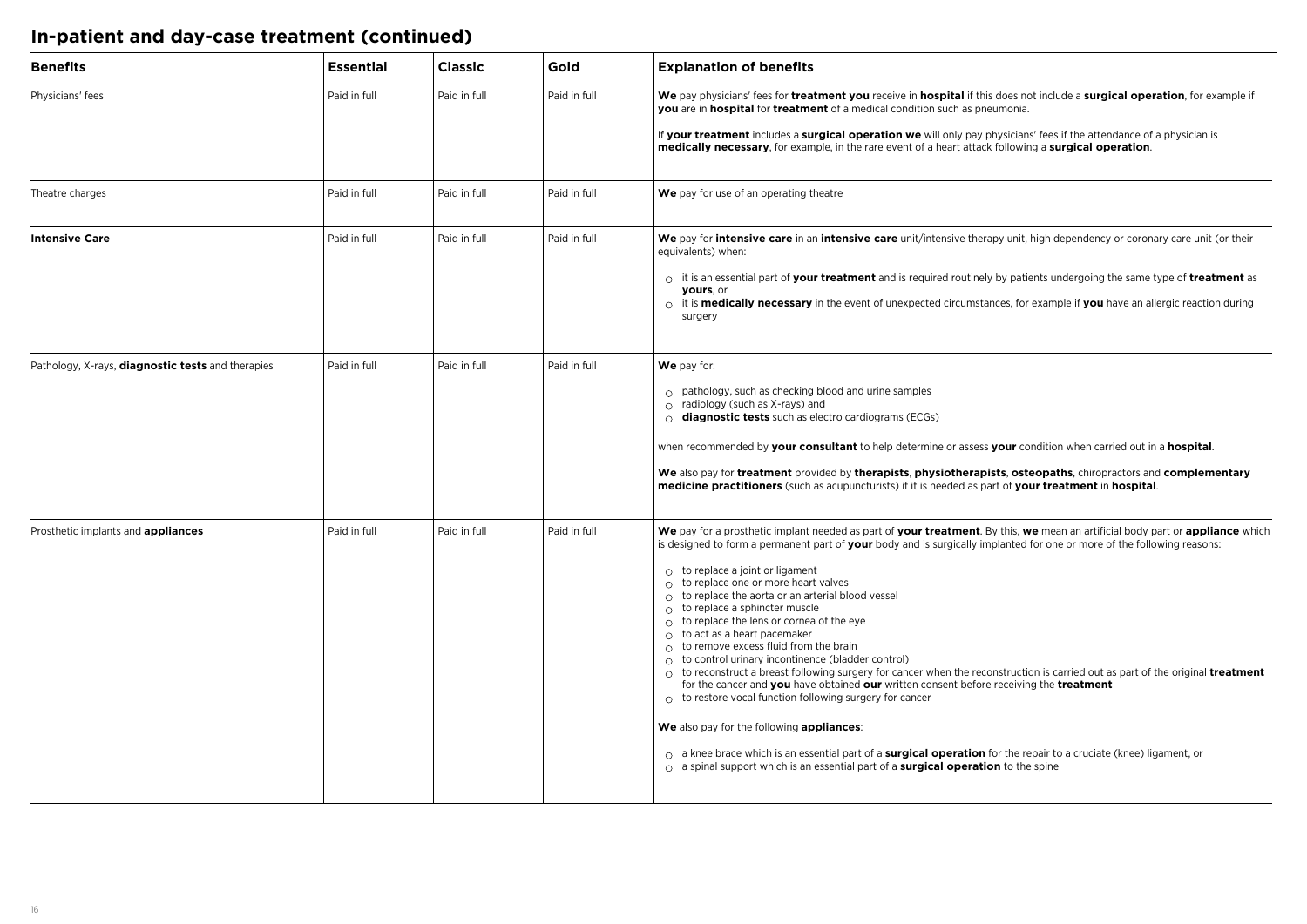# In-patient and day-case treatment (continued)

| **Benefits** | **Essential** | **Classic** | **Gold** | **Explanation of benefits** |
|---|---|---|---|---|
| Physicians' fees | Paid in full | Paid in full | Paid in full | **We** pay physicians' fees for **treatment you** receive in **hospital** if this does not include a **surgical operation**, for example if **you** are in **hospital** for **treatment** of a medical condition such as pneumonia.<br><br>If **your treatment** includes a **surgical operation we** will only pay physicians' fees if the attendance of a physician is **medically necessary**, for example, in the rare event of a heart attack following a **surgical operation**. |
| Theatre charges | Paid in full | Paid in full | Paid in full | **We** pay for use of an operating theatre |
| **Intensive Care** | Paid in full | Paid in full | Paid in full | **We** pay for **intensive care** in an **intensive care** unit/intensive therapy unit, high dependency or coronary care unit (or their equivalents) when:<br><br>○ it is an essential part of **your treatment** and is required routinely by patients undergoing the same type of **treatment** as **yours**, or<br>○ it is **medically necessary** in the event of unexpected circumstances, for example if **you** have an allergic reaction during surgery |
| Pathology, X-rays, **diagnostic tests** and therapies | Paid in full | Paid in full | Paid in full | **We** pay for:<br><br>○ pathology, such as checking blood and urine samples<br>○ radiology (such as X-rays) and<br>○ **diagnostic tests** such as electro cardiograms (ECGs)<br><br>when recommended by **your consultant** to help determine or assess **your** condition when carried out in a **hospital**.<br><br>**We** also pay for **treatment** provided by **therapists**, **physiotherapists**, **osteopaths**, chiropractors and **complementary medicine practitioners** (such as acupuncturists) if it is needed as part of **your treatment** in **hospital**. |
| Prosthetic implants and **appliances** | Paid in full | Paid in full | Paid in full | **We** pay for a prosthetic implant needed as part of **your treatment**. By this, **we** mean an artificial body part or **appliance** which is designed to form a permanent part of **your** body and is surgically implanted for one or more of the following reasons:<br><br>○ to replace a joint or ligament<br>○ to replace one or more heart valves<br>○ to replace the aorta or an arterial blood vessel<br>○ to replace a sphincter muscle<br>○ to replace the lens or cornea of the eye<br>○ to act as a heart pacemaker<br>○ to remove excess fluid from the brain<br>○ to control urinary incontinence (bladder control)<br>○ to reconstruct a breast following surgery for cancer when the reconstruction is carried out as part of the original **treatment** for the cancer and **you** have obtained **our** written consent before receiving the **treatment**<br>○ to restore vocal function following surgery for cancer<br><br>**We** also pay for the following **appliances**:<br><br>○ a knee brace which is an essential part of a **surgical operation** for the repair to a cruciate (knee) ligament, or<br>○ a spinal support which is an essential part of a **surgical operation** to the spine |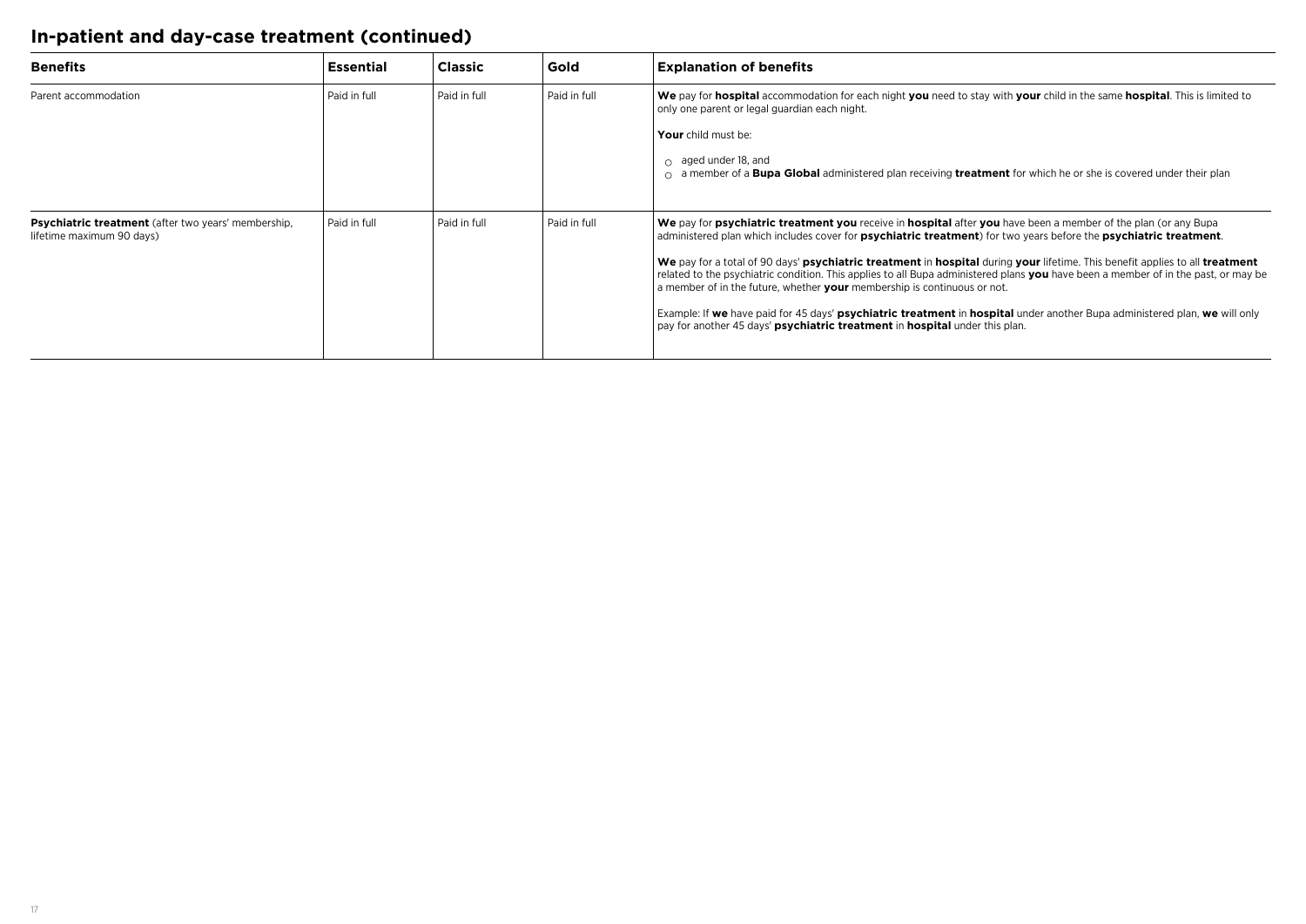# In-patient and day-case treatment (continued)

| Benefits | Essential | Classic | Gold | Explanation of benefits |
|---|---|---|---|---|
| Parent accommodation | Paid in full | Paid in full | Paid in full | **We** pay for **hospital** accommodation for each night **you** need to stay with **your** child in the same **hospital**. This is limited to only one parent or legal guardian each night.<br><br>**Your** child must be:<br><br>○ aged under 18, and<br>○ a member of a **Bupa Global** administered plan receiving **treatment** for which he or she is covered under their plan |
| **Psychiatric treatment** (after two years' membership, lifetime maximum 90 days) | Paid in full | Paid in full | Paid in full | **We** pay for **psychiatric treatment you** receive in **hospital** after **you** have been a member of the plan (or any Bupa administered plan which includes cover for **psychiatric treatment**) for two years before the **psychiatric treatment**.<br><br>**We** pay for a total of 90 days' **psychiatric treatment** in **hospital** during **your** lifetime. This benefit applies to all **treatment** related to the psychiatric condition. This applies to all Bupa administered plans **you** have been a member of in the past, or may be a member of in the future, whether **your** membership is continuous or not.<br><br>Example: If **we** have paid for 45 days' **psychiatric treatment** in **hospital** under another Bupa administered plan, **we** will only pay for another 45 days' **psychiatric treatment** in **hospital** under this plan. |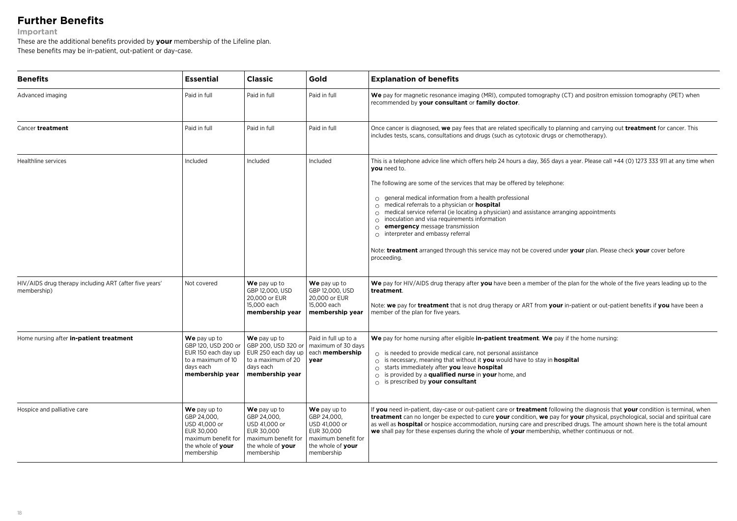# Further Benefits

**Important**

These are the additional benefits provided by **your** membership of the Lifeline plan.
These benefits may be in-patient, out-patient or day-case.

| Benefits | Essential | Classic | Gold | Explanation of benefits |
|---|---|---|---|---|
| Advanced imaging | Paid in full | Paid in full | Paid in full | **We** pay for magnetic resonance imaging (MRI), computed tomography (CT) and positron emission tomography (PET) when recommended by **your consultant** or **family doctor**. |
| Cancer **treatment** | Paid in full | Paid in full | Paid in full | Once cancer is diagnosed, **we** pay fees that are related specifically to planning and carrying out **treatment** for cancer. This includes tests, scans, consultations and drugs (such as cytotoxic drugs or chemotherapy). |
| Healthline services | Included | Included | Included | This is a telephone advice line which offers help 24 hours a day, 365 days a year. Please call +44 (0) 1273 333 911 at any time when **you** need to.<br><br>The following are some of the services that may be offered by telephone:<br><br>○ general medical information from a health professional<br>○ medical referrals to a physician or **hospital**<br>○ medical service referral (ie locating a physician) and assistance arranging appointments<br>○ inoculation and visa requirements information<br>○ **emergency** message transmission<br>○ interpreter and embassy referral<br><br>Note: **treatment** arranged through this service may not be covered under **your** plan. Please check **your** cover before proceeding. |
| HIV/AIDS drug therapy including ART (after five years' membership) | Not covered | **We** pay up to GBP 12,000, USD 20,000 or EUR 15,000 each **membership year** | **We** pay up to GBP 12,000, USD 20,000 or EUR 15,000 each **membership year** | **We** pay for HIV/AIDS drug therapy after **you** have been a member of the plan for the whole of the five years leading up to the **treatment**.<br><br>Note: **we** pay for **treatment** that is not drug therapy or ART from **your** in-patient or out-patient benefits if **you** have been a member of the plan for five years. |
| Home nursing after **in-patient treatment** | **We** pay up to GBP 120, USD 200 or EUR 150 each day up to a maximum of 10 days each **membership year** | **We** pay up to GBP 200, USD 320 or EUR 250 each day up to a maximum of 20 days each **membership year** | Paid in full up to a maximum of 30 days each **membership year** | **We** pay for home nursing after eligible **in-patient treatment**. **We** pay if the home nursing:<br><br>○ is needed to provide medical care, not personal assistance<br>○ is necessary, meaning that without it **you** would have to stay in **hospital**<br>○ starts immediately after **you** leave **hospital**<br>○ is provided by a **qualified nurse** in **your** home, and<br>○ is prescribed by **your consultant** |
| Hospice and palliative care | **We** pay up to GBP 24,000, USD 41,000 or EUR 30,000 maximum benefit for the whole of **your** membership | **We** pay up to GBP 24,000, USD 41,000 or EUR 30,000 maximum benefit for the whole of **your** membership | **We** pay up to GBP 24,000, USD 41,000 or EUR 30,000 maximum benefit for the whole of **your** membership | If **you** need in-patient, day-case or out-patient care or **treatment** following the diagnosis that **your** condition is terminal, when **treatment** can no longer be expected to cure **your** condition, **we** pay for **your** physical, psychological, social and spiritual care as well as **hospital** or hospice accommodation, nursing care and prescribed drugs. The amount shown here is the total amount **we** shall pay for these expenses during the whole of **your** membership, whether continuous or not. |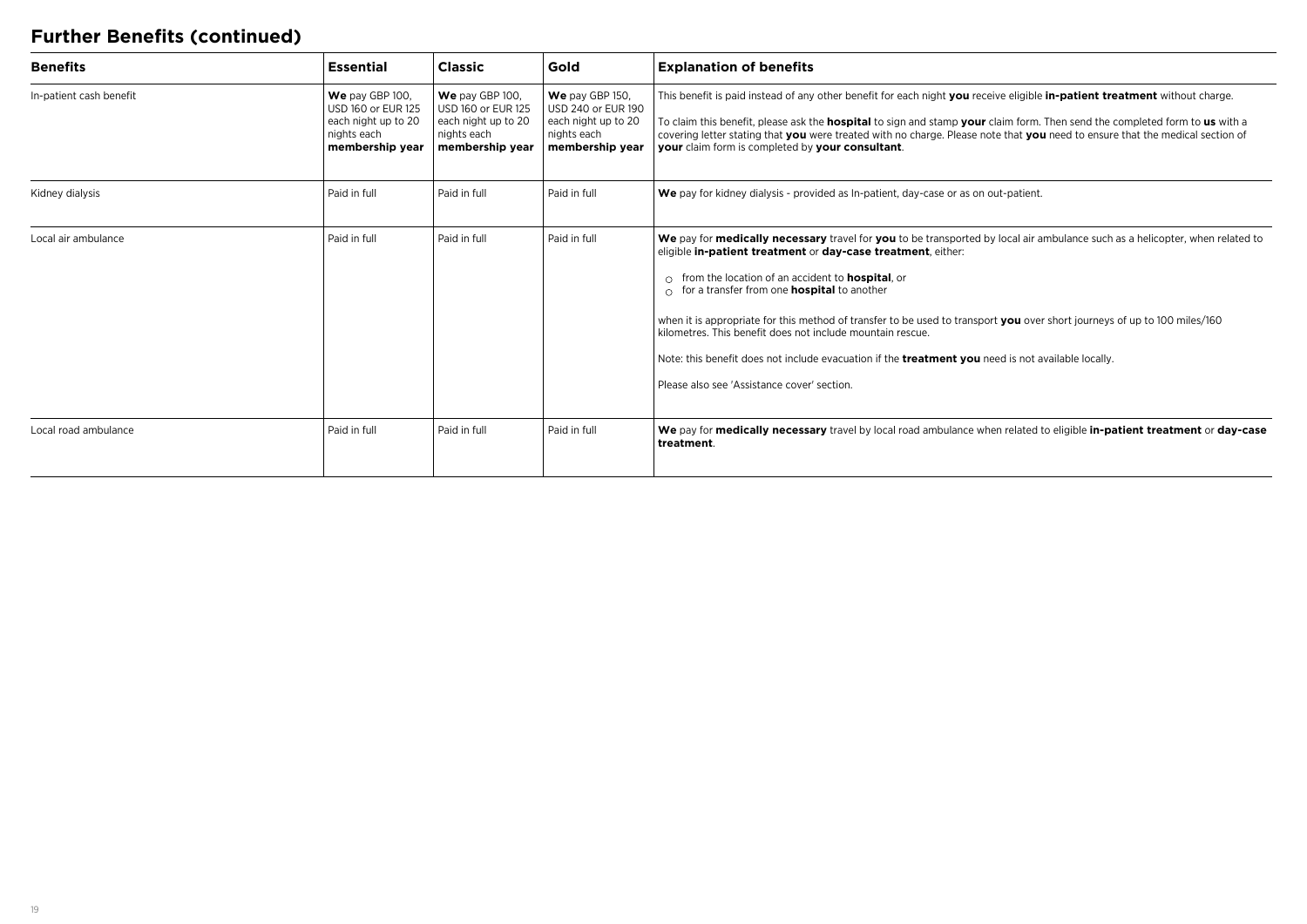## Further Benefits (continued)

| **Benefits** | **Essential** | **Classic** | **Gold** | **Explanation of benefits** |
| --- | --- | --- | --- | --- |
| In-patient cash benefit | **We** pay GBP 100, USD 160 or EUR 125 each night up to 20 nights each **membership year** | **We** pay GBP 100, USD 160 or EUR 125 each night up to 20 nights each **membership year** | **We** pay GBP 150, USD 240 or EUR 190 each night up to 20 nights each **membership year** | This benefit is paid instead of any other benefit for each night **you** receive eligible **in-patient treatment** without charge.<br><br>To claim this benefit, please ask the **hospital** to sign and stamp **your** claim form. Then send the completed form to **us** with a covering letter stating that **you** were treated with no charge. Please note that **you** need to ensure that the medical section of **your** claim form is completed by **your consultant**. |
| Kidney dialysis | Paid in full | Paid in full | Paid in full | **We** pay for kidney dialysis - provided as In-patient, day-case or as on out-patient. |
| Local air ambulance | Paid in full | Paid in full | Paid in full | **We** pay for **medically necessary** travel for **you** to be transported by local air ambulance such as a helicopter, when related to eligible **in-patient treatment** or **day-case treatment**, either:<br><br>○ from the location of an accident to **hospital**, or<br>○ for a transfer from one **hospital** to another<br><br>when it is appropriate for this method of transfer to be used to transport **you** over short journeys of up to 100 miles/160 kilometres. This benefit does not include mountain rescue.<br><br>Note: this benefit does not include evacuation if the **treatment you** need is not available locally.<br><br>Please also see 'Assistance cover' section. |
| Local road ambulance | Paid in full | Paid in full | Paid in full | **We** pay for **medically necessary** travel by local road ambulance when related to eligible **in-patient treatment** or **day-case treatment**. |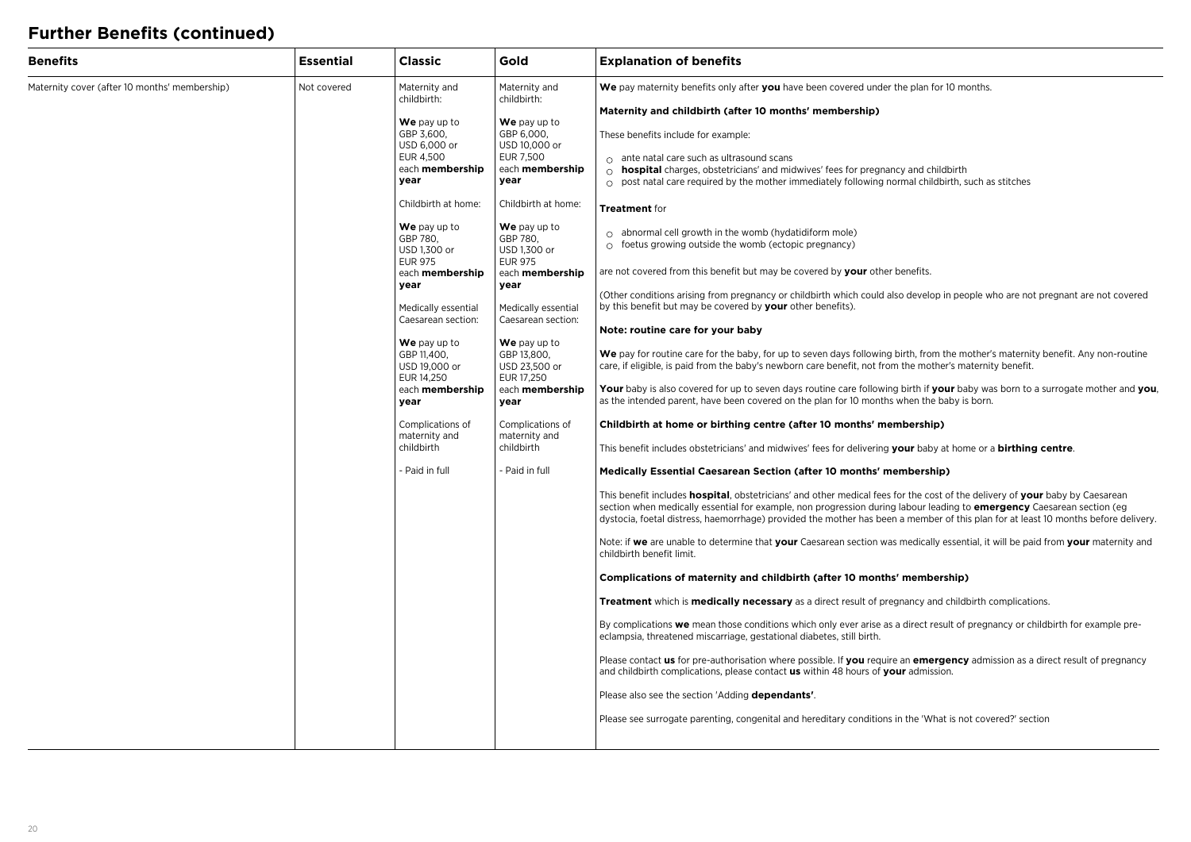## Further Benefits (continued)

| Benefits | Essential | Classic | Gold | Explanation of benefits |
|---|---|---|---|---|
| Maternity cover (after 10 months' membership) | Not covered | Maternity and childbirth:<br><br>**We** pay up to GBP 3,600, USD 6,000 or EUR 4,500 each **membership year**<br><br>Childbirth at home:<br><br>**We** pay up to GBP 780, USD 1,300 or EUR 975 each **membership year**<br><br>Medically essential Caesarean section:<br><br>**We** pay up to GBP 11,400, USD 19,000 or EUR 14,250 each **membership year**<br><br>Complications of maternity and childbirth<br><br>- Paid in full | Maternity and childbirth:<br><br>**We** pay up to GBP 6,000, USD 10,000 or EUR 7,500 each **membership year**<br><br>Childbirth at home:<br><br>**We** pay up to GBP 780, USD 1,300 or EUR 975 each **membership year**<br><br>Medically essential Caesarean section:<br><br>**We** pay up to GBP 13,800, USD 23,500 or EUR 17,250 each **membership year**<br><br>Complications of maternity and childbirth<br><br>- Paid in full | **We** pay maternity benefits only after **you** have been covered under the plan for 10 months.<br><br>**Maternity and childbirth (after 10 months' membership)**<br><br>These benefits include for example:<br><br>○ ante natal care such as ultrasound scans<br>○ **hospital** charges, obstetricians' and midwives' fees for pregnancy and childbirth<br>○ post natal care required by the mother immediately following normal childbirth, such as stitches<br><br>**Treatment** for<br><br>○ abnormal cell growth in the womb (hydatidiform mole)<br>○ foetus growing outside the womb (ectopic pregnancy)<br><br>are not covered from this benefit but may be covered by **your** other benefits.<br><br>(Other conditions arising from pregnancy or childbirth which could also develop in people who are not pregnant are not covered by this benefit but may be covered by **your** other benefits).<br><br>**Note: routine care for your baby**<br><br>**We** pay for routine care for the baby, for up to seven days following birth, from the mother's maternity benefit. Any non-routine care, if eligible, is paid from the baby's newborn care benefit, not from the mother's maternity benefit.<br><br>**Your** baby is also covered for up to seven days routine care following birth if **your** baby was born to a surrogate mother and **you**, as the intended parent, have been covered on the plan for 10 months when the baby is born.<br><br>**Childbirth at home or birthing centre (after 10 months' membership)**<br><br>This benefit includes obstetricians' and midwives' fees for delivering **your** baby at home or a **birthing centre**.<br><br>**Medically Essential Caesarean Section (after 10 months' membership)**<br><br>This benefit includes **hospital**, obstetricians' and other medical fees for the cost of the delivery of **your** baby by Caesarean section when medically essential for example, non progression during labour leading to **emergency** Caesarean section (eg dystocia, foetal distress, haemorrhage) provided the mother has been a member of this plan for at least 10 months before delivery.<br><br>Note: if **we** are unable to determine that **your** Caesarean section was medically essential, it will be paid from **your** maternity and childbirth benefit limit.<br><br>**Complications of maternity and childbirth (after 10 months' membership)**<br><br>**Treatment** which is **medically necessary** as a direct result of pregnancy and childbirth complications.<br><br>By complications **we** mean those conditions which only ever arise as a direct result of pregnancy or childbirth for example pre-eclampsia, threatened miscarriage, gestational diabetes, still birth.<br><br>Please contact **us** for pre-authorisation where possible. If **you** require an **emergency** admission as a direct result of pregnancy and childbirth complications, please contact **us** within 48 hours of **your** admission.<br><br>Please also see the section 'Adding **dependants**'.<br><br>Please see surrogate parenting, congenital and hereditary conditions in the 'What is not covered?' section |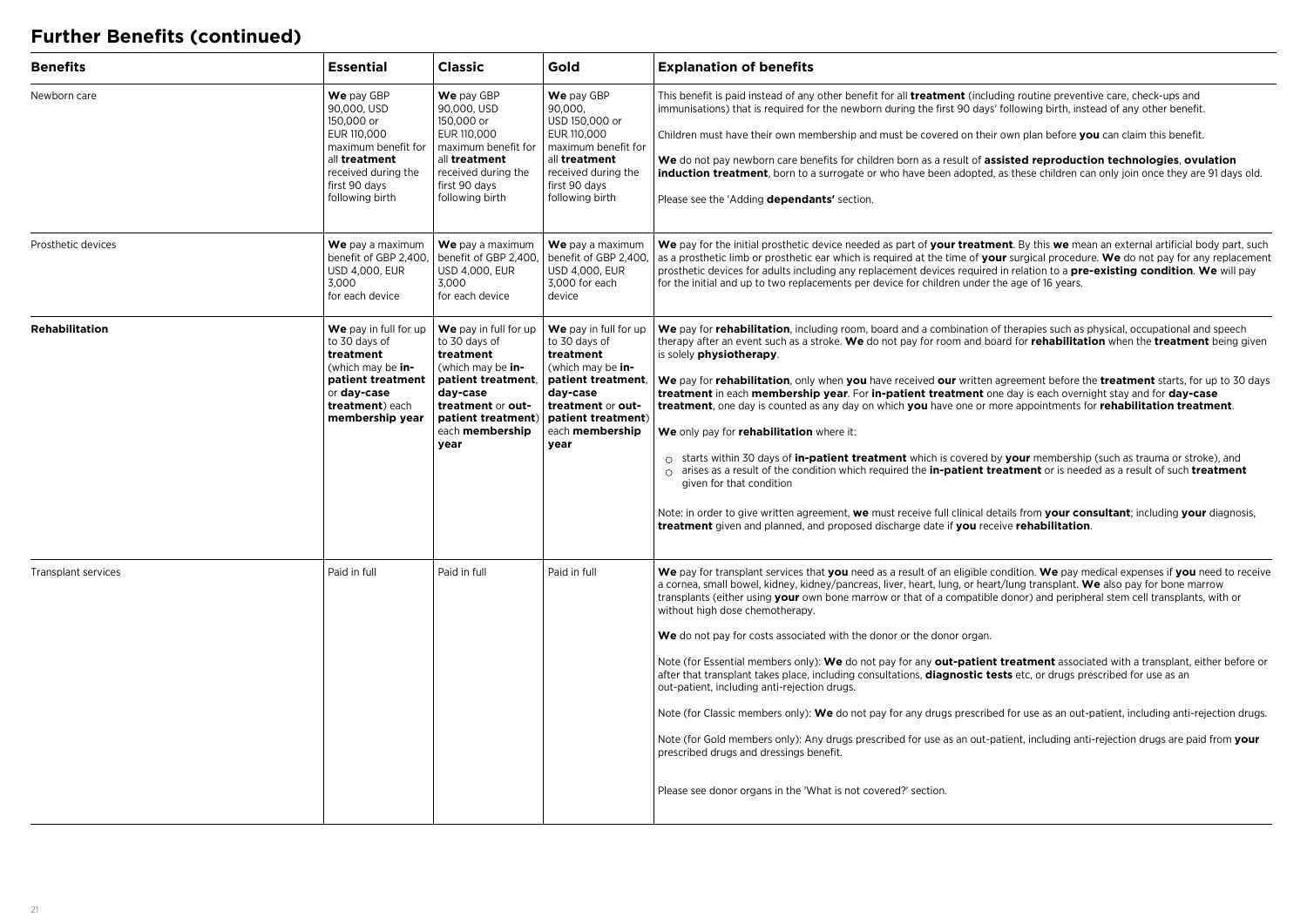# Further Benefits (continued)

| Benefits | Essential | Classic | Gold | Explanation of benefits |
|---|---|---|---|---|
| Newborn care | **We** pay GBP 90,000, USD 150,000 or EUR 110,000 maximum benefit for all **treatment** received during the first 90 days following birth | **We** pay GBP 90,000, USD 150,000 or EUR 110,000 maximum benefit for all **treatment** received during the first 90 days following birth | **We** pay GBP 90,000, USD 150,000 or EUR 110,000 maximum benefit for all **treatment** received during the first 90 days following birth | This benefit is paid instead of any other benefit for all **treatment** (including routine preventive care, check-ups and immunisations) that is required for the newborn during the first 90 days' following birth, instead of any other benefit.<br><br>Children must have their own membership and must be covered on their own plan before **you** can claim this benefit.<br><br>**We** do not pay newborn care benefits for children born as a result of **assisted reproduction technologies**, **ovulation induction treatment**, born to a surrogate or who have been adopted, as these children can only join once they are 91 days old.<br><br>Please see the 'Adding **dependants'** section. |
| Prosthetic devices | **We** pay a maximum benefit of GBP 2,400, USD 4,000, EUR 3,000 for each device | **We** pay a maximum benefit of GBP 2,400, USD 4,000, EUR 3,000 for each device | **We** pay a maximum benefit of GBP 2,400, USD 4,000, EUR 3,000 for each device | **We** pay for the initial prosthetic device needed as part of **your treatment**. By this **we** mean an external artificial body part, such as a prosthetic limb or prosthetic ear which is required at the time of **your** surgical procedure. **We** do not pay for any replacement prosthetic devices for adults including any replacement devices required in relation to a **pre-existing condition**. **We** will pay for the initial and up to two replacements per device for children under the age of 16 years. |
| **Rehabilitation** | **We** pay in full for up to 30 days of **treatment** (which may be **in-patient treatment** or **day-case treatment**) each **membership year** | **We** pay in full for up to 30 days of **treatment** (which may be **in-patient treatment**, **day-case treatment** or **out-patient treatment**) each **membership year** | **We** pay in full for up to 30 days of **treatment** (which may be **in-patient treatment**, **day-case treatment** or **out-patient treatment**) each **membership year** | **We** pay for **rehabilitation**, including room, board and a combination of therapies such as physical, occupational and speech therapy after an event such as a stroke. **We** do not pay for room and board for **rehabilitation** when the **treatment** being given is solely **physiotherapy**.<br><br>**We** pay for **rehabilitation**, only when **you** have received **our** written agreement before the **treatment** starts, for up to 30 days **treatment** in each **membership year**. For **in-patient treatment** one day is each overnight stay and for **day-case treatment**, one day is counted as any day on which **you** have one or more appointments for **rehabilitation treatment**.<br><br>**We** only pay for **rehabilitation** where it:<br><br>○ starts within 30 days of **in-patient treatment** which is covered by **your** membership (such as trauma or stroke), and<br>○ arises as a result of the condition which required the **in-patient treatment** or is needed as a result of such **treatment** given for that condition<br><br>Note: in order to give written agreement, **we** must receive full clinical details from **your consultant**; including **your** diagnosis, **treatment** given and planned, and proposed discharge date if **you** receive **rehabilitation**. |
| Transplant services | Paid in full | Paid in full | Paid in full | **We** pay for transplant services that **you** need as a result of an eligible condition. **We** pay medical expenses if **you** need to receive a cornea, small bowel, kidney, kidney/pancreas, liver, heart, lung, or heart/lung transplant. **We** also pay for bone marrow transplants (either using **your** own bone marrow or that of a compatible donor) and peripheral stem cell transplants, with or without high dose chemotherapy.<br><br>**We** do not pay for costs associated with the donor or the donor organ.<br><br>Note (for Essential members only): **We** do not pay for any **out-patient treatment** associated with a transplant, either before or after that transplant takes place, including consultations, **diagnostic tests** etc, or drugs prescribed for use as an out-patient, including anti-rejection drugs.<br><br>Note (for Classic members only): **We** do not pay for any drugs prescribed for use as an out-patient, including anti-rejection drugs.<br><br>Note (for Gold members only): Any drugs prescribed for use as an out-patient, including anti-rejection drugs are paid from **your** prescribed drugs and dressings benefit.<br><br>Please see donor organs in the 'What is not covered?' section. |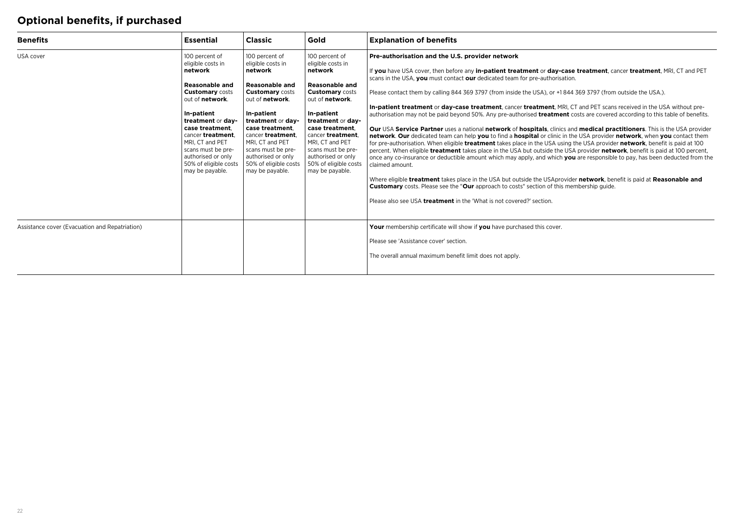# Optional benefits, if purchased

| Benefits | Essential | Classic | Gold | Explanation of benefits |
|---|---|---|---|---|
| USA cover | 100 percent of eligible costs in **network**<br><br>**Reasonable and Customary** costs out of **network**.<br><br>**In-patient treatment** or **day-case treatment**, cancer **treatment**, MRI, CT and PET scans must be pre-authorised or only 50% of eligible costs may be payable. | 100 percent of eligible costs in **network**<br><br>**Reasonable and Customary** costs out of **network**.<br><br>**In-patient treatment** or **day-case treatment**, cancer **treatment**, MRI, CT and PET scans must be pre-authorised or only 50% of eligible costs may be payable. | 100 percent of eligible costs in **network**<br><br>**Reasonable and Customary** costs out of **network**.<br><br>**In-patient treatment** or **day-case treatment**, cancer **treatment**, MRI, CT and PET scans must be pre-authorised or only 50% of eligible costs may be payable. | **Pre-authorisation and the U.S. provider network**<br><br>If **you** have USA cover, then before any **in-patient treatment** or **day-case treatment**, cancer **treatment**, MRI, CT and PET scans in the USA, **you** must contact **our** dedicated team for pre-authorisation.<br><br>Please contact them by calling 844 369 3797 (from inside the USA), or +1 844 369 3797 (from outside the USA.).<br><br>**In-patient treatment** or **day-case treatment**, cancer **treatment**, MRI, CT and PET scans received in the USA without pre-authorisation may not be paid beyond 50%. Any pre-authorised **treatment** costs are covered according to this table of benefits.<br><br>**Our** USA **Service Partner** uses a national **network** of **hospitals**, clinics and **medical practitioners**. This is the USA provider **network**. **Our** dedicated team can help **you** to find a **hospital** or clinic in the USA provider **network**, when **you** contact them for pre-authorisation. When eligible **treatment** takes place in the USA using the USA provider **network**, benefit is paid at 100 percent. When eligible **treatment** takes place in the USA but outside the USA provider **network**, benefit is paid at 100 percent, once any co-insurance or deductible amount which may apply, and which **you** are responsible to pay, has been deducted from the claimed amount.<br><br>Where eligible **treatment** takes place in the USA but outside the USAprovider **network**, benefit is paid at **Reasonable and Customary** costs. Please see the "**Our** approach to costs" section of this membership guide.<br><br>Please also see USA **treatment** in the 'What is not covered?' section. |
| Assistance cover (Evacuation and Repatriation) | | | | **Your** membership certificate will show if **you** have purchased this cover.<br><br>Please see 'Assistance cover' section.<br><br>The overall annual maximum benefit limit does not apply. |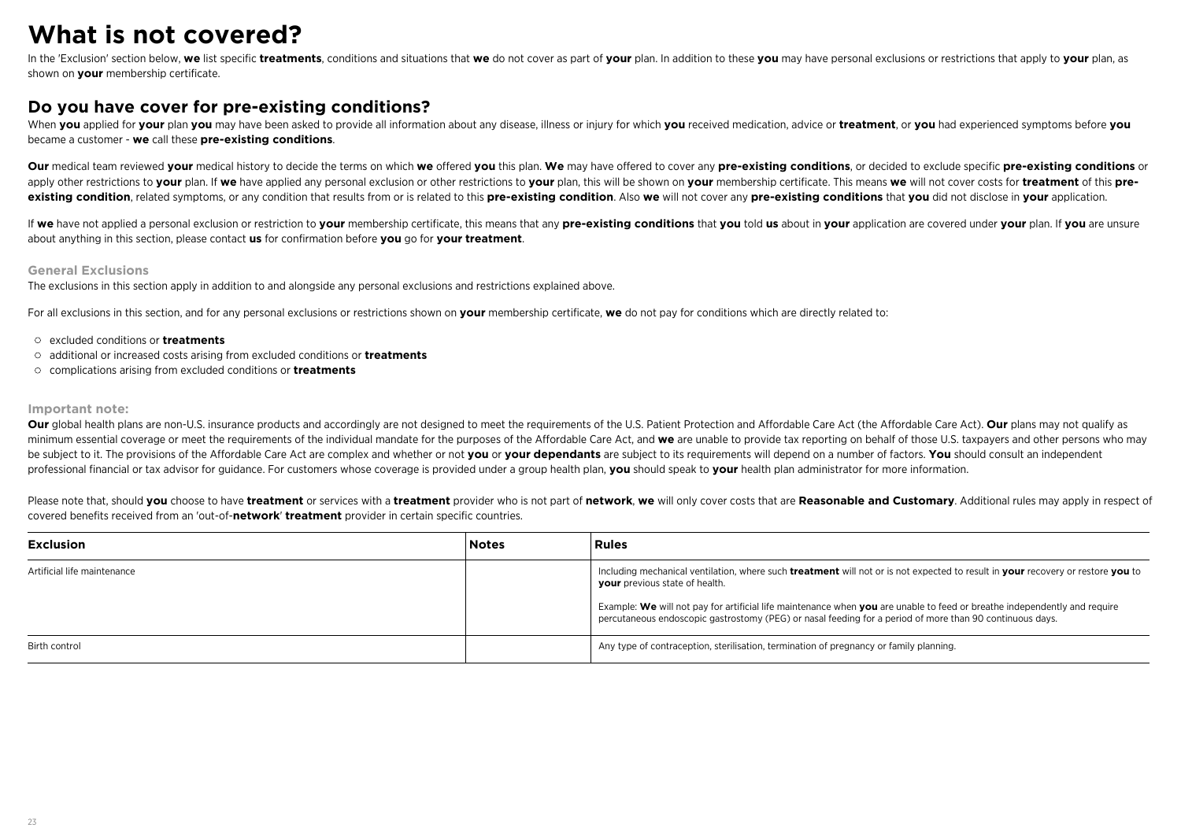# What is not covered?

In the 'Exclusion' section below, **we** list specific **treatments**, conditions and situations that **we** do not cover as part of **your** plan. In addition to these **you** may have personal exclusions or restrictions that apply to **your** plan, as shown on **your** membership certificate.

## Do you have cover for pre-existing conditions?

When **you** applied for **your** plan **you** may have been asked to provide all information about any disease, illness or injury for which **you** received medication, advice or **treatment**, or **you** had experienced symptoms before **you** became a customer - **we** call these **pre-existing conditions**.

**Our** medical team reviewed **your** medical history to decide the terms on which **we** offered **you** this plan. **We** may have offered to cover any **pre-existing conditions**, or decided to exclude specific **pre-existing conditions** or apply other restrictions to **your** plan. If **we** have applied any personal exclusion or other restrictions to **your** plan, this will be shown on **your** membership certificate. This means **we** will not cover costs for **treatment** of this **pre-existing condition**, related symptoms, or any condition that results from or is related to this **pre-existing condition**. Also **we** will not cover any **pre-existing conditions** that **you** did not disclose in **your** application.

If **we** have not applied a personal exclusion or restriction to **your** membership certificate, this means that any **pre-existing conditions** that **you** told **us** about in **your** application are covered under **your** plan. If **you** are unsure about anything in this section, please contact **us** for confirmation before **you** go for **your treatment**.

### General Exclusions

The exclusions in this section apply in addition to and alongside any personal exclusions and restrictions explained above.

For all exclusions in this section, and for any personal exclusions or restrictions shown on **your** membership certificate, **we** do not pay for conditions which are directly related to:

- excluded conditions or **treatments**
- additional or increased costs arising from excluded conditions or **treatments**
- complications arising from excluded conditions or **treatments**

### Important note:

**Our** global health plans are non-U.S. insurance products and accordingly are not designed to meet the requirements of the U.S. Patient Protection and Affordable Care Act (the Affordable Care Act). **Our** plans may not qualify as minimum essential coverage or meet the requirements of the individual mandate for the purposes of the Affordable Care Act, and **we** are unable to provide tax reporting on behalf of those U.S. taxpayers and other persons who may be subject to it. The provisions of the Affordable Care Act are complex and whether or not **you** or **your dependants** are subject to its requirements will depend on a number of factors. **You** should consult an independent professional financial or tax advisor for guidance. For customers whose coverage is provided under a group health plan, **you** should speak to **your** health plan administrator for more information.

Please note that, should **you** choose to have **treatment** or services with a **treatment** provider who is not part of **network**, **we** will only cover costs that are **Reasonable and Customary**. Additional rules may apply in respect of covered benefits received from an 'out-of-**network**' **treatment** provider in certain specific countries.

| Exclusion | Notes | Rules |
|---|---|---|
| Artificial life maintenance | | Including mechanical ventilation, where such **treatment** will not or is not expected to result in **your** recovery or restore **you** to **your** previous state of health.<br><br>Example: **We** will not pay for artificial life maintenance when **you** are unable to feed or breathe independently and require percutaneous endoscopic gastrostomy (PEG) or nasal feeding for a period of more than 90 continuous days. |
| Birth control | | Any type of contraception, sterilisation, termination of pregnancy or family planning. |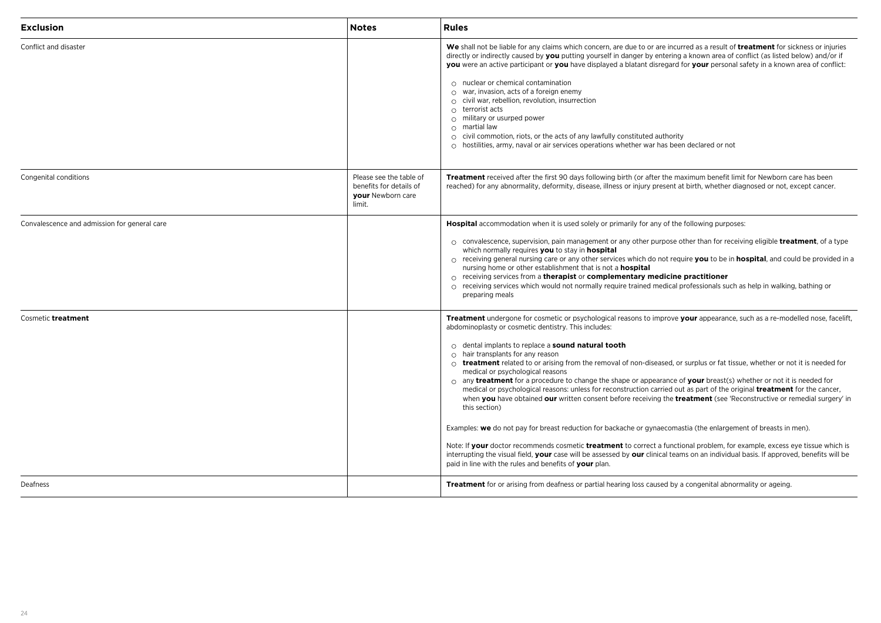| Exclusion | Notes | Rules |
| --- | --- | --- |
| Conflict and disaster | | **We** shall not be liable for any claims which concern, are due to or are incurred as a result of **treatment** for sickness or injuries directly or indirectly caused by **you** putting yourself in danger by entering a known area of conflict (as listed below) and/or if **you** were an active participant or **you** have displayed a blatant disregard for **your** personal safety in a known area of conflict:<br><br>○ nuclear or chemical contamination<br>○ war, invasion, acts of a foreign enemy<br>○ civil war, rebellion, revolution, insurrection<br>○ terrorist acts<br>○ military or usurped power<br>○ martial law<br>○ civil commotion, riots, or the acts of any lawfully constituted authority<br>○ hostilities, army, naval or air services operations whether war has been declared or not |
| Congenital conditions | Please see the table of benefits for details of **your** Newborn care limit. | **Treatment** received after the first 90 days following birth (or after the maximum benefit limit for Newborn care has been reached) for any abnormality, deformity, disease, illness or injury present at birth, whether diagnosed or not, except cancer. |
| Convalescence and admission for general care | | **Hospital** accommodation when it is used solely or primarily for any of the following purposes:<br><br>○ convalescence, supervision, pain management or any other purpose other than for receiving eligible **treatment**, of a type which normally requires **you** to stay in **hospital**<br>○ receiving general nursing care or any other services which do not require **you** to be in **hospital**, and could be provided in a nursing home or other establishment that is not a **hospital**<br>○ receiving services from a **therapist** or **complementary medicine practitioner**<br>○ receiving services which would not normally require trained medical professionals such as help in walking, bathing or preparing meals |
| Cosmetic **treatment** | | **Treatment** undergone for cosmetic or psychological reasons to improve **your** appearance, such as a re-modelled nose, facelift, abdominoplasty or cosmetic dentistry. This includes:<br><br>○ dental implants to replace a **sound natural tooth**<br>○ hair transplants for any reason<br>○ **treatment** related to or arising from the removal of non-diseased, or surplus or fat tissue, whether or not it is needed for medical or psychological reasons<br>○ any **treatment** for a procedure to change the shape or appearance of **your** breast(s) whether or not it is needed for medical or psychological reasons: unless for reconstruction carried out as part of the original **treatment** for the cancer, when **you** have obtained **our** written consent before receiving the **treatment** (see 'Reconstructive or remedial surgery' in this section)<br><br>Examples: **we** do not pay for breast reduction for backache or gynaecomastia (the enlargement of breasts in men).<br><br>Note: If **your** doctor recommends cosmetic **treatment** to correct a functional problem, for example, excess eye tissue which is interrupting the visual field, **your** case will be assessed by **our** clinical teams on an individual basis. If approved, benefits will be paid in line with the rules and benefits of **your** plan. |
| Deafness | | **Treatment** for or arising from deafness or partial hearing loss caused by a congenital abnormality or ageing. |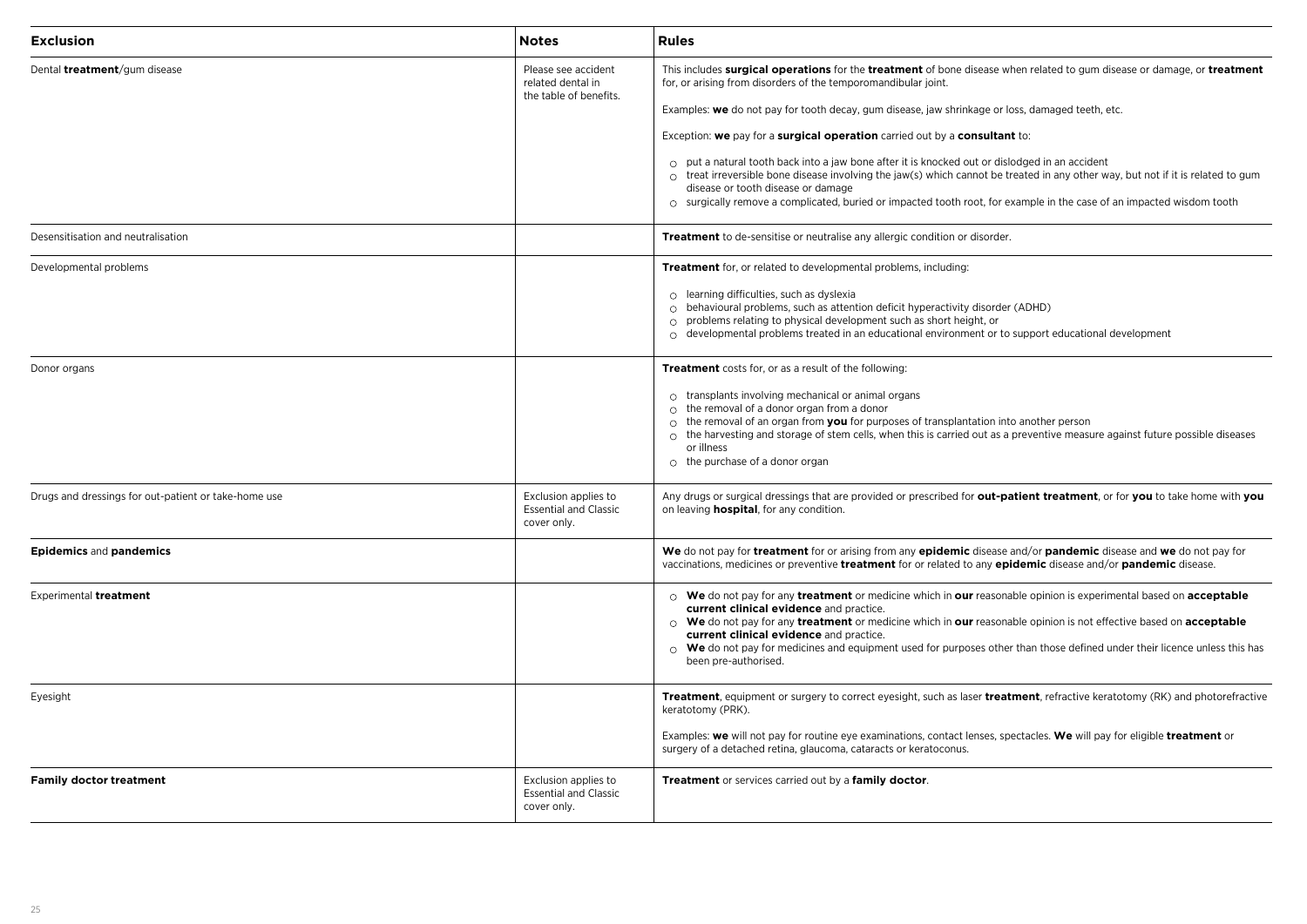| Exclusion | Notes | Rules |
| --- | --- | --- |
| Dental **treatment**/gum disease | Please see accident related dental in the table of benefits. | This includes **surgical operations** for the **treatment** of bone disease when related to gum disease or damage, or **treatment** for, or arising from disorders of the temporomandibular joint.<br><br>Examples: **we** do not pay for tooth decay, gum disease, jaw shrinkage or loss, damaged teeth, etc.<br><br>Exception: **we** pay for a **surgical operation** carried out by a **consultant** to:<br><br>○ put a natural tooth back into a jaw bone after it is knocked out or dislodged in an accident<br>○ treat irreversible bone disease involving the jaw(s) which cannot be treated in any other way, but not if it is related to gum disease or tooth disease or damage<br>○ surgically remove a complicated, buried or impacted tooth root, for example in the case of an impacted wisdom tooth |
| Desensitisation and neutralisation | | **Treatment** to de-sensitise or neutralise any allergic condition or disorder. |
| Developmental problems | | **Treatment** for, or related to developmental problems, including:<br><br>○ learning difficulties, such as dyslexia<br>○ behavioural problems, such as attention deficit hyperactivity disorder (ADHD)<br>○ problems relating to physical development such as short height, or<br>○ developmental problems treated in an educational environment or to support educational development |
| Donor organs | | **Treatment** costs for, or as a result of the following:<br><br>○ transplants involving mechanical or animal organs<br>○ the removal of a donor organ from a donor<br>○ the removal of an organ from **you** for purposes of transplantation into another person<br>○ the harvesting and storage of stem cells, when this is carried out as a preventive measure against future possible diseases or illness<br>○ the purchase of a donor organ |
| Drugs and dressings for out-patient or take-home use | Exclusion applies to Essential and Classic cover only. | Any drugs or surgical dressings that are provided or prescribed for **out-patient treatment**, or for **you** to take home with **you** on leaving **hospital**, for any condition. |
| **Epidemics** and **pandemics** | | **We** do not pay for **treatment** for or arising from any **epidemic** disease and/or **pandemic** disease and **we** do not pay for vaccinations, medicines or preventive **treatment** for or related to any **epidemic** disease and/or **pandemic** disease. |
| Experimental **treatment** | | ○ **We** do not pay for any **treatment** or medicine which in **our** reasonable opinion is experimental based on **acceptable current clinical evidence** and practice.<br>○ **We** do not pay for any **treatment** or medicine which in **our** reasonable opinion is not effective based on **acceptable current clinical evidence** and practice.<br>○ **We** do not pay for medicines and equipment used for purposes other than those defined under their licence unless this has been pre-authorised. |
| Eyesight | | **Treatment**, equipment or surgery to correct eyesight, such as laser **treatment**, refractive keratotomy (RK) and photorefractive keratotomy (PRK).<br><br>Examples: **we** will not pay for routine eye examinations, contact lenses, spectacles. **We** will pay for eligible **treatment** or surgery of a detached retina, glaucoma, cataracts or keratoconus. |
| **Family doctor treatment** | Exclusion applies to Essential and Classic cover only. | **Treatment** or services carried out by a **family doctor**. |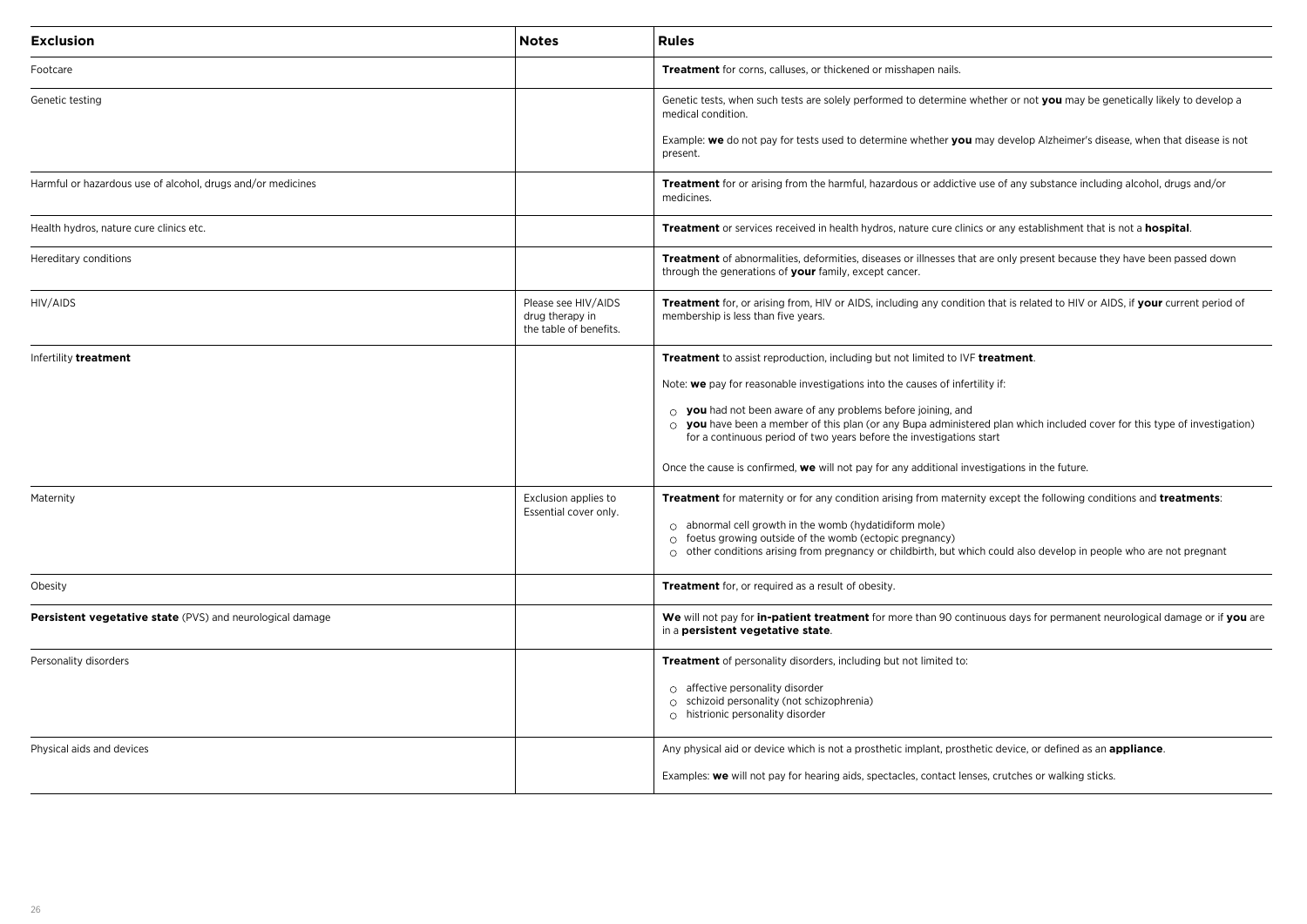| **Exclusion** | **Notes** | **Rules** |
|---|---|---|
| Footcare | | **Treatment** for corns, calluses, or thickened or misshapen nails. |
| Genetic testing | | Genetic tests, when such tests are solely performed to determine whether or not **you** may be genetically likely to develop a medical condition.<br><br>Example: **we** do not pay for tests used to determine whether **you** may develop Alzheimer's disease, when that disease is not present. |
| Harmful or hazardous use of alcohol, drugs and/or medicines | | **Treatment** for or arising from the harmful, hazardous or addictive use of any substance including alcohol, drugs and/or medicines. |
| Health hydros, nature cure clinics etc. | | **Treatment** or services received in health hydros, nature cure clinics or any establishment that is not a **hospital**. |
| Hereditary conditions | | **Treatment** of abnormalities, deformities, diseases or illnesses that are only present because they have been passed down through the generations of **your** family, except cancer. |
| HIV/AIDS | Please see HIV/AIDS drug therapy in the table of benefits. | **Treatment** for, or arising from, HIV or AIDS, including any condition that is related to HIV or AIDS, if **your** current period of membership is less than five years. |
| Infertility **treatment** | | **Treatment** to assist reproduction, including but not limited to IVF **treatment**.<br><br>Note: **we** pay for reasonable investigations into the causes of infertility if:<br><br>○ **you** had not been aware of any problems before joining, and<br>○ **you** have been a member of this plan (or any Bupa administered plan which included cover for this type of investigation) for a continuous period of two years before the investigations start<br><br>Once the cause is confirmed, **we** will not pay for any additional investigations in the future. |
| Maternity | Exclusion applies to Essential cover only. | **Treatment** for maternity or for any condition arising from maternity except the following conditions and **treatments**:<br><br>○ abnormal cell growth in the womb (hydatidiform mole)<br>○ foetus growing outside of the womb (ectopic pregnancy)<br>○ other conditions arising from pregnancy or childbirth, but which could also develop in people who are not pregnant |
| Obesity | | **Treatment** for, or required as a result of obesity. |
| **Persistent vegetative state** (PVS) and neurological damage | | **We** will not pay for **in-patient treatment** for more than 90 continuous days for permanent neurological damage or if **you** are in a **persistent vegetative state**. |
| Personality disorders | | **Treatment** of personality disorders, including but not limited to:<br><br>○ affective personality disorder<br>○ schizoid personality (not schizophrenia)<br>○ histrionic personality disorder |
| Physical aids and devices | | Any physical aid or device which is not a prosthetic implant, prosthetic device, or defined as an **appliance**.<br><br>Examples: **we** will not pay for hearing aids, spectacles, contact lenses, crutches or walking sticks. |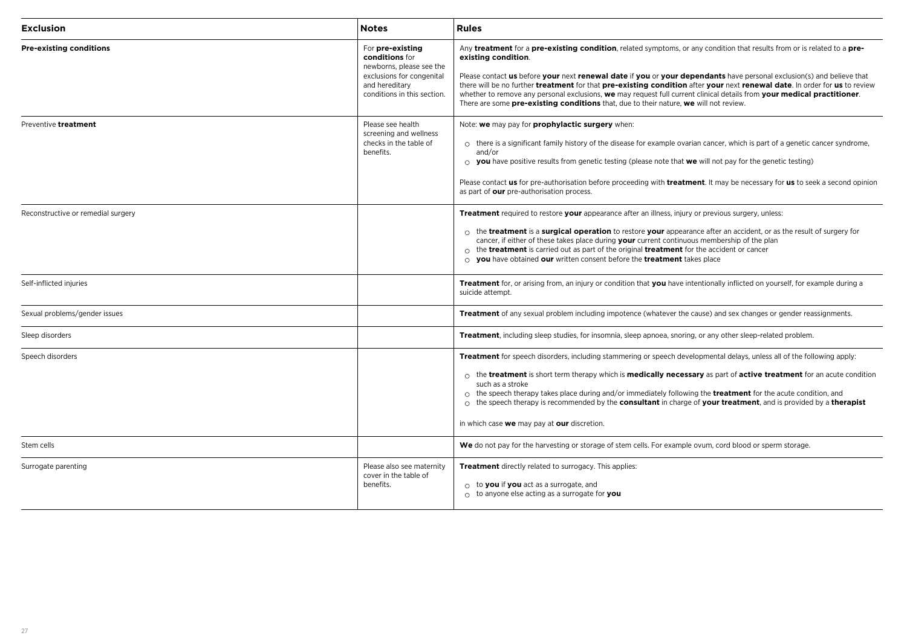| Exclusion | Notes | Rules |
|---|---|---|
| **Pre-existing conditions** | For **pre-existing conditions** for newborns, please see the exclusions for congenital and hereditary conditions in this section. | Any **treatment** for a **pre-existing condition**, related symptoms, or any condition that results from or is related to a **pre-existing condition**.<br><br>Please contact **us** before **your** next **renewal date** if **you** or **your dependants** have personal exclusion(s) and believe that there will be no further **treatment** for that **pre-existing condition** after **your** next **renewal date**. In order for **us** to review whether to remove any personal exclusions, **we** may request full current clinical details from **your medical practitioner**. There are some **pre-existing conditions** that, due to their nature, **we** will not review. |
| Preventive **treatment** | Please see health screening and wellness checks in the table of benefits. | Note: **we** may pay for **prophylactic surgery** when:<br><br>○ there is a significant family history of the disease for example ovarian cancer, which is part of a genetic cancer syndrome, and/or<br>○ **you** have positive results from genetic testing (please note that **we** will not pay for the genetic testing)<br><br>Please contact **us** for pre-authorisation before proceeding with **treatment**. It may be necessary for **us** to seek a second opinion as part of **our** pre-authorisation process. |
| Reconstructive or remedial surgery | | **Treatment** required to restore **your** appearance after an illness, injury or previous surgery, unless:<br><br>○ the **treatment** is a **surgical operation** to restore **your** appearance after an accident, or as the result of surgery for cancer, if either of these takes place during **your** current continuous membership of the plan<br>○ the **treatment** is carried out as part of the original **treatment** for the accident or cancer<br>○ **you** have obtained **our** written consent before the **treatment** takes place |
| Self-inflicted injuries | | **Treatment** for, or arising from, an injury or condition that **you** have intentionally inflicted on yourself, for example during a suicide attempt. |
| Sexual problems/gender issues | | **Treatment** of any sexual problem including impotence (whatever the cause) and sex changes or gender reassignments. |
| Sleep disorders | | **Treatment**, including sleep studies, for insomnia, sleep apnoea, snoring, or any other sleep-related problem. |
| Speech disorders | | **Treatment** for speech disorders, including stammering or speech developmental delays, unless all of the following apply:<br><br>○ the **treatment** is short term therapy which is **medically necessary** as part of **active treatment** for an acute condition such as a stroke<br>○ the speech therapy takes place during and/or immediately following the **treatment** for the acute condition, and<br>○ the speech therapy is recommended by the **consultant** in charge of **your treatment**, and is provided by a **therapist**<br><br>in which case **we** may pay at **our** discretion. |
| Stem cells | | **We** do not pay for the harvesting or storage of stem cells. For example ovum, cord blood or sperm storage. |
| Surrogate parenting | Please also see maternity cover in the table of benefits. | **Treatment** directly related to surrogacy. This applies:<br><br>○ to **you** if **you** act as a surrogate, and<br>○ to anyone else acting as a surrogate for **you** |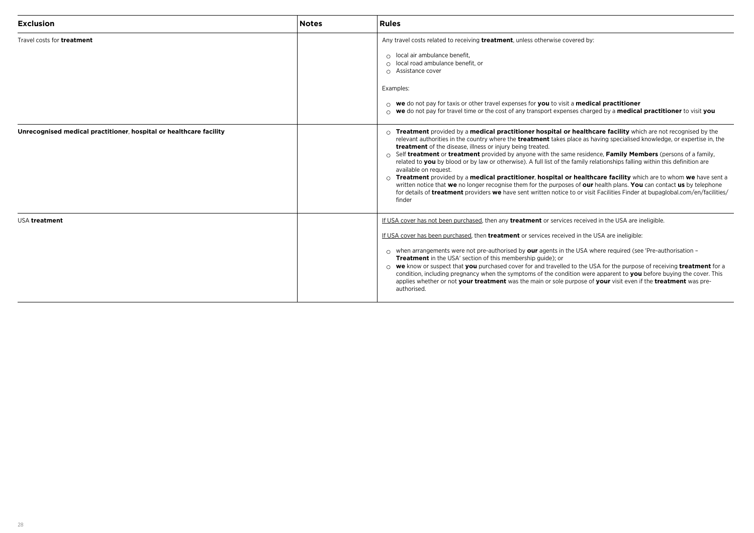| Exclusion | Notes | Rules |
|---|---|---|
| Travel costs for **treatment** | | Any travel costs related to receiving **treatment**, unless otherwise covered by:<br>○ local air ambulance benefit,<br>○ local road ambulance benefit, or<br>○ Assistance cover<br><br>Examples:<br>○ **we** do not pay for taxis or other travel expenses for **you** to visit a **medical practitioner**<br>○ **we** do not pay for travel time or the cost of any transport expenses charged by a **medical practitioner** to visit **you** |
| **Unrecognised medical practitioner**, **hospital or healthcare facility** | | ○ **Treatment** provided by a **medical practitioner hospital or healthcare facility** which are not recognised by the relevant authorities in the country where the **treatment** takes place as having specialised knowledge, or expertise in, the **treatment** of the disease, illness or injury being treated.<br>○ Self **treatment** or **treatment** provided by anyone with the same residence, **Family Members** (persons of a family, related to **you** by blood or by law or otherwise). A full list of the family relationships falling within this definition are available on request.<br>○ **Treatment** provided by a **medical practitioner**, **hospital or healthcare facility** which are to whom **we** have sent a written notice that **we** no longer recognise them for the purposes of **our** health plans. **You** can contact **us** by telephone for details of **treatment** providers **we** have sent written notice to or visit Facilities Finder at bupaglobal.com/en/facilities/finder |
| USA **treatment** | | <u>If USA cover has not been purchased</u>, then any **treatment** or services received in the USA are ineligible.<br><br><u>If USA cover has been purchased</u>, then **treatment** or services received in the USA are ineligible:<br>○ when arrangements were not pre-authorised by **our** agents in the USA where required (see 'Pre-authorisation – **Treatment** in the USA' section of this membership guide); or<br>○ **we** know or suspect that **you** purchased cover for and travelled to the USA for the purpose of receiving **treatment** for a condition, including pregnancy when the symptoms of the condition were apparent to **you** before buying the cover. This applies whether or not **your treatment** was the main or sole purpose of **your** visit even if the **treatment** was pre-authorised. |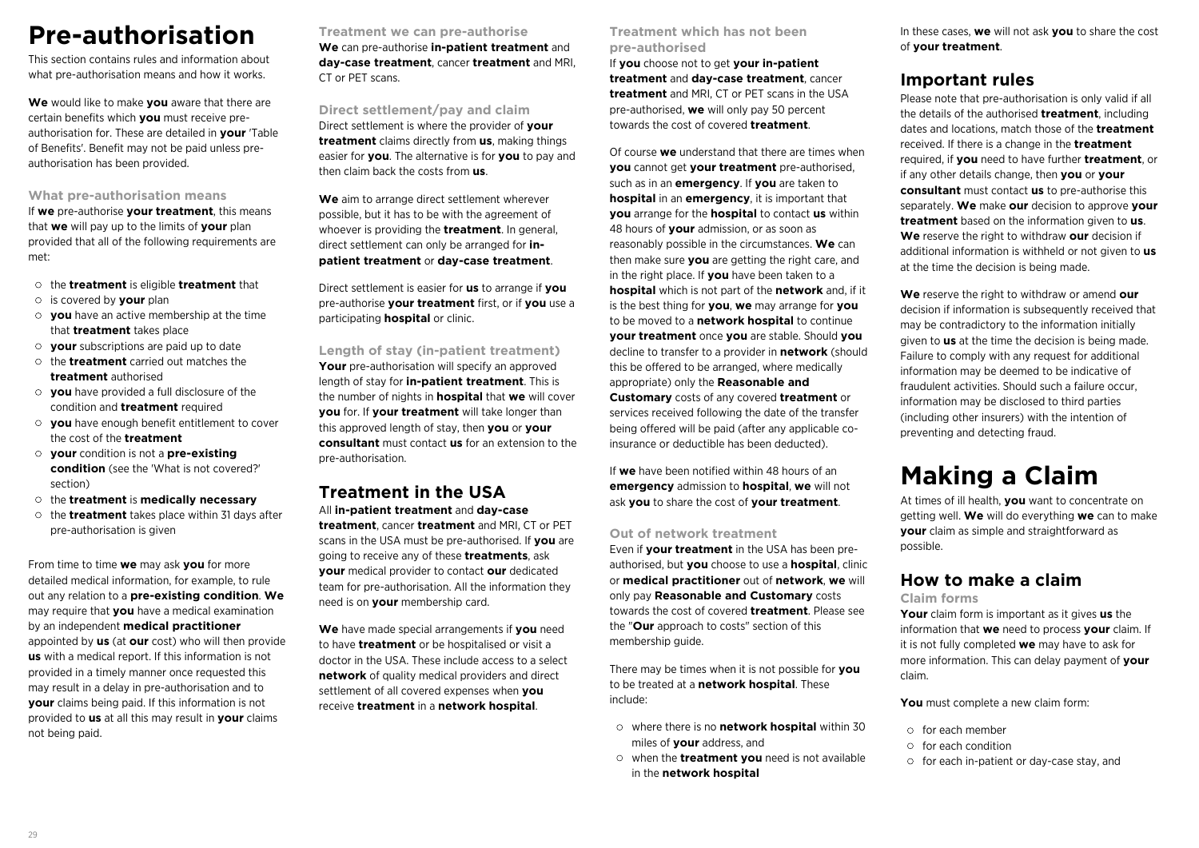# Pre-authorisation

This section contains rules and information about what pre-authorisation means and how it works.

**We** would like to make **you** aware that there are certain benefits which **you** must receive pre-authorisation for. These are detailed in **your** 'Table of Benefits'. Benefit may not be paid unless pre-authorisation has been provided.

### What pre-authorisation means

If **we** pre-authorise **your treatment**, this means that **we** will pay up to the limits of **your** plan provided that all of the following requirements are met:

- the **treatment** is eligible **treatment** that
- is covered by **your** plan
- **you** have an active membership at the time that **treatment** takes place
- **your** subscriptions are paid up to date
- the **treatment** carried out matches the **treatment** authorised
- **you** have provided a full disclosure of the condition and **treatment** required
- **you** have enough benefit entitlement to cover the cost of the **treatment**
- **your** condition is not a **pre-existing condition** (see the 'What is not covered?' section)
- the **treatment** is **medically necessary**
- the **treatment** takes place within 31 days after pre-authorisation is given

From time to time **we** may ask **you** for more detailed medical information, for example, to rule out any relation to a **pre-existing condition**. **We** may require that **you** have a medical examination by an independent **medical practitioner** appointed by **us** (at **our** cost) who will then provide **us** with a medical report. If this information is not provided in a timely manner once requested this may result in a delay in pre-authorisation and to **your** claims being paid. If this information is not provided to **us** at all this may result in **your** claims not being paid.

### Treatment we can pre-authorise

**We** can pre-authorise **in-patient treatment** and **day-case treatment**, cancer **treatment** and MRI, CT or PET scans.

### Direct settlement/pay and claim

Direct settlement is where the provider of **your treatment** claims directly from **us**, making things easier for **you**. The alternative is for **you** to pay and then claim back the costs from **us**.

**We** aim to arrange direct settlement wherever possible, but it has to be with the agreement of whoever is providing the **treatment**. In general, direct settlement can only be arranged for **in-patient treatment** or **day-case treatment**.

Direct settlement is easier for **us** to arrange if **you** pre-authorise **your treatment** first, or if **you** use a participating **hospital** or clinic.

### Length of stay (in-patient treatment)

**Your** pre-authorisation will specify an approved length of stay for **in-patient treatment**. This is the number of nights in **hospital** that **we** will cover **you** for. If **your treatment** will take longer than this approved length of stay, then **you** or **your consultant** must contact **us** for an extension to the pre-authorisation.

## Treatment in the USA

All **in-patient treatment** and **day-case treatment**, cancer **treatment** and MRI, CT or PET scans in the USA must be pre-authorised. If **you** are going to receive any of these **treatments**, ask **your** medical provider to contact **our** dedicated team for pre-authorisation. All the information they need is on **your** membership card.

**We** have made special arrangements if **you** need to have **treatment** or be hospitalised or visit a doctor in the USA. These include access to a select **network** of quality medical providers and direct settlement of all covered expenses when **you** receive **treatment** in a **network hospital**.

### Treatment which has not been pre-authorised

If **you** choose not to get **your in-patient treatment** and **day-case treatment**, cancer **treatment** and MRI, CT or PET scans in the USA pre-authorised, **we** will only pay 50 percent towards the cost of covered **treatment**.

Of course **we** understand that there are times when **you** cannot get **your treatment** pre-authorised, such as in an **emergency**. If **you** are taken to **hospital** in an **emergency**, it is important that **you** arrange for the **hospital** to contact **us** within 48 hours of **your** admission, or as soon as reasonably possible in the circumstances. **We** can then make sure **you** are getting the right care, and in the right place. If **you** have been taken to a **hospital** which is not part of the **network** and, if it is the best thing for **you**, **we** may arrange for **you** to be moved to a **network hospital** to continue **your treatment** once **you** are stable. Should **you** decline to transfer to a provider in **network** (should this be offered to be arranged, where medically appropriate) only the **Reasonable and Customary** costs of any covered **treatment** or services received following the date of the transfer being offered will be paid (after any applicable co-insurance or deductible has been deducted).

If **we** have been notified within 48 hours of an **emergency** admission to **hospital**, **we** will not ask **you** to share the cost of **your treatment**.

### Out of network treatment

Even if **your treatment** in the USA has been pre-authorised, but **you** choose to use a **hospital**, clinic or **medical practitioner** out of **network**, **we** will only pay **Reasonable and Customary** costs towards the cost of covered **treatment**. Please see the "**Our** approach to costs" section of this membership guide.

There may be times when it is not possible for **you** to be treated at a **network hospital**. These include:

- where there is no **network hospital** within 30 miles of **your** address, and
- when the **treatment you** need is not available in the **network hospital**

In these cases, **we** will not ask **you** to share the cost of **your treatment**.

## Important rules

Please note that pre-authorisation is only valid if all the details of the authorised **treatment**, including dates and locations, match those of the **treatment** received. If there is a change in the **treatment** required, if **you** need to have further **treatment**, or if any other details change, then **you** or **your consultant** must contact **us** to pre-authorise this separately. **We** make **our** decision to approve **your treatment** based on the information given to **us**. **We** reserve the right to withdraw **our** decision if additional information is withheld or not given to **us** at the time the decision is being made.

**We** reserve the right to withdraw or amend **our** decision if information is subsequently received that may be contradictory to the information initially given to **us** at the time the decision is being made. Failure to comply with any request for additional information may be deemed to be indicative of fraudulent activities. Should such a failure occur, information may be disclosed to third parties (including other insurers) with the intention of preventing and detecting fraud.

# Making a Claim

At times of ill health, **you** want to concentrate on getting well. **We** will do everything **we** can to make **your** claim as simple and straightforward as possible.

## How to make a claim

### Claim forms

**Your** claim form is important as it gives **us** the information that **we** need to process **your** claim. If it is not fully completed **we** may have to ask for more information. This can delay payment of **your** claim.

**You** must complete a new claim form:

- for each member
- for each condition
- for each in-patient or day-case stay, and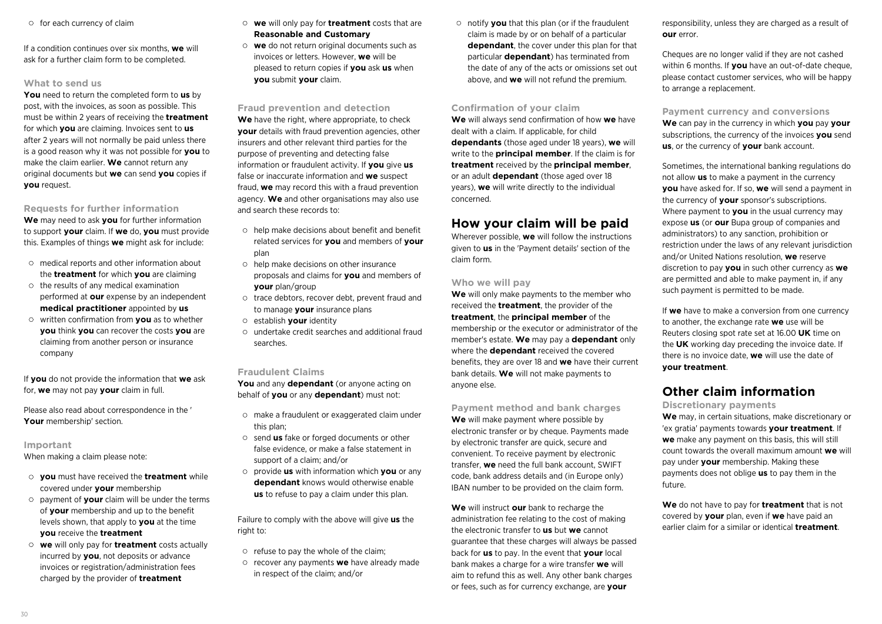- for each currency of claim

If a condition continues over six months, **we** will ask for a further claim form to be completed.

### What to send us

**You** need to return the completed form to **us** by post, with the invoices, as soon as possible. This must be within 2 years of receiving the **treatment** for which **you** are claiming. Invoices sent to **us** after 2 years will not normally be paid unless there is a good reason why it was not possible for **you** to make the claim earlier. **We** cannot return any original documents but **we** can send **you** copies if **you** request.

### Requests for further information

**We** may need to ask **you** for further information to support **your** claim. If **we** do, **you** must provide this. Examples of things **we** might ask for include:

- medical reports and other information about the **treatment** for which **you** are claiming
- the results of any medical examination performed at **our** expense by an independent **medical practitioner** appointed by **us**
- written confirmation from **you** as to whether **you** think **you** can recover the costs **you** are claiming from another person or insurance company

If **you** do not provide the information that **we** ask for, **we** may not pay **your** claim in full.

Please also read about correspondence in the ' **Your** membership' section.

### Important

When making a claim please note:

- **you** must have received the **treatment** while covered under **your** membership
- payment of **your** claim will be under the terms of **your** membership and up to the benefit levels shown, that apply to **you** at the time **you** receive the **treatment**
- **we** will only pay for **treatment** costs actually incurred by **you**, not deposits or advance invoices or registration/administration fees charged by the provider of **treatment**
- **we** will only pay for **treatment** costs that are **Reasonable and Customary**
- **we** do not return original documents such as invoices or letters. However, **we** will be pleased to return copies if **you** ask **us** when **you** submit **your** claim.

### Fraud prevention and detection

**We** have the right, where appropriate, to check **your** details with fraud prevention agencies, other insurers and other relevant third parties for the purpose of preventing and detecting false information or fraudulent activity. If **you** give **us** false or inaccurate information and **we** suspect fraud, **we** may record this with a fraud prevention agency. **We** and other organisations may also use and search these records to:

- help make decisions about benefit and benefit related services for **you** and members of **your** plan
- help make decisions on other insurance proposals and claims for **you** and members of **your** plan/group
- trace debtors, recover debt, prevent fraud and to manage **your** insurance plans
- establish **your** identity
- undertake credit searches and additional fraud searches.

### Fraudulent Claims

**You** and any **dependant** (or anyone acting on behalf of **you** or any **dependant**) must not:

- make a fraudulent or exaggerated claim under this plan;
- send **us** fake or forged documents or other false evidence, or make a false statement in support of a claim; and/or
- provide **us** with information which **you** or any **dependant** knows would otherwise enable **us** to refuse to pay a claim under this plan.

Failure to comply with the above will give **us** the right to:

- refuse to pay the whole of the claim;
- recover any payments **we** have already made in respect of the claim; and/or
- notify **you** that this plan (or if the fraudulent claim is made by or on behalf of a particular **dependant**, the cover under this plan for that particular **dependant**) has terminated from the date of any of the acts or omissions set out above, and **we** will not refund the premium.

### Confirmation of your claim

**We** will always send confirmation of how **we** have dealt with a claim. If applicable, for child **dependants** (those aged under 18 years), **we** will write to the **principal member**. If the claim is for **treatment** received by the **principal member**, or an adult **dependant** (those aged over 18 years), **we** will write directly to the individual concerned.

## How your claim will be paid

Wherever possible, **we** will follow the instructions given to **us** in the 'Payment details' section of the claim form.

### Who we will pay

**We** will only make payments to the member who received the **treatment**, the provider of the **treatment**, the **principal member** of the membership or the executor or administrator of the member's estate. **We** may pay a **dependant** only where the **dependant** received the covered benefits, they are over 18 and **we** have their current bank details. **We** will not make payments to anyone else.

### Payment method and bank charges

**We** will make payment where possible by electronic transfer or by cheque. Payments made by electronic transfer are quick, secure and convenient. To receive payment by electronic transfer, **we** need the full bank account, SWIFT code, bank address details and (in Europe only) IBAN number to be provided on the claim form.

**We** will instruct **our** bank to recharge the administration fee relating to the cost of making the electronic transfer to **us** but **we** cannot guarantee that these charges will always be passed back for **us** to pay. In the event that **your** local bank makes a charge for a wire transfer **we** will aim to refund this as well. Any other bank charges or fees, such as for currency exchange, are **your** responsibility, unless they are charged as a result of **our** error.

Cheques are no longer valid if they are not cashed within 6 months. If **you** have an out-of-date cheque, please contact customer services, who will be happy to arrange a replacement.

### Payment currency and conversions

**We** can pay in the currency in which **you** pay **your** subscriptions, the currency of the invoices **you** send **us**, or the currency of **your** bank account.

Sometimes, the international banking regulations do not allow **us** to make a payment in the currency **you** have asked for. If so, **we** will send a payment in the currency of **your** sponsor's subscriptions. Where payment to **you** in the usual currency may expose **us** (or **our** Bupa group of companies and administrators) to any sanction, prohibition or restriction under the laws of any relevant jurisdiction and/or United Nations resolution, **we** reserve discretion to pay **you** in such other currency as **we** are permitted and able to make payment in, if any such payment is permitted to be made.

If **we** have to make a conversion from one currency to another, the exchange rate **we** use will be Reuters closing spot rate set at 16.00 **UK** time on the **UK** working day preceding the invoice date. If there is no invoice date, **we** will use the date of **your treatment**.

## Other claim information

### Discretionary payments

**We** may, in certain situations, make discretionary or 'ex gratia' payments towards **your treatment**. If **we** make any payment on this basis, this will still count towards the overall maximum amount **we** will pay under **your** membership. Making these payments does not oblige **us** to pay them in the future.

**We** do not have to pay for **treatment** that is not covered by **your** plan, even if **we** have paid an earlier claim for a similar or identical **treatment**.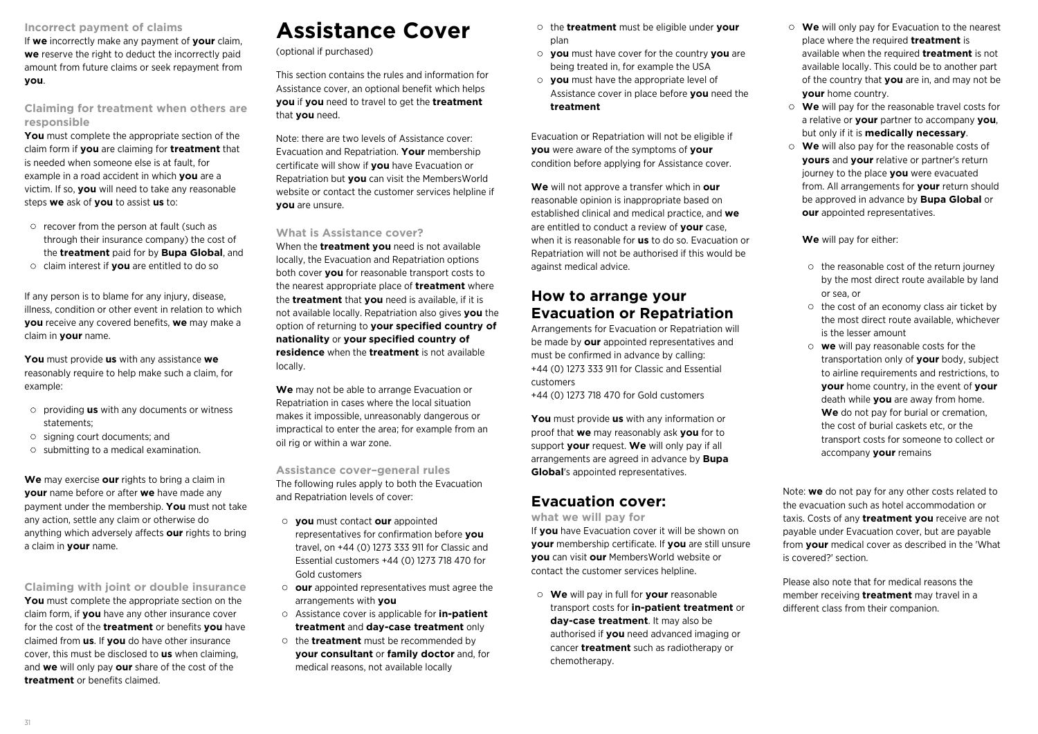### Incorrect payment of claims

If **we** incorrectly make any payment of **your** claim, **we** reserve the right to deduct the incorrectly paid amount from future claims or seek repayment from **you**.

### Claiming for treatment when others are responsible

**You** must complete the appropriate section of the claim form if **you** are claiming for **treatment** that is needed when someone else is at fault, for example in a road accident in which **you** are a victim. If so, **you** will need to take any reasonable steps **we** ask of **you** to assist **us** to:

- recover from the person at fault (such as through their insurance company) the cost of the **treatment** paid for by **Bupa Global**, and
- claim interest if **you** are entitled to do so

If any person is to blame for any injury, disease, illness, condition or other event in relation to which **you** receive any covered benefits, **we** may make a claim in **your** name.

**You** must provide **us** with any assistance **we** reasonably require to help make such a claim, for example:

- providing **us** with any documents or witness statements;
- signing court documents; and
- submitting to a medical examination.

**We** may exercise **our** rights to bring a claim in **your** name before or after **we** have made any payment under the membership. **You** must not take any action, settle any claim or otherwise do anything which adversely affects **our** rights to bring a claim in **your** name.

### Claiming with joint or double insurance

**You** must complete the appropriate section on the claim form, if **you** have any other insurance cover for the cost of the **treatment** or benefits **you** have claimed from **us**. If **you** do have other insurance cover, this must be disclosed to **us** when claiming, and **we** will only pay **our** share of the cost of the **treatment** or benefits claimed.

# Assistance Cover

(optional if purchased)

This section contains the rules and information for Assistance cover, an optional benefit which helps **you** if **you** need to travel to get the **treatment** that **you** need.

Note: there are two levels of Assistance cover: Evacuation and Repatriation. **Your** membership certificate will show if **you** have Evacuation or Repatriation but **you** can visit the MembersWorld website or contact the customer services helpline if **you** are unsure.

### What is Assistance cover?

When the **treatment you** need is not available locally, the Evacuation and Repatriation options both cover **you** for reasonable transport costs to the nearest appropriate place of **treatment** where the **treatment** that **you** need is available, if it is not available locally. Repatriation also gives **you** the option of returning to **your specified country of nationality** or **your specified country of residence** when the **treatment** is not available locally.

**We** may not be able to arrange Evacuation or Repatriation in cases where the local situation makes it impossible, unreasonably dangerous or impractical to enter the area; for example from an oil rig or within a war zone.

### Assistance cover–general rules

The following rules apply to both the Evacuation and Repatriation levels of cover:

- **you** must contact **our** appointed representatives for confirmation before **you** travel, on +44 (0) 1273 333 911 for Classic and Essential customers +44 (0) 1273 718 470 for Gold customers
- **our** appointed representatives must agree the arrangements with **you**
- Assistance cover is applicable for **in-patient treatment** and **day-case treatment** only
- the **treatment** must be recommended by **your consultant** or **family doctor** and, for medical reasons, not available locally
- the **treatment** must be eligible under **your** plan
- **you** must have cover for the country **you** are being treated in, for example the USA
- **you** must have the appropriate level of Assistance cover in place before **you** need the **treatment**

Evacuation or Repatriation will not be eligible if **you** were aware of the symptoms of **your** condition before applying for Assistance cover.

**We** will not approve a transfer which in **our** reasonable opinion is inappropriate based on established clinical and medical practice, and **we** are entitled to conduct a review of **your** case, when it is reasonable for **us** to do so. Evacuation or Repatriation will not be authorised if this would be against medical advice.

## How to arrange your Evacuation or Repatriation

Arrangements for Evacuation or Repatriation will be made by **our** appointed representatives and must be confirmed in advance by calling:
+44 (0) 1273 333 911 for Classic and Essential customers
+44 (0) 1273 718 470 for Gold customers

**You** must provide **us** with any information or proof that **we** may reasonably ask **you** for to support **your** request. **We** will only pay if all arrangements are agreed in advance by **Bupa Global**'s appointed representatives.

## Evacuation cover:

### what we will pay for

If **you** have Evacuation cover it will be shown on **your** membership certificate. If **you** are still unsure **you** can visit **our** MembersWorld website or contact the customer services helpline.

- **We** will pay in full for **your** reasonable transport costs for **in-patient treatment** or **day-case treatment**. It may also be authorised if **you** need advanced imaging or cancer **treatment** such as radiotherapy or chemotherapy.
- **We** will only pay for Evacuation to the nearest place where the required **treatment** is available when the required **treatment** is not available locally. This could be to another part of the country that **you** are in, and may not be **your** home country.
- **We** will pay for the reasonable travel costs for a relative or **your** partner to accompany **you**, but only if it is **medically necessary**.
- **We** will also pay for the reasonable costs of **yours** and **your** relative or partner's return journey to the place **you** were evacuated from. All arrangements for **your** return should be approved in advance by **Bupa Global** or **our** appointed representatives.

  **We** will pay for either:

  - the reasonable cost of the return journey by the most direct route available by land or sea, or
  - the cost of an economy class air ticket by the most direct route available, whichever is the lesser amount
  - **we** will pay reasonable costs for the transportation only of **your** body, subject to airline requirements and restrictions, to **your** home country, in the event of **your** death while **you** are away from home. **We** do not pay for burial or cremation, the cost of burial caskets etc, or the transport costs for someone to collect or accompany **your** remains

Note: **we** do not pay for any other costs related to the evacuation such as hotel accommodation or taxis. Costs of any **treatment you** receive are not payable under Evacuation cover, but are payable from **your** medical cover as described in the 'What is covered?' section.

Please also note that for medical reasons the member receiving **treatment** may travel in a different class from their companion.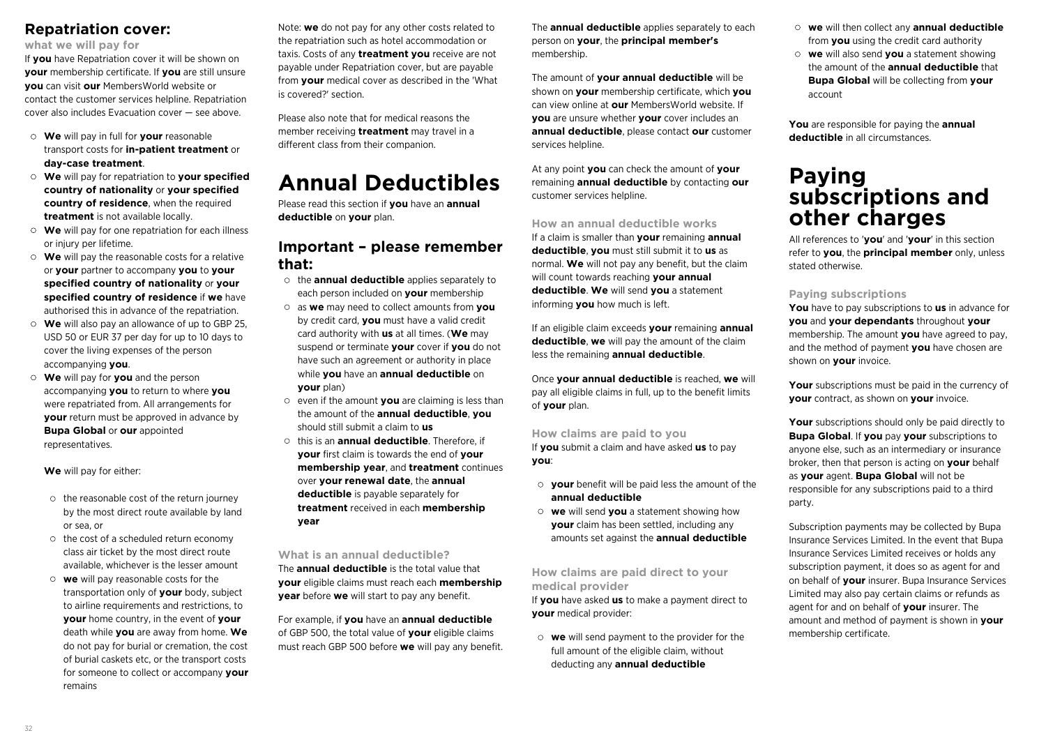## Repatriation cover:

### what we will pay for

If **you** have Repatriation cover it will be shown on **your** membership certificate. If **you** are still unsure **you** can visit **our** MembersWorld website or contact the customer services helpline. Repatriation cover also includes Evacuation cover — see above.

- **We** will pay in full for **your** reasonable transport costs for **in-patient treatment** or **day-case treatment**.
- **We** will pay for repatriation to **your specified country of nationality** or **your specified country of residence**, when the required **treatment** is not available locally.
- **We** will pay for one repatriation for each illness or injury per lifetime.
- **We** will pay the reasonable costs for a relative or **your** partner to accompany **you** to **your specified country of nationality** or **your specified country of residence** if **we** have authorised this in advance of the repatriation.
- **We** will also pay an allowance of up to GBP 25, USD 50 or EUR 37 per day for up to 10 days to cover the living expenses of the person accompanying **you**.
- **We** will pay for **you** and the person accompanying **you** to return to where **you** were repatriated from. All arrangements for **your** return must be approved in advance by **Bupa Global** or **our** appointed representatives.

  **We** will pay for either:

  - the reasonable cost of the return journey by the most direct route available by land or sea, or
  - the cost of a scheduled return economy class air ticket by the most direct route available, whichever is the lesser amount
- **we** will pay reasonable costs for the transportation only of **your** body, subject to airline requirements and restrictions, to **your** home country, in the event of **your** death while **you** are away from home. **We** do not pay for burial or cremation, the cost of burial caskets etc, or the transport costs for someone to collect or accompany **your** remains

Note: **we** do not pay for any other costs related to the repatriation such as hotel accommodation or taxis. Costs of any **treatment you** receive are not payable under Repatriation cover, but are payable from **your** medical cover as described in the 'What is covered?' section.

Please also note that for medical reasons the member receiving **treatment** may travel in a different class from their companion.

# Annual Deductibles

Please read this section if **you** have an **annual deductible** on **your** plan.

## Important – please remember that:

- the **annual deductible** applies separately to each person included on **your** membership
- as **we** may need to collect amounts from **you** by credit card, **you** must have a valid credit card authority with **us** at all times. (**We** may suspend or terminate **your** cover if **you** do not have such an agreement or authority in place while **you** have an **annual deductible** on **your** plan)
- even if the amount **you** are claiming is less than the amount of the **annual deductible**, **you** should still submit a claim to **us**
- this is an **annual deductible**. Therefore, if **your** first claim is towards the end of **your membership year**, and **treatment** continues over **your renewal date**, the **annual deductible** is payable separately for **treatment** received in each **membership year**

### What is an annual deductible?

The **annual deductible** is the total value that **your** eligible claims must reach each **membership year** before **we** will start to pay any benefit.

For example, if **you** have an **annual deductible** of GBP 500, the total value of **your** eligible claims must reach GBP 500 before **we** will pay any benefit.

The **annual deductible** applies separately to each person on **your**, the **principal member's** membership.

The amount of **your annual deductible** will be shown on **your** membership certificate, which **you** can view online at **our** MembersWorld website. If **you** are unsure whether **your** cover includes an **annual deductible**, please contact **our** customer services helpline.

At any point **you** can check the amount of **your** remaining **annual deductible** by contacting **our** customer services helpline.

### How an annual deductible works

If a claim is smaller than **your** remaining **annual deductible**, **you** must still submit it to **us** as normal. **We** will not pay any benefit, but the claim will count towards reaching **your annual deductible**. **We** will send **you** a statement informing **you** how much is left.

If an eligible claim exceeds **your** remaining **annual deductible**, **we** will pay the amount of the claim less the remaining **annual deductible**.

Once **your annual deductible** is reached, **we** will pay all eligible claims in full, up to the benefit limits of **your** plan.

### How claims are paid to you

If **you** submit a claim and have asked **us** to pay **you**:

- **your** benefit will be paid less the amount of the **annual deductible**
- **we** will send **you** a statement showing how **your** claim has been settled, including any amounts set against the **annual deductible**

### How claims are paid direct to your medical provider

If **you** have asked **us** to make a payment direct to **your** medical provider:

- **we** will send payment to the provider for the full amount of the eligible claim, without deducting any **annual deductible**
- **we** will then collect any **annual deductible** from **you** using the credit card authority
- **we** will also send **you** a statement showing the amount of the **annual deductible** that **Bupa Global** will be collecting from **your** account

**You** are responsible for paying the **annual deductible** in all circumstances.

# Paying subscriptions and other charges

All references to '**you**' and '**your**' in this section refer to **you**, the **principal member** only, unless stated otherwise.

### Paying subscriptions

**You** have to pay subscriptions to **us** in advance for **you** and **your dependants** throughout **your** membership. The amount **you** have agreed to pay, and the method of payment **you** have chosen are shown on **your** invoice.

**Your** subscriptions must be paid in the currency of **your** contract, as shown on **your** invoice.

**Your** subscriptions should only be paid directly to **Bupa Global**. If **you** pay **your** subscriptions to anyone else, such as an intermediary or insurance broker, then that person is acting on **your** behalf as **your** agent. **Bupa Global** will not be responsible for any subscriptions paid to a third party.

Subscription payments may be collected by Bupa Insurance Services Limited. In the event that Bupa Insurance Services Limited receives or holds any subscription payment, it does so as agent for and on behalf of **your** insurer. Bupa Insurance Services Limited may also pay certain claims or refunds as agent for and on behalf of **your** insurer. The amount and method of payment is shown in **your** membership certificate.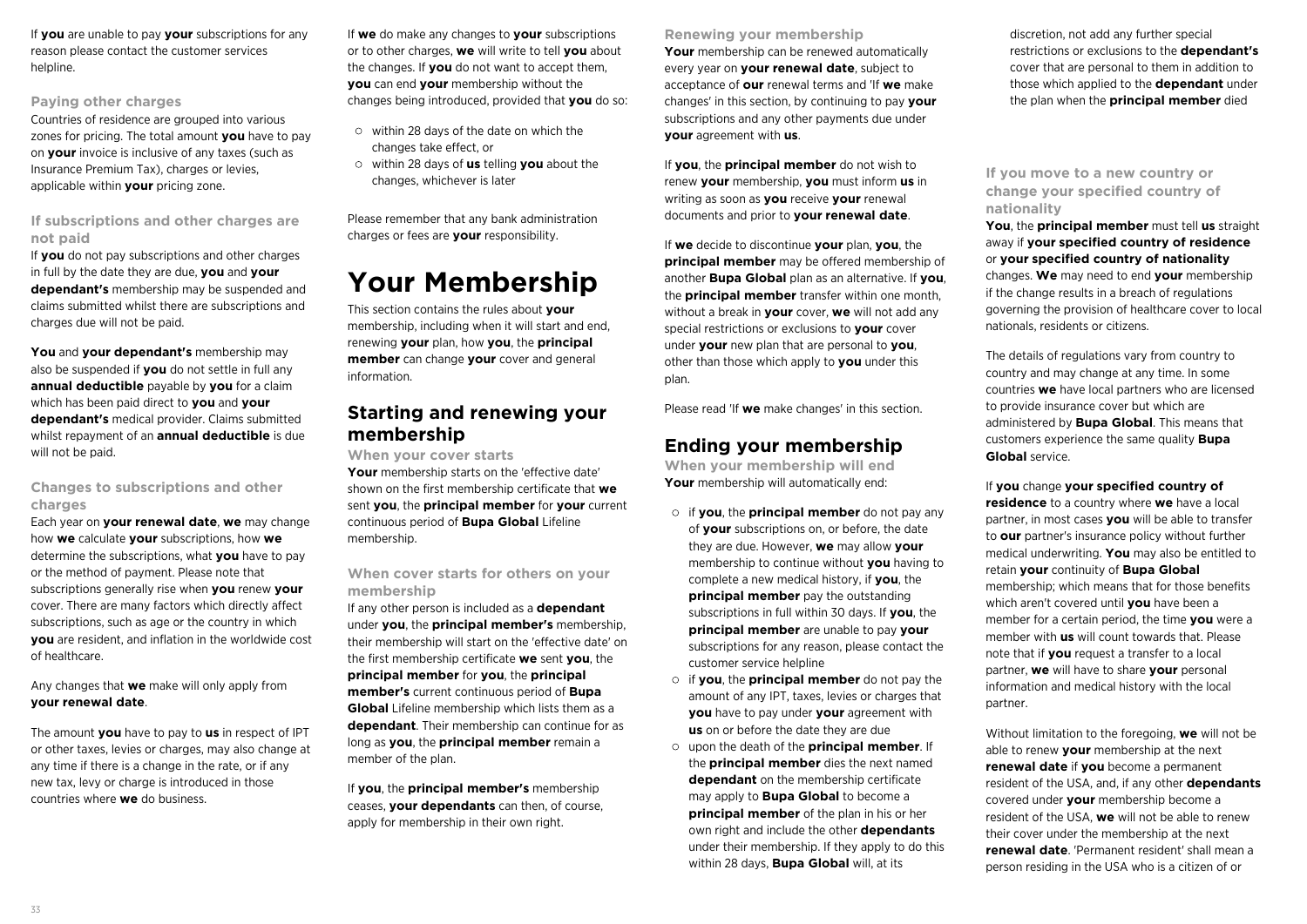If **you** are unable to pay **your** subscriptions for any reason please contact the customer services helpline.

### Paying other charges

Countries of residence are grouped into various zones for pricing. The total amount **you** have to pay on **your** invoice is inclusive of any taxes (such as Insurance Premium Tax), charges or levies, applicable within **your** pricing zone.

### If subscriptions and other charges are not paid

If **you** do not pay subscriptions and other charges in full by the date they are due, **you** and **your dependant's** membership may be suspended and claims submitted whilst there are subscriptions and charges due will not be paid.

**You** and **your dependant's** membership may also be suspended if **you** do not settle in full any **annual deductible** payable by **you** for a claim which has been paid direct to **you** and **your dependant's** medical provider. Claims submitted whilst repayment of an **annual deductible** is due will not be paid.

### Changes to subscriptions and other charges

Each year on **your renewal date**, **we** may change how **we** calculate **your** subscriptions, how **we** determine the subscriptions, what **you** have to pay or the method of payment. Please note that subscriptions generally rise when **you** renew **your** cover. There are many factors which directly affect subscriptions, such as age or the country in which **you** are resident, and inflation in the worldwide cost of healthcare.

Any changes that **we** make will only apply from **your renewal date**.

The amount **you** have to pay to **us** in respect of IPT or other taxes, levies or charges, may also change at any time if there is a change in the rate, or if any new tax, levy or charge is introduced in those countries where **we** do business.

If **we** do make any changes to **your** subscriptions or to other charges, **we** will write to tell **you** about the changes. If **you** do not want to accept them, **you** can end **your** membership without the changes being introduced, provided that **you** do so:

- within 28 days of the date on which the changes take effect, or
- within 28 days of **us** telling **you** about the changes, whichever is later

Please remember that any bank administration charges or fees are **your** responsibility.

# Your Membership

This section contains the rules about **your** membership, including when it will start and end, renewing **your** plan, how **you**, the **principal member** can change **your** cover and general information.

## Starting and renewing your membership

### When your cover starts

**Your** membership starts on the 'effective date' shown on the first membership certificate that **we** sent **you**, the **principal member** for **your** current continuous period of **Bupa Global** Lifeline membership.

### When cover starts for others on your membership

If any other person is included as a **dependant** under **you**, the **principal member's** membership, their membership will start on the 'effective date' on the first membership certificate **we** sent **you**, the **principal member** for **you**, the **principal member's** current continuous period of **Bupa Global** Lifeline membership which lists them as a **dependant**. Their membership can continue for as long as **you**, the **principal member** remain a member of the plan.

If **you**, the **principal member's** membership ceases, **your dependants** can then, of course, apply for membership in their own right.

### Renewing your membership

**Your** membership can be renewed automatically every year on **your renewal date**, subject to acceptance of **our** renewal terms and 'If **we** make changes' in this section, by continuing to pay **your** subscriptions and any other payments due under **your** agreement with **us**.

If **you**, the **principal member** do not wish to renew **your** membership, **you** must inform **us** in writing as soon as **you** receive **your** renewal documents and prior to **your renewal date**.

If **we** decide to discontinue **your** plan, **you**, the **principal member** may be offered membership of another **Bupa Global** plan as an alternative. If **you**, the **principal member** transfer within one month, without a break in **your** cover, **we** will not add any special restrictions or exclusions to **your** cover under **your** new plan that are personal to **you**, other than those which apply to **you** under this plan.

Please read 'If **we** make changes' in this section.

## Ending your membership

### When your membership will end

**Your** membership will automatically end:

- if **you**, the **principal member** do not pay any of **your** subscriptions on, or before, the date they are due. However, **we** may allow **your** membership to continue without **you** having to complete a new medical history, if **you**, the **principal member** pay the outstanding subscriptions in full within 30 days. If **you**, the **principal member** are unable to pay **your** subscriptions for any reason, please contact the customer service helpline
- if **you**, the **principal member** do not pay the amount of any IPT, taxes, levies or charges that **you** have to pay under **your** agreement with **us** on or before the date they are due
- upon the death of the **principal member**. If the **principal member** dies the next named **dependant** on the membership certificate may apply to **Bupa Global** to become a **principal member** of the plan in his or her own right and include the other **dependants** under their membership. If they apply to do this within 28 days, **Bupa Global** will, at its discretion, not add any further special restrictions or exclusions to the **dependant's** cover that are personal to them in addition to those which applied to the **dependant** under the plan when the **principal member** died

### If you move to a new country or change your specified country of nationality

**You**, the **principal member** must tell **us** straight away if **your specified country of residence** or **your specified country of nationality** changes. **We** may need to end **your** membership if the change results in a breach of regulations governing the provision of healthcare cover to local nationals, residents or citizens.

The details of regulations vary from country to country and may change at any time. In some countries **we** have local partners who are licensed to provide insurance cover but which are administered by **Bupa Global**. This means that customers experience the same quality **Bupa Global** service.

If **you** change **your specified country of residence** to a country where **we** have a local partner, in most cases **you** will be able to transfer to **our** partner's insurance policy without further medical underwriting. **You** may also be entitled to retain **your** continuity of **Bupa Global** membership; which means that for those benefits which aren't covered until **you** have been a member for a certain period, the time **you** were a member with **us** will count towards that. Please note that if **you** request a transfer to a local partner, **we** will have to share **your** personal information and medical history with the local partner.

Without limitation to the foregoing, **we** will not be able to renew **your** membership at the next **renewal date** if **you** become a permanent resident of the USA, and, if any other **dependants** covered under **your** membership become a resident of the USA, **we** will not be able to renew their cover under the membership at the next **renewal date**. 'Permanent resident' shall mean a person residing in the USA who is a citizen of or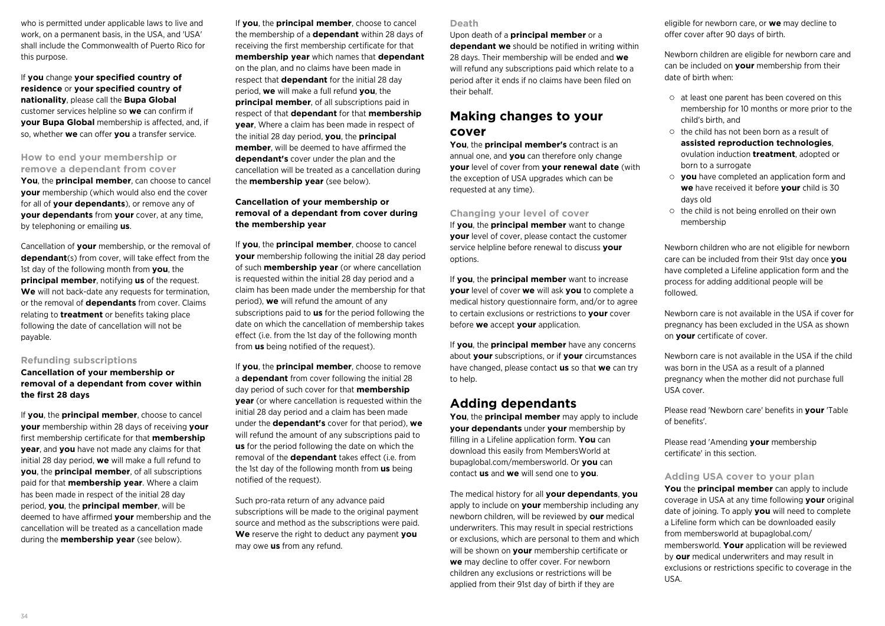who is permitted under applicable laws to live and work, on a permanent basis, in the USA, and 'USA' shall include the Commonwealth of Puerto Rico for this purpose.

If **you** change **your specified country of residence** or **your specified country of nationality**, please call the **Bupa Global** customer services helpline so **we** can confirm if **your Bupa Global** membership is affected, and, if so, whether **we** can offer **you** a transfer service.

### How to end your membership or remove a dependant from cover

**You**, the **principal member**, can choose to cancel **your** membership (which would also end the cover for all of **your dependants**), or remove any of **your dependants** from **your** cover, at any time, by telephoning or emailing **us**.

Cancellation of **your** membership, or the removal of **dependant**(s) from cover, will take effect from the 1st day of the following month from **you**, the **principal member**, notifying **us** of the request. **We** will not back-date any requests for termination, or the removal of **dependants** from cover. Claims relating to **treatment** or benefits taking place following the date of cancellation will not be payable.

### Refunding subscriptions

**Cancellation of your membership or removal of a dependant from cover within the first 28 days**

If **you**, the **principal member**, choose to cancel **your** membership within 28 days of receiving **your** first membership certificate for that **membership year**, and **you** have not made any claims for that initial 28 day period, **we** will make a full refund to **you**, the **principal member**, of all subscriptions paid for that **membership year**. Where a claim has been made in respect of the initial 28 day period, **you**, the **principal member**, will be deemed to have affirmed **your** membership and the cancellation will be treated as a cancellation made during the **membership year** (see below).

If **you**, the **principal member**, choose to cancel the membership of a **dependant** within 28 days of receiving the first membership certificate for that **membership year** which names that **dependant** on the plan, and no claims have been made in respect of that **dependant** for the initial 28 day period, **we** will make a full refund **you**, the **principal member**, of all subscriptions paid in respect of that **dependant** for that **membership year**, Where a claim has been made in respect of the initial 28 day period, **you**, the **principal member**, will be deemed to have affirmed the **dependant's** cover under the plan and the cancellation will be treated as a cancellation during the **membership year** (see below).

**Cancellation of your membership or removal of a dependant from cover during the membership year**

If **you**, the **principal member**, choose to cancel **your** membership following the initial 28 day period of such **membership year** (or where cancellation is requested within the initial 28 day period and a claim has been made under the membership for that period), **we** will refund the amount of any subscriptions paid to **us** for the period following the date on which the cancellation of membership takes effect (i.e. from the 1st day of the following month from **us** being notified of the request).

If **you**, the **principal member**, choose to remove a **dependant** from cover following the initial 28 day period of such cover for that **membership year** (or where cancellation is requested within the initial 28 day period and a claim has been made under the **dependant's** cover for that period), **we** will refund the amount of any subscriptions paid to **us** for the period following the date on which the removal of the **dependant** takes effect (i.e. from the 1st day of the following month from **us** being notified of the request).

Such pro-rata return of any advance paid subscriptions will be made to the original payment source and method as the subscriptions were paid. **We** reserve the right to deduct any payment **you** may owe **us** from any refund.

### Death

Upon death of a **principal member** or a **dependant we** should be notified in writing within 28 days. Their membership will be ended and **we** will refund any subscriptions paid which relate to a period after it ends if no claims have been filed on their behalf.

## Making changes to your cover

**You**, the **principal member's** contract is an annual one, and **you** can therefore only change **your** level of cover from **your renewal date** (with the exception of USA upgrades which can be requested at any time).

### Changing your level of cover

If **you**, the **principal member** want to change **your** level of cover, please contact the customer service helpline before renewal to discuss **your** options.

If **you**, the **principal member** want to increase **your** level of cover **we** will ask **you** to complete a medical history questionnaire form, and/or to agree to certain exclusions or restrictions to **your** cover before **we** accept **your** application.

If **you**, the **principal member** have any concerns about **your** subscriptions, or if **your** circumstances have changed, please contact **us** so that **we** can try to help.

## Adding dependants

**You**, the **principal member** may apply to include **your dependants** under **your** membership by filling in a Lifeline application form. **You** can download this easily from MembersWorld at bupaglobal.com/membersworld. Or **you** can contact **us** and **we** will send one to **you**.

The medical history for all **your dependants**, **you** apply to include on **your** membership including any newborn children, will be reviewed by **our** medical underwriters. This may result in special restrictions or exclusions, which are personal to them and which will be shown on **your** membership certificate or **we** may decline to offer cover. For newborn children any exclusions or restrictions will be applied from their 91st day of birth if they are eligible for newborn care, or **we** may decline to offer cover after 90 days of birth.

Newborn children are eligible for newborn care and can be included on **your** membership from their date of birth when:

- at least one parent has been covered on this membership for 10 months or more prior to the child's birth, and
- the child has not been born as a result of **assisted reproduction technologies**, ovulation induction **treatment**, adopted or born to a surrogate
- **you** have completed an application form and **we** have received it before **your** child is 30 days old
- the child is not being enrolled on their own membership

Newborn children who are not eligible for newborn care can be included from their 91st day once **you** have completed a Lifeline application form and the process for adding additional people will be followed.

Newborn care is not available in the USA if cover for pregnancy has been excluded in the USA as shown on **your** certificate of cover.

Newborn care is not available in the USA if the child was born in the USA as a result of a planned pregnancy when the mother did not purchase full USA cover.

Please read 'Newborn care' benefits in **your** 'Table of benefits'.

Please read 'Amending **your** membership certificate' in this section.

### Adding USA cover to your plan

**You** the **principal member** can apply to include coverage in USA at any time following **your** original date of joining. To apply **you** will need to complete a Lifeline form which can be downloaded easily from membersworld at bupaglobal.com/membersworld. **Your** application will be reviewed by **our** medical underwriters and may result in exclusions or restrictions specific to coverage in the USA.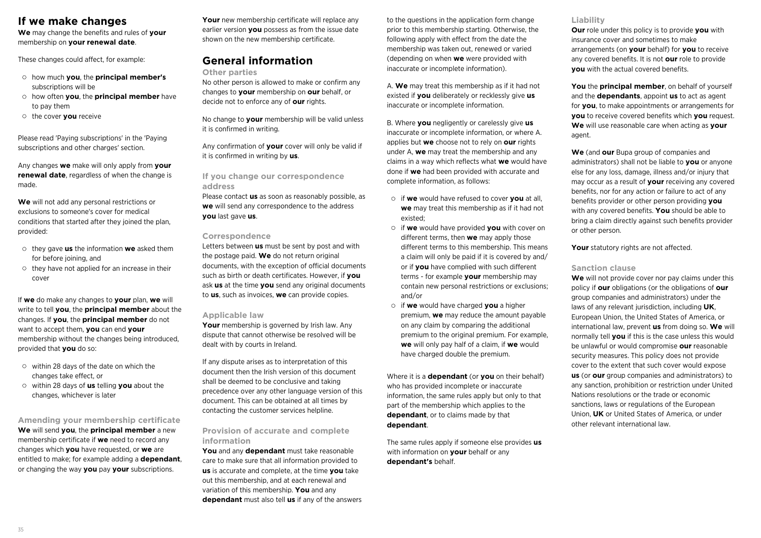# If we make changes

**We** may change the benefits and rules of **your** membership on **your renewal date**.

These changes could affect, for example:

- how much **you**, the **principal member's** subscriptions will be
- how often **you**, the **principal member** have to pay them
- the cover **you** receive

Please read 'Paying subscriptions' in the 'Paying subscriptions and other charges' section.

Any changes **we** make will only apply from **your renewal date**, regardless of when the change is made.

**We** will not add any personal restrictions or exclusions to someone's cover for medical conditions that started after they joined the plan, provided:

- they gave **us** the information **we** asked them for before joining, and
- they have not applied for an increase in their cover

If **we** do make any changes to **your** plan, **we** will write to tell **you**, the **principal member** about the changes. If **you**, the **principal member** do not want to accept them, **you** can end **your** membership without the changes being introduced, provided that **you** do so:

- within 28 days of the date on which the changes take effect, or
- within 28 days of **us** telling **you** about the changes, whichever is later

### Amending your membership certificate

**We** will send **you**, the **principal member** a new membership certificate if **we** need to record any changes which **you** have requested, or **we** are entitled to make; for example adding a **dependant**, or changing the way **you** pay **your** subscriptions.

**Your** new membership certificate will replace any earlier version **you** possess as from the issue date shown on the new membership certificate.

# General information

### Other parties

No other person is allowed to make or confirm any changes to **your** membership on **our** behalf, or decide not to enforce any of **our** rights.

No change to **your** membership will be valid unless it is confirmed in writing.

Any confirmation of **your** cover will only be valid if it is confirmed in writing by **us**.

### If you change our correspondence address

Please contact **us** as soon as reasonably possible, as **we** will send any correspondence to the address **you** last gave **us**.

### Correspondence

Letters between **us** must be sent by post and with the postage paid. **We** do not return original documents, with the exception of official documents such as birth or death certificates. However, if **you** ask **us** at the time **you** send any original documents to **us**, such as invoices, **we** can provide copies.

### Applicable law

**Your** membership is governed by Irish law. Any dispute that cannot otherwise be resolved will be dealt with by courts in Ireland.

If any dispute arises as to interpretation of this document then the Irish version of this document shall be deemed to be conclusive and taking precedence over any other language version of this document. This can be obtained at all times by contacting the customer services helpline.

### Provision of accurate and complete information

**You** and any **dependant** must take reasonable care to make sure that all information provided to **us** is accurate and complete, at the time **you** take out this membership, and at each renewal and variation of this membership. **You** and any **dependant** must also tell **us** if any of the answers to the questions in the application form change prior to this membership starting. Otherwise, the following apply with effect from the date the membership was taken out, renewed or varied (depending on when **we** were provided with inaccurate or incomplete information).

A. **We** may treat this membership as if it had not existed if **you** deliberately or recklessly give **us** inaccurate or incomplete information.

B. Where **you** negligently or carelessly give **us** inaccurate or incomplete information, or where A. applies but **we** choose not to rely on **our** rights under A, **we** may treat the membership and any claims in a way which reflects what **we** would have done if **we** had been provided with accurate and complete information, as follows:

- if **we** would have refused to cover **you** at all, **we** may treat this membership as if it had not existed;
- if **we** would have provided **you** with cover on different terms, then **we** may apply those different terms to this membership. This means a claim will only be paid if it is covered by and/or if **you** have complied with such different terms - for example **your** membership may contain new personal restrictions or exclusions; and/or
- if **we** would have charged **you** a higher premium, **we** may reduce the amount payable on any claim by comparing the additional premium to the original premium. For example, **we** will only pay half of a claim, if **we** would have charged double the premium.

Where it is a **dependant** (or **you** on their behalf) who has provided incomplete or inaccurate information, the same rules apply but only to that part of the membership which applies to the **dependant**, or to claims made by that **dependant**.

The same rules apply if someone else provides **us** with information on **your** behalf or any **dependant's** behalf.

### Liability

**Our** role under this policy is to provide **you** with insurance cover and sometimes to make arrangements (on **your** behalf) for **you** to receive any covered benefits. It is not **our** role to provide **you** with the actual covered benefits.

**You** the **principal member**, on behalf of yourself and the **dependants**, appoint **us** to act as agent for **you**, to make appointments or arrangements for **you** to receive covered benefits which **you** request. **We** will use reasonable care when acting as **your** agent.

**We** (and **our** Bupa group of companies and administrators) shall not be liable to **you** or anyone else for any loss, damage, illness and/or injury that may occur as a result of **your** receiving any covered benefits, nor for any action or failure to act of any benefits provider or other person providing **you** with any covered benefits. **You** should be able to bring a claim directly against such benefits provider or other person.

**Your** statutory rights are not affected.

### Sanction clause

**We** will not provide cover nor pay claims under this policy if **our** obligations (or the obligations of **our** group companies and administrators) under the laws of any relevant jurisdiction, including **UK**, European Union, the United States of America, or international law, prevent **us** from doing so. **We** will normally tell **you** if this is the case unless this would be unlawful or would compromise **our** reasonable security measures. This policy does not provide cover to the extent that such cover would expose **us** (or **our** group companies and administrators) to any sanction, prohibition or restriction under United Nations resolutions or the trade or economic sanctions, laws or regulations of the European Union, **UK** or United States of America, or under other relevant international law.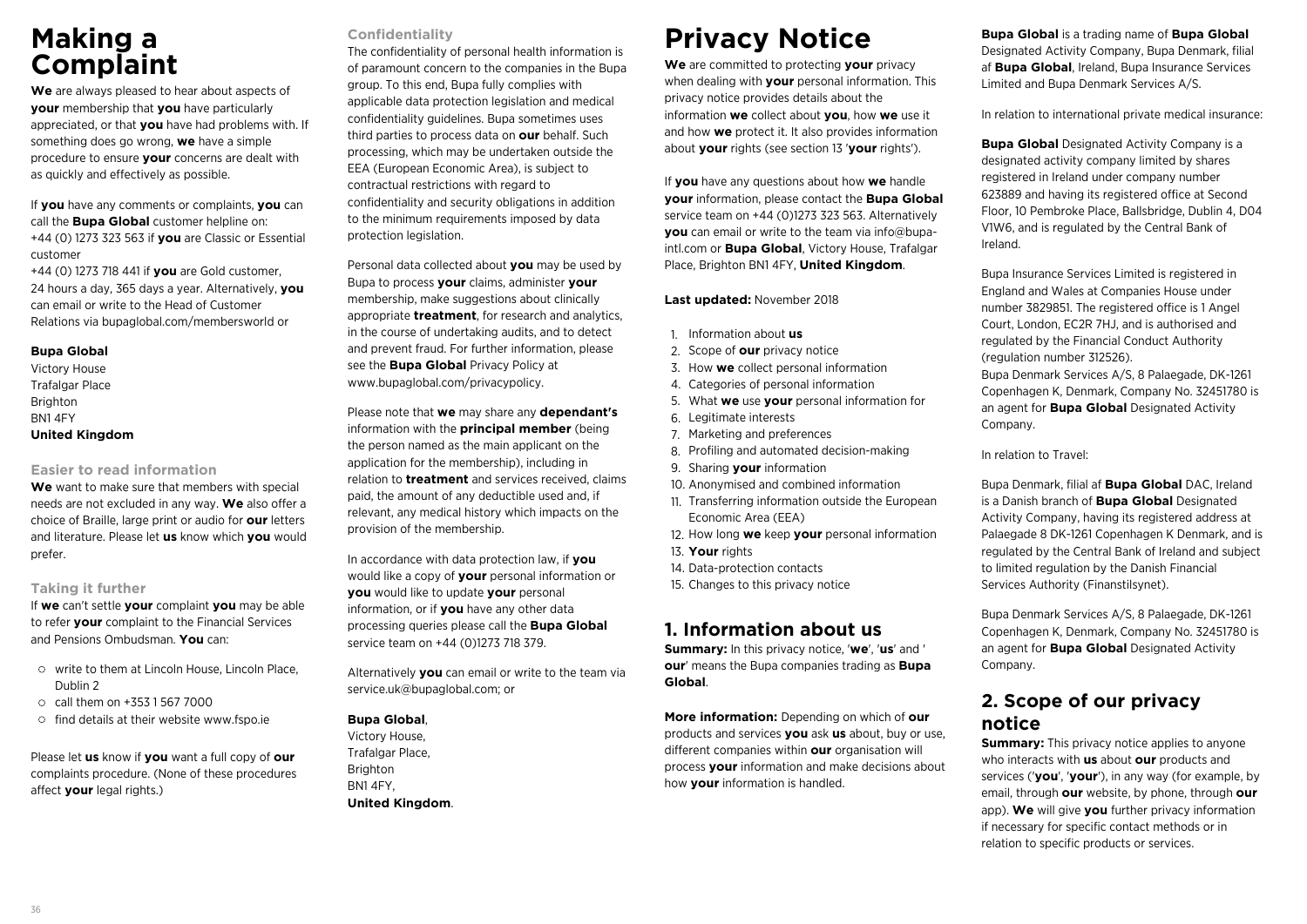# Making a Complaint

**We** are always pleased to hear about aspects of **your** membership that **you** have particularly appreciated, or that **you** have had problems with. If something does go wrong, **we** have a simple procedure to ensure **your** concerns are dealt with as quickly and effectively as possible.

If **you** have any comments or complaints, **you** can call the **Bupa Global** customer helpline on:
+44 (0) 1273 323 563 if **you** are Classic or Essential customer
+44 (0) 1273 718 441 if **you** are Gold customer, 24 hours a day, 365 days a year. Alternatively, **you** can email or write to the Head of Customer Relations via bupaglobal.com/membersworld or

**Bupa Global**
Victory House
Trafalgar Place
Brighton
BN1 4FY
**United Kingdom**

### Easier to read information

**We** want to make sure that members with special needs are not excluded in any way. **We** also offer a choice of Braille, large print or audio for **our** letters and literature. Please let **us** know which **you** would prefer.

### Taking it further

If **we** can't settle **your** complaint **you** may be able to refer **your** complaint to the Financial Services and Pensions Ombudsman. **You** can:

- write to them at Lincoln House, Lincoln Place, Dublin 2
- call them on +353 1 567 7000
- find details at their website www.fspo.ie

Please let **us** know if **you** want a full copy of **our** complaints procedure. (None of these procedures affect **your** legal rights.)

### Confidentiality

The confidentiality of personal health information is of paramount concern to the companies in the Bupa group. To this end, Bupa fully complies with applicable data protection legislation and medical confidentiality guidelines. Bupa sometimes uses third parties to process data on **our** behalf. Such processing, which may be undertaken outside the EEA (European Economic Area), is subject to contractual restrictions with regard to confidentiality and security obligations in addition to the minimum requirements imposed by data protection legislation.

Personal data collected about **you** may be used by Bupa to process **your** claims, administer **your** membership, make suggestions about clinically appropriate **treatment**, for research and analytics, in the course of undertaking audits, and to detect and prevent fraud. For further information, please see the **Bupa Global** Privacy Policy at www.bupaglobal.com/privacypolicy.

Please note that **we** may share any **dependant's** information with the **principal member** (being the person named as the main applicant on the application for the membership), including in relation to **treatment** and services received, claims paid, the amount of any deductible used and, if relevant, any medical history which impacts on the provision of the membership.

In accordance with data protection law, if **you** would like a copy of **your** personal information or **you** would like to update **your** personal information, or if **you** have any other data processing queries please call the **Bupa Global** service team on +44 (0)1273 718 379.

Alternatively **you** can email or write to the team via service.uk@bupaglobal.com; or

**Bupa Global**,
Victory House,
Trafalgar Place,
Brighton
BN1 4FY,
**United Kingdom**.

# Privacy Notice

**We** are committed to protecting **your** privacy when dealing with **your** personal information. This privacy notice provides details about the information **we** collect about **you**, how **we** use it and how **we** protect it. It also provides information about **your** rights (see section 13 '**your** rights').

If **you** have any questions about how **we** handle **your** information, please contact the **Bupa Global** service team on +44 (0)1273 323 563. Alternatively **you** can email or write to the team via info@bupa-intl.com or **Bupa Global**, Victory House, Trafalgar Place, Brighton BN1 4FY, **United Kingdom**.

**Last updated:** November 2018

1. Information about **us**
2. Scope of **our** privacy notice
3. How **we** collect personal information
4. Categories of personal information
5. What **we** use **your** personal information for
6. Legitimate interests
7. Marketing and preferences
8. Profiling and automated decision-making
9. Sharing **your** information
10. Anonymised and combined information
11. Transferring information outside the European Economic Area (EEA)
12. How long **we** keep **your** personal information
13. **Your** rights
14. Data-protection contacts
15. Changes to this privacy notice

## 1. Information about us

**Summary:** In this privacy notice, '**we**', '**us**' and '**our**' means the Bupa companies trading as **Bupa Global**.

**More information:** Depending on which of **our** products and services **you** ask **us** about, buy or use, different companies within **our** organisation will process **your** information and make decisions about how **your** information is handled.

**Bupa Global** is a trading name of **Bupa Global** Designated Activity Company, Bupa Denmark, filial af **Bupa Global**, Ireland, Bupa Insurance Services Limited and Bupa Denmark Services A/S.

In relation to international private medical insurance:

**Bupa Global** Designated Activity Company is a designated activity company limited by shares registered in Ireland under company number 623889 and having its registered office at Second Floor, 10 Pembroke Place, Ballsbridge, Dublin 4, D04 V1W6, and is regulated by the Central Bank of Ireland.

Bupa Insurance Services Limited is registered in England and Wales at Companies House under number 3829851. The registered office is 1 Angel Court, London, EC2R 7HJ, and is authorised and regulated by the Financial Conduct Authority (regulation number 312526).
Bupa Denmark Services A/S, 8 Palaegade, DK-1261 Copenhagen K, Denmark, Company No. 32451780 is an agent for **Bupa Global** Designated Activity Company.

In relation to Travel:

Bupa Denmark, filial af **Bupa Global** DAC, Ireland is a Danish branch of **Bupa Global** Designated Activity Company, having its registered address at Palaegade 8 DK-1261 Copenhagen K Denmark, and is regulated by the Central Bank of Ireland and subject to limited regulation by the Danish Financial Services Authority (Finanstilsynet).

Bupa Denmark Services A/S, 8 Palaegade, DK-1261 Copenhagen K, Denmark, Company No. 32451780 is an agent for **Bupa Global** Designated Activity Company.

## 2. Scope of our privacy notice

**Summary:** This privacy notice applies to anyone who interacts with **us** about **our** products and services ('**you**', '**your**'), in any way (for example, by email, through **our** website, by phone, through **our** app). **We** will give **you** further privacy information if necessary for specific contact methods or in relation to specific products or services.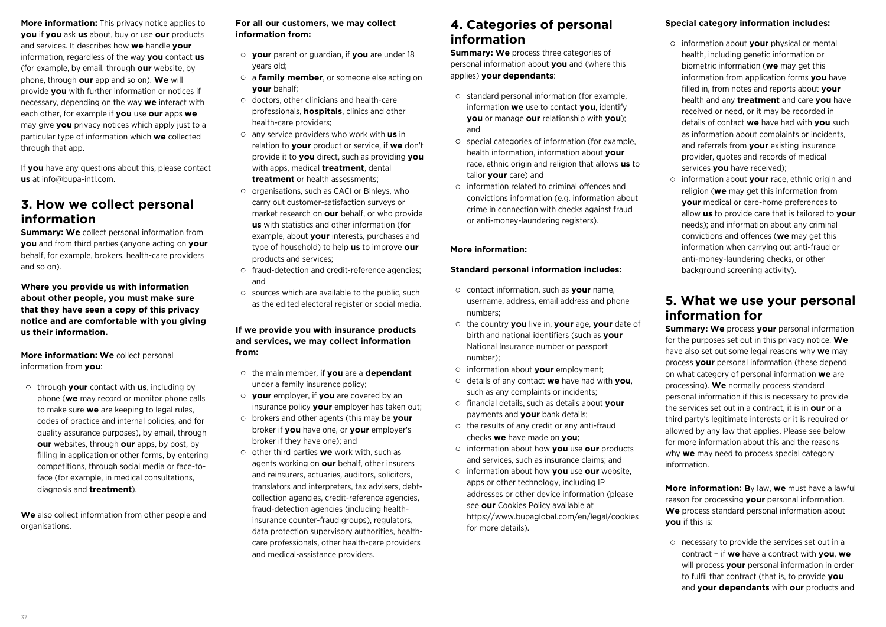**More information:** This privacy notice applies to **you** if **you** ask **us** about, buy or use **our** products and services. It describes how **we** handle **your** information, regardless of the way **you** contact **us** (for example, by email, through **our** website, by phone, through **our** app and so on). **We** will provide **you** with further information or notices if necessary, depending on the way **we** interact with each other, for example if **you** use **our** apps **we** may give **you** privacy notices which apply just to a particular type of information which **we** collected through that app.

If **you** have any questions about this, please contact **us** at info@bupa-intl.com.

## 3. How we collect personal information

**Summary: We** collect personal information from **you** and from third parties (anyone acting on **your** behalf, for example, brokers, health-care providers and so on).

**Where you provide us with information about other people, you must make sure that they have seen a copy of this privacy notice and are comfortable with you giving us their information.**

**More information: We** collect personal information from **you**:

- through **your** contact with **us**, including by phone (**we** may record or monitor phone calls to make sure **we** are keeping to legal rules, codes of practice and internal policies, and for quality assurance purposes), by email, through **our** websites, through **our** apps, by post, by filling in application or other forms, by entering competitions, through social media or face-to-face (for example, in medical consultations, diagnosis and **treatment**).

**We** also collect information from other people and organisations.

**For all our customers, we may collect information from:**

- **your** parent or guardian, if **you** are under 18 years old;
- a **family member**, or someone else acting on **your** behalf;
- doctors, other clinicians and health-care professionals, **hospitals**, clinics and other health-care providers;
- any service providers who work with **us** in relation to **your** product or service, if **we** don't provide it to **you** direct, such as providing **you** with apps, medical **treatment**, dental **treatment** or health assessments;
- organisations, such as CACI or Binleys, who carry out customer-satisfaction surveys or market research on **our** behalf, or who provide **us** with statistics and other information (for example, about **your** interests, purchases and type of household) to help **us** to improve **our** products and services;
- fraud-detection and credit-reference agencies; and
- sources which are available to the public, such as the edited electoral register or social media.

**If we provide you with insurance products and services, we may collect information from:**

- the main member, if **you** are a **dependant** under a family insurance policy;
- **your** employer, if **you** are covered by an insurance policy **your** employer has taken out;
- brokers and other agents (this may be **your** broker if **you** have one, or **your** employer's broker if they have one); and
- other third parties **we** work with, such as agents working on **our** behalf, other insurers and reinsurers, actuaries, auditors, solicitors, translators and interpreters, tax advisers, debt-collection agencies, credit-reference agencies, fraud-detection agencies (including health-insurance counter-fraud groups), regulators, data protection supervisory authorities, health-care professionals, other health-care providers and medical-assistance providers.

## 4. Categories of personal information

**Summary: We** process three categories of personal information about **you** and (where this applies) **your dependants**:

- standard personal information (for example, information **we** use to contact **you**, identify **you** or manage **our** relationship with **you**); and
- special categories of information (for example, health information, information about **your** race, ethnic origin and religion that allows **us** to tailor **your** care) and
- information related to criminal offences and convictions information (e.g. information about crime in connection with checks against fraud or anti-money-laundering registers).

**More information:**

**Standard personal information includes:**

- contact information, such as **your** name, username, address, email address and phone numbers;
- the country **you** live in, **your** age, **your** date of birth and national identifiers (such as **your** National Insurance number or passport number);
- information about **your** employment;
- details of any contact **we** have had with **you**, such as any complaints or incidents;
- financial details, such as details about **your** payments and **your** bank details;
- the results of any credit or any anti-fraud checks **we** have made on **you**;
- information about how **you** use **our** products and services, such as insurance claims; and
- information about how **you** use **our** website, apps or other technology, including IP addresses or other device information (please see **our** Cookies Policy available at https://www.bupaglobal.com/en/legal/cookies for more details).

**Special category information includes:**

- information about **your** physical or mental health, including genetic information or biometric information (**we** may get this information from application forms **you** have filled in, from notes and reports about **your** health and any **treatment** and care **you** have received or need, or it may be recorded in details of contact **we** have had with **you** such as information about complaints or incidents, and referrals from **your** existing insurance provider, quotes and records of medical services **you** have received);
- information about **your** race, ethnic origin and religion (**we** may get this information from **your** medical or care-home preferences to allow **us** to provide care that is tailored to **your** needs); and information about any criminal convictions and offences (**we** may get this information when carrying out anti-fraud or anti-money-laundering checks, or other background screening activity).

## 5. What we use your personal information for

**Summary: We** process **your** personal information for the purposes set out in this privacy notice. **We** have also set out some legal reasons why **we** may process **your** personal information (these depend on what category of personal information **we** are processing). **We** normally process standard personal information if this is necessary to provide the services set out in a contract, it is in **our** or a third party's legitimate interests or it is required or allowed by any law that applies. Please see below for more information about this and the reasons why **we** may need to process special category information.

**More information: B**y law, **we** must have a lawful reason for processing **your** personal information. **We** process standard personal information about **you** if this is:

- necessary to provide the services set out in a contract – if **we** have a contract with **you**, **we** will process **your** personal information in order to fulfil that contract (that is, to provide **you** and **your dependants** with **our** products and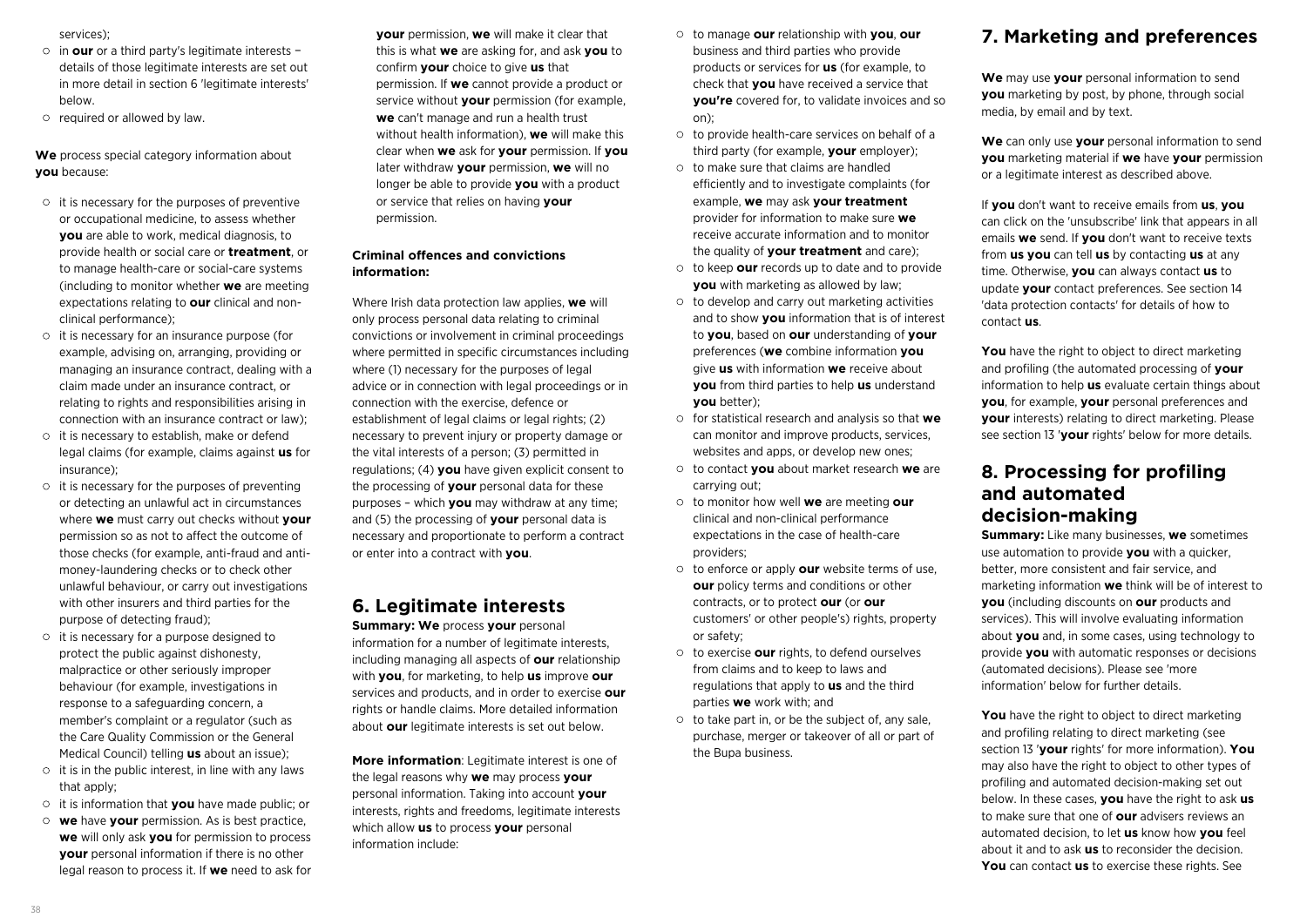services);

- in **our** or a third party's legitimate interests – details of those legitimate interests are set out in more detail in section 6 'legitimate interests' below.
- required or allowed by law.

**We** process special category information about **you** because:

- it is necessary for the purposes of preventive or occupational medicine, to assess whether **you** are able to work, medical diagnosis, to provide health or social care or **treatment**, or to manage health-care or social-care systems (including to monitor whether **we** are meeting expectations relating to **our** clinical and non-clinical performance);
- it is necessary for an insurance purpose (for example, advising on, arranging, providing or managing an insurance contract, dealing with a claim made under an insurance contract, or relating to rights and responsibilities arising in connection with an insurance contract or law);
- it is necessary to establish, make or defend legal claims (for example, claims against **us** for insurance);
- it is necessary for the purposes of preventing or detecting an unlawful act in circumstances where **we** must carry out checks without **your** permission so as not to affect the outcome of those checks (for example, anti-fraud and anti-money-laundering checks or to check other unlawful behaviour, or carry out investigations with other insurers and third parties for the purpose of detecting fraud);
- it is necessary for a purpose designed to protect the public against dishonesty, malpractice or other seriously improper behaviour (for example, investigations in response to a safeguarding concern, a member's complaint or a regulator (such as the Care Quality Commission or the General Medical Council) telling **us** about an issue);
- it is in the public interest, in line with any laws that apply;
- it is information that **you** have made public; or
- **we** have **your** permission. As is best practice, **we** will only ask **you** for permission to process **your** personal information if there is no other legal reason to process it. If **we** need to ask for **your** permission, **we** will make it clear that this is what **we** are asking for, and ask **you** to confirm **your** choice to give **us** that permission. If **we** cannot provide a product or service without **your** permission (for example, **we** can't manage and run a health trust without health information), **we** will make this clear when **we** ask for **your** permission. If **you** later withdraw **your** permission, **we** will no longer be able to provide **you** with a product or service that relies on having **your** permission.

**Criminal offences and convictions information:**

Where Irish data protection law applies, **we** will only process personal data relating to criminal convictions or involvement in criminal proceedings where permitted in specific circumstances including where (1) necessary for the purposes of legal advice or in connection with legal proceedings or in connection with the exercise, defence or establishment of legal claims or legal rights; (2) necessary to prevent injury or property damage or the vital interests of a person; (3) permitted in regulations; (4) **you** have given explicit consent to the processing of **your** personal data for these purposes – which **you** may withdraw at any time; and (5) the processing of **your** personal data is necessary and proportionate to perform a contract or enter into a contract with **you**.

## 6. Legitimate interests

**Summary: We** process **your** personal information for a number of legitimate interests, including managing all aspects of **our** relationship with **you**, for marketing, to help **us** improve **our** services and products, and in order to exercise **our** rights or handle claims. More detailed information about **our** legitimate interests is set out below.

**More information**: Legitimate interest is one of the legal reasons why **we** may process **your** personal information. Taking into account **your** interests, rights and freedoms, legitimate interests which allow **us** to process **your** personal information include:

- to manage **our** relationship with **you**, **our** business and third parties who provide products or services for **us** (for example, to check that **you** have received a service that **you're** covered for, to validate invoices and so on);
- to provide health-care services on behalf of a third party (for example, **your** employer);
- to make sure that claims are handled efficiently and to investigate complaints (for example, **we** may ask **your treatment** provider for information to make sure **we** receive accurate information and to monitor the quality of **your treatment** and care);
- to keep **our** records up to date and to provide **you** with marketing as allowed by law;
- to develop and carry out marketing activities and to show **you** information that is of interest to **you**, based on **our** understanding of **your** preferences (**we** combine information **you** give **us** with information **we** receive about **you** from third parties to help **us** understand **you** better);
- for statistical research and analysis so that **we** can monitor and improve products, services, websites and apps, or develop new ones;
- to contact **you** about market research **we** are carrying out;
- to monitor how well **we** are meeting **our** clinical and non-clinical performance expectations in the case of health-care providers;
- to enforce or apply **our** website terms of use, **our** policy terms and conditions or other contracts, or to protect **our** (or **our** customers' or other people's) rights, property or safety;
- to exercise **our** rights, to defend ourselves from claims and to keep to laws and regulations that apply to **us** and the third parties **we** work with; and
- to take part in, or be the subject of, any sale, purchase, merger or takeover of all or part of the Bupa business.

## 7. Marketing and preferences

**We** may use **your** personal information to send **you** marketing by post, by phone, through social media, by email and by text.

**We** can only use **your** personal information to send **you** marketing material if **we** have **your** permission or a legitimate interest as described above.

If **you** don't want to receive emails from **us**, **you** can click on the 'unsubscribe' link that appears in all emails **we** send. If **you** don't want to receive texts from **us you** can tell **us** by contacting **us** at any time. Otherwise, **you** can always contact **us** to update **your** contact preferences. See section 14 'data protection contacts' for details of how to contact **us**.

**You** have the right to object to direct marketing and profiling (the automated processing of **your** information to help **us** evaluate certain things about **you**, for example, **your** personal preferences and **your** interests) relating to direct marketing. Please see section 13 '**your** rights' below for more details.

## 8. Processing for profiling and automated decision-making

**Summary:** Like many businesses, **we** sometimes use automation to provide **you** with a quicker, better, more consistent and fair service, and marketing information **we** think will be of interest to **you** (including discounts on **our** products and services). This will involve evaluating information about **you** and, in some cases, using technology to provide **you** with automatic responses or decisions (automated decisions). Please see 'more information' below for further details.

**You** have the right to object to direct marketing and profiling relating to direct marketing (see section 13 '**your** rights' for more information). **You** may also have the right to object to other types of profiling and automated decision-making set out below. In these cases, **you** have the right to ask **us** to make sure that one of **our** advisers reviews an automated decision, to let **us** know how **you** feel about it and to ask **us** to reconsider the decision. **You** can contact **us** to exercise these rights. See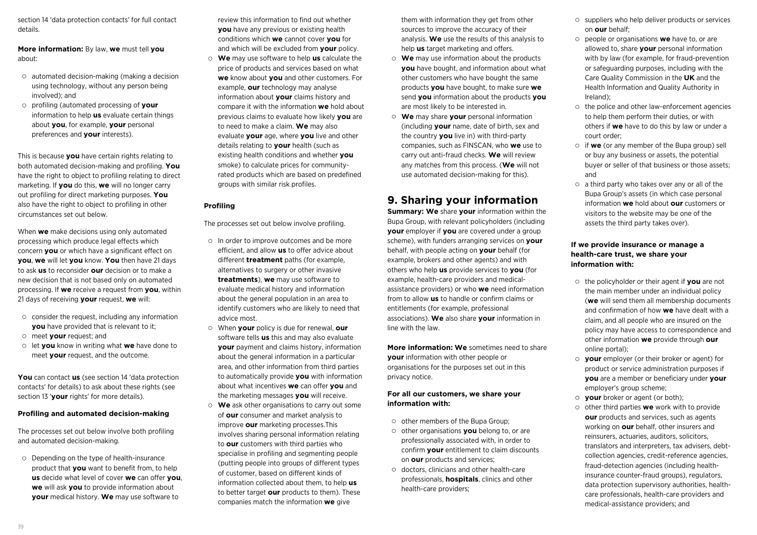section 14 'data protection contacts' for full contact details.

**More information:** By law, **we** must tell **you** about:

- automated decision-making (making a decision using technology, without any person being involved); and
- profiling (automated processing of **your** information to help **us** evaluate certain things about **you**, for example, **your** personal preferences and **your** interests).

This is because **you** have certain rights relating to both automated decision-making and profiling. **You** have the right to object to profiling relating to direct marketing. If **you** do this, **we** will no longer carry out profiling for direct marketing purposes. **You** also have the right to object to profiling in other circumstances set out below.

When **we** make decisions using only automated processing which produce legal effects which concern **you** or which have a significant effect on **you**, **we** will let **you** know. **You** then have 21 days to ask **us** to reconsider **our** decision or to make a new decision that is not based only on automated processing. If **we** receive a request from **you**, within 21 days of receiving **your** request, **we** will:

- consider the request, including any information **you** have provided that is relevant to it;
- meet **your** request; and
- let **you** know in writing what **we** have done to meet **your** request, and the outcome.

**You** can contact **us** (see section 14 'data protection contacts' for details) to ask about these rights (see section 13 '**your** rights' for more details).

**Profiling and automated decision-making**

The processes set out below involve both profiling and automated decision-making.

- Depending on the type of health-insurance product that **you** want to benefit from, to help **us** decide what level of cover **we** can offer **you**, **we** will ask **you** to provide information about **your** medical history. **We** may use software to review this information to find out whether **you** have any previous or existing health conditions which **we** cannot cover **you** for and which will be excluded from **your** policy.
- **We** may use software to help **us** calculate the price of products and services based on what **we** know about **you** and other customers. For example, **our** technology may analyse information about **your** claims history and compare it with the information **we** hold about previous claims to evaluate how likely **you** are to need to make a claim. **We** may also evaluate **your** age, where **you** live and other details relating to **your** health (such as existing health conditions and whether **you** smoke) to calculate prices for community-rated products which are based on predefined groups with similar risk profiles.

**Profiling**

The processes set out below involve profiling.

- In order to improve outcomes and be more efficient, and allow **us** to offer advice about different **treatment** paths (for example, alternatives to surgery or other invasive **treatments**), **we** may use software to evaluate medical history and information about the general population in an area to identify customers who are likely to need that advice most.
- When **your** policy is due for renewal, **our** software tells **us** this and may also evaluate **your** payment and claims history, information about the general information in a particular area, and other information from third parties to automatically provide **you** with information about what incentives **we** can offer **you** and the marketing messages **you** will receive.
- **We** ask other organisations to carry out some of **our** consumer and market analysis to improve **our** marketing processes.This involves sharing personal information relating to **our** customers with third parties who specialise in profiling and segmenting people (putting people into groups of different types of customer, based on different kinds of information collected about them, to help **us** to better target **our** products to them). These companies match the information **we** give them with information they get from other sources to improve the accuracy of their analysis. **We** use the results of this analysis to help **us** target marketing and offers.
- **We** may use information about the products **you** have bought, and information about what other customers who have bought the same products **you** have bought, to make sure **we** send **you** information about the products **you** are most likely to be interested in.
- **We** may share **your** personal information (including **your** name, date of birth, sex and the country **you** live in) with third-party companies, such as FINSCAN, who **we** use to carry out anti-fraud checks. **We** will review any matches from this process. (**We** will not use automated decision-making for this).

# 9. Sharing your information

**Summary: We** share **your** information within the Bupa Group, with relevant policyholders (including **your** employer if **you** are covered under a group scheme), with funders arranging services on **your** behalf, with people acting on **your** behalf (for example, brokers and other agents) and with others who help **us** provide services to **you** (for example, health-care providers and medical-assistance providers) or who **we** need information from to allow **us** to handle or confirm claims or entitlements (for example, professional associations). **We** also share **your** information in line with the law.

**More information: We** sometimes need to share **your** information with other people or organisations for the purposes set out in this privacy notice.

**For all our customers, we share your information with:**

- other members of the Bupa Group;
- other organisations **you** belong to, or are professionally associated with, in order to confirm **your** entitlement to claim discounts on **our** products and services;
- doctors, clinicians and other health-care professionals, **hospitals**, clinics and other health-care providers;
- suppliers who help deliver products or services on **our** behalf;
- people or organisations **we** have to, or are allowed to, share **your** personal information with by law (for example, for fraud-prevention or safeguarding purposes, including with the Care Quality Commission in the **UK** and the Health Information and Quality Authority in Ireland);
- the police and other law-enforcement agencies to help them perform their duties, or with others if **we** have to do this by law or under a court order;
- if **we** (or any member of the Bupa group) sell or buy any business or assets, the potential buyer or seller of that business or those assets; and
- a third party who takes over any or all of the Bupa Group's assets (in which case personal information **we** hold about **our** customers or visitors to the website may be one of the assets the third party takes over).

**If we provide insurance or manage a health-care trust, we share your information with:**

- the policyholder or their agent if **you** are not the main member under an individual policy (**we** will send them all membership documents and confirmation of how **we** have dealt with a claim, and all people who are insured on the policy may have access to correspondence and other information **we** provide through **our** online portal);
- **your** employer (or their broker or agent) for product or service administration purposes if **you** are a member or beneficiary under **your** employer's group scheme;
- **your** broker or agent (or both);
- other third parties **we** work with to provide **our** products and services, such as agents working on **our** behalf, other insurers and reinsurers, actuaries, auditors, solicitors, translators and interpreters, tax advisers, debt-collection agencies, credit-reference agencies, fraud-detection agencies (including health-insurance counter-fraud groups), regulators, data protection supervisory authorities, health-care professionals, health-care providers and medical-assistance providers; and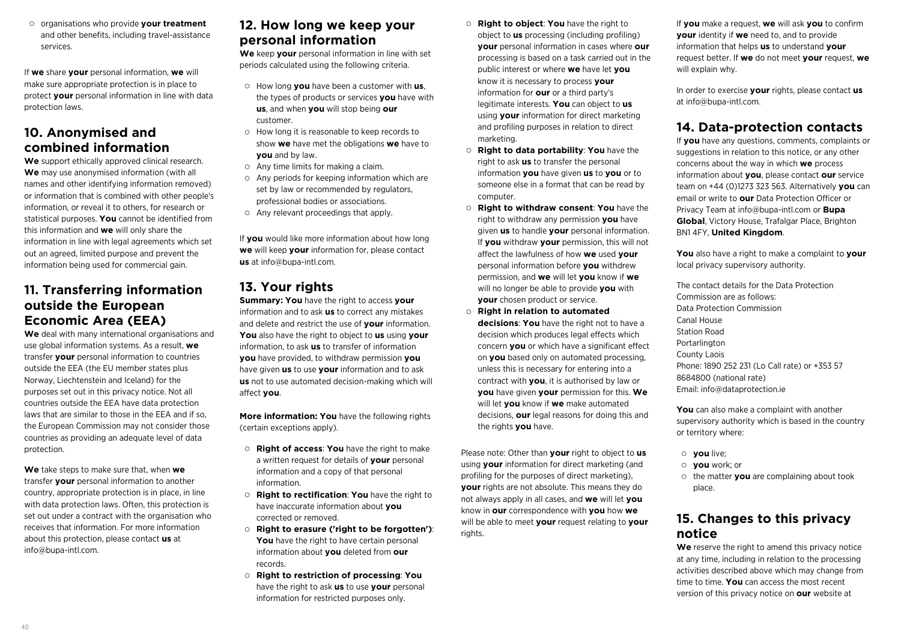- organisations who provide **your treatment** and other benefits, including travel-assistance services.

If **we** share **your** personal information, **we** will make sure appropriate protection is in place to protect **your** personal information in line with data protection laws.

## 10. Anonymised and combined information

**We** support ethically approved clinical research. **We** may use anonymised information (with all names and other identifying information removed) or information that is combined with other people's information, or reveal it to others, for research or statistical purposes. **You** cannot be identified from this information and **we** will only share the information in line with legal agreements which set out an agreed, limited purpose and prevent the information being used for commercial gain.

## 11. Transferring information outside the European Economic Area (EEA)

**We** deal with many international organisations and use global information systems. As a result, **we** transfer **your** personal information to countries outside the EEA (the EU member states plus Norway, Liechtenstein and Iceland) for the purposes set out in this privacy notice. Not all countries outside the EEA have data protection laws that are similar to those in the EEA and if so, the European Commission may not consider those countries as providing an adequate level of data protection.

**We** take steps to make sure that, when **we** transfer **your** personal information to another country, appropriate protection is in place, in line with data protection laws. Often, this protection is set out under a contract with the organisation who receives that information. For more information about this protection, please contact **us** at info@bupa-intl.com.

## 12. How long we keep your personal information

**We** keep **your** personal information in line with set periods calculated using the following criteria.

- How long **you** have been a customer with **us**, the types of products or services **you** have with **us**, and when **you** will stop being **our** customer.
- How long it is reasonable to keep records to show **we** have met the obligations **we** have to **you** and by law.
- Any time limits for making a claim.
- Any periods for keeping information which are set by law or recommended by regulators, professional bodies or associations.
- Any relevant proceedings that apply.

If **you** would like more information about how long **we** will keep **your** information for, please contact **us** at info@bupa-intl.com.

## 13. Your rights

**Summary: You** have the right to access **your** information and to ask **us** to correct any mistakes and delete and restrict the use of **your** information. **You** also have the right to object to **us** using **your** information, to ask **us** to transfer of information **you** have provided, to withdraw permission **you** have given **us** to use **your** information and to ask **us** not to use automated decision-making which will affect **you**.

**More information: You** have the following rights (certain exceptions apply).

- **Right of access**: **You** have the right to make a written request for details of **your** personal information and a copy of that personal information.
- **Right to rectification**: **You** have the right to have inaccurate information about **you** corrected or removed.
- **Right to erasure ('right to be forgotten')**: **You** have the right to have certain personal information about **you** deleted from **our** records.
- **Right to restriction of processing**: **You** have the right to ask **us** to use **your** personal information for restricted purposes only.
- **Right to object**: **You** have the right to object to **us** processing (including profiling) **your** personal information in cases where **our** processing is based on a task carried out in the public interest or where **we** have let **you** know it is necessary to process **your** information for **our** or a third party's legitimate interests. **You** can object to **us** using **your** information for direct marketing and profiling purposes in relation to direct marketing.
- **Right to data portability**: **You** have the right to ask **us** to transfer the personal information **you** have given **us** to **you** or to someone else in a format that can be read by computer.
- **Right to withdraw consent**: **You** have the right to withdraw any permission **you** have given **us** to handle **your** personal information. If **you** withdraw **your** permission, this will not affect the lawfulness of how **we** used **your** personal information before **you** withdrew permission, and **we** will let **you** know if **we** will no longer be able to provide **you** with **your** chosen product or service.
- **Right in relation to automated decisions**: **You** have the right not to have a decision which produces legal effects which concern **you** or which have a significant effect on **you** based only on automated processing, unless this is necessary for entering into a contract with **you**, it is authorised by law or **you** have given **your** permission for this. **We** will let **you** know if **we** make automated decisions, **our** legal reasons for doing this and the rights **you** have.

Please note: Other than **your** right to object to **us** using **your** information for direct marketing (and profiling for the purposes of direct marketing), **your** rights are not absolute. This means they do not always apply in all cases, and **we** will let **you** know in **our** correspondence with **you** how **we** will be able to meet **your** request relating to **your** rights.

If **you** make a request, **we** will ask **you** to confirm **your** identity if **we** need to, and to provide information that helps **us** to understand **your** request better. If **we** do not meet **your** request, **we** will explain why.

In order to exercise **your** rights, please contact **us** at info@bupa-intl.com.

## 14. Data-protection contacts

If **you** have any questions, comments, complaints or suggestions in relation to this notice, or any other concerns about the way in which **we** process information about **you**, please contact **our** service team on +44 (0)1273 323 563. Alternatively **you** can email or write to **our** Data Protection Officer or Privacy Team at info@bupa-intl.com or **Bupa Global**, Victory House, Trafalgar Place, Brighton BN1 4FY, **United Kingdom**.

**You** also have a right to make a complaint to **your** local privacy supervisory authority.

The contact details for the Data Protection Commission are as follows:
Data Protection Commission
Canal House
Station Road
Portarlington
County Laois
Phone: 1890 252 231 (Lo Call rate) or +353 57 8684800 (national rate)
Email: info@dataprotection.ie

**You** can also make a complaint with another supervisory authority which is based in the country or territory where:

- **you** live;
- **you** work; or
- the matter **you** are complaining about took place.

## 15. Changes to this privacy notice

**We** reserve the right to amend this privacy notice at any time, including in relation to the processing activities described above which may change from time to time. **You** can access the most recent version of this privacy notice on **our** website at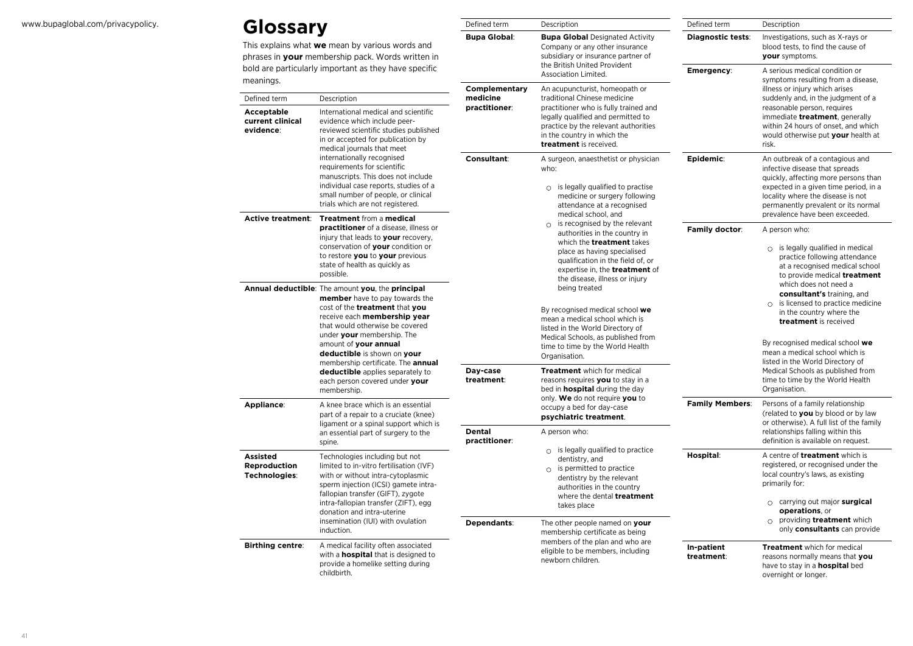www.bupaglobal.com/privacypolicy.

# Glossary

This explains what **we** mean by various words and phrases in **your** membership pack. Words written in bold are particularly important as they have specific meanings.

| Defined term | Description |
|---|---|
| **Acceptable current clinical evidence**: | International medical and scientific evidence which include peer-reviewed scientific studies published in or accepted for publication by medical journals that meet internationally recognised requirements for scientific manuscripts. This does not include individual case reports, studies of a small number of people, or clinical trials which are not registered. |
| **Active treatment**: | **Treatment** from a **medical practitioner** of a disease, illness or injury that leads to **your** recovery, conservation of **your** condition or to restore **you** to **your** previous state of health as quickly as possible. |
| **Annual deductible**: | The amount **you**, the **principal member** have to pay towards the cost of the **treatment** that **you** receive each **membership year** that would otherwise be covered under **your** membership. The amount of **your annual deductible** is shown on **your** membership certificate. The **annual deductible** applies separately to each person covered under **your** membership. |
| **Appliance**: | A knee brace which is an essential part of a repair to a cruciate (knee) ligament or a spinal support which is an essential part of surgery to the spine. |
| **Assisted Reproduction Technologies**: | Technologies including but not limited to in-vitro fertilisation (IVF) with or without intra-cytoplasmic sperm injection (ICSI) gamete intra-fallopian transfer (GIFT), zygote intra-fallopian transfer (ZIFT), egg donation and intra-uterine insemination (IUI) with ovulation induction. |
| **Birthing centre**: | A medical facility often associated with a **hospital** that is designed to provide a homelike setting during childbirth. |
| **Bupa Global**: | **Bupa Global** Designated Activity Company or any other insurance subsidiary or insurance partner of the British United Provident Association Limited. |
| **Complementary medicine practitioner**: | An acupuncturist, homeopath or traditional Chinese medicine practitioner who is fully trained and legally qualified and permitted to practice by the relevant authorities in the country in which the **treatment** is received. |
| **Consultant**: | A surgeon, anaesthetist or physician who:<br>○ is legally qualified to practise medicine or surgery following attendance at a recognised medical school, and<br>○ is recognised by the relevant authorities in the country in which the **treatment** takes place as having specialised qualification in the field of, or expertise in, the **treatment** of the disease, illness or injury being treated<br><br>By recognised medical school **we** mean a medical school which is listed in the World Directory of Medical Schools, as published from time to time by the World Health Organisation. |
| **Day-case treatment**: | **Treatment** which for medical reasons requires **you** to stay in a bed in **hospital** during the day only. **We** do not require **you** to occupy a bed for day-case **psychiatric treatment**. |
| **Dental practitioner**: | A person who:<br>○ is legally qualified to practice dentistry, and<br>○ is permitted to practice dentistry by the relevant authorities in the country where the dental **treatment** takes place |
| **Dependants**: | The other people named on **your** membership certificate as being members of the plan and who are eligible to be members, including newborn children. |
| **Diagnostic tests**: | Investigations, such as X-rays or blood tests, to find the cause of **your** symptoms. |
| **Emergency**: | A serious medical condition or symptoms resulting from a disease, illness or injury which arises suddenly and, in the judgment of a reasonable person, requires immediate **treatment**, generally within 24 hours of onset, and which would otherwise put **your** health at risk. |
| **Epidemic**: | An outbreak of a contagious and infective disease that spreads quickly, affecting more persons than expected in a given time period, in a locality where the disease is not permanently prevalent or its normal prevalence have been exceeded. |
| **Family doctor**: | A person who:<br>○ is legally qualified in medical practice following attendance at a recognised medical school to provide medical **treatment** which does not need a **consultant's** training, and<br>○ is licensed to practice medicine in the country where the **treatment** is received<br><br>By recognised medical school **we** mean a medical school which is listed in the World Directory of Medical Schools as published from time to time by the World Health Organisation. |
| **Family Members**: | Persons of a family relationship (related to **you** by blood or by law or otherwise). A full list of the family relationships falling within this definition is available on request. |
| **Hospital**: | A centre of **treatment** which is registered, or recognised under the local country's laws, as existing primarily for:<br>○ carrying out major **surgical operations**, or<br>○ providing **treatment** which only **consultants** can provide |
| **In-patient treatment**: | **Treatment** which for medical reasons normally means that **you** have to stay in a **hospital** bed overnight or longer. |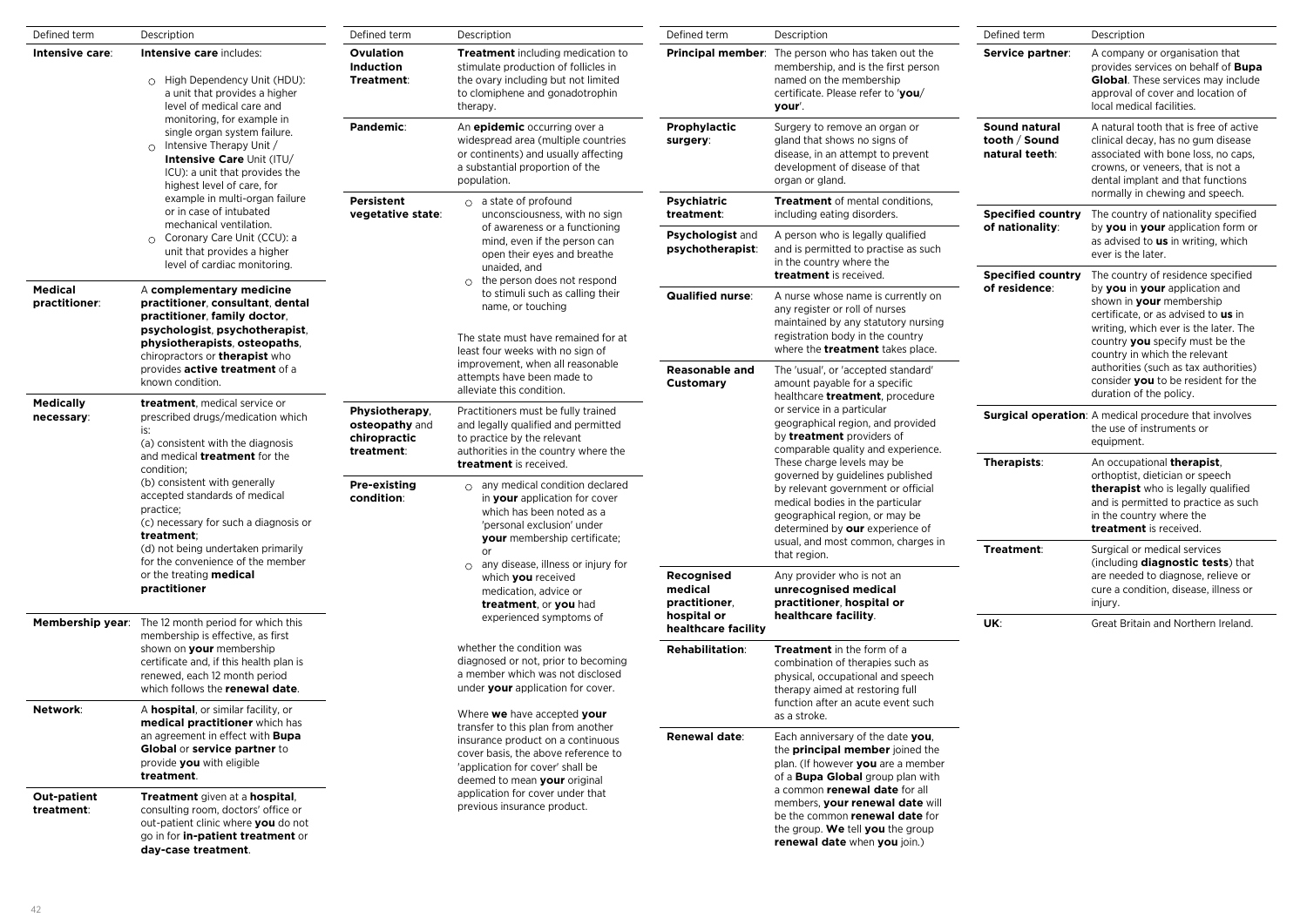| Defined term | Description |
|---|---|
| **Intensive care**: | **Intensive care** includes:<br>○ High Dependency Unit (HDU): a unit that provides a higher level of medical care and monitoring, for example in single organ system failure.<br>○ Intensive Therapy Unit / **Intensive Care** Unit (ITU/ ICU): a unit that provides the highest level of care, for example in multi-organ failure or in case of intubated mechanical ventilation.<br>○ Coronary Care Unit (CCU): a unit that provides a higher level of cardiac monitoring. |
| **Medical practitioner**: | A **complementary medicine practitioner**, **consultant**, **dental practitioner**, **family doctor**, **psychologist**, **psychotherapist**, **physiotherapists**, **osteopaths**, chiropractors or **therapist** who provides **active treatment** of a known condition. |
| **Medically necessary**: | **treatment**, medical service or prescribed drugs/medication which is:<br>(a) consistent with the diagnosis and medical **treatment** for the condition;<br>(b) consistent with generally accepted standards of medical practice;<br>(c) necessary for such a diagnosis or **treatment**;<br>(d) not being undertaken primarily for the convenience of the member or the treating **medical practitioner** |
| **Membership year**: | The 12 month period for which this membership is effective, as first shown on **your** membership certificate and, if this health plan is renewed, each 12 month period which follows the **renewal date**. |
| **Network**: | A **hospital**, or similar facility, or **medical practitioner** which has an agreement in effect with **Bupa Global** or **service partner** to provide **you** with eligible **treatment**. |
| **Out-patient treatment**: | **Treatment** given at a **hospital**, consulting room, doctors' office or out-patient clinic where **you** do not go in for **in-patient treatment** or **day-case treatment**. |
| **Ovulation Induction Treatment**: | **Treatment** including medication to stimulate production of follicles in the ovary including but not limited to clomiphene and gonadotrophin therapy. |
| **Pandemic**: | An **epidemic** occurring over a widespread area (multiple countries or continents) and usually affecting a substantial proportion of the population. |
| **Persistent vegetative state**: | ○ a state of profound unconsciousness, with no sign of awareness or a functioning mind, even if the person can open their eyes and breathe unaided, and<br>○ the person does not respond to stimuli such as calling their name, or touching<br><br>The state must have remained for at least four weeks with no sign of improvement, when all reasonable attempts have been made to alleviate this condition. |
| **Physiotherapy**, **osteopathy** and **chiropractic treatment**: | Practitioners must be fully trained and legally qualified and permitted to practice by the relevant authorities in the country where the **treatment** is received. |
| **Pre-existing condition**: | ○ any medical condition declared in **your** application for cover which has been noted as a 'personal exclusion' under **your** membership certificate; or<br>○ any disease, illness or injury for which **you** received medication, advice or **treatment**, or **you** had experienced symptoms of<br><br>whether the condition was diagnosed or not, prior to becoming a member which was not disclosed under **your** application for cover.<br><br>Where **we** have accepted **your** transfer to this plan from another insurance product on a continuous cover basis, the above reference to 'application for cover' shall be deemed to mean **your** original application for cover under that previous insurance product. |
| **Principal member**: | The person who has taken out the membership, and is the first person named on the membership certificate. Please refer to '**you**/ **your**'. |
| **Prophylactic surgery**: | Surgery to remove an organ or gland that shows no signs of disease, in an attempt to prevent development of disease of that organ or gland. |
| **Psychiatric treatment**: | **Treatment** of mental conditions, including eating disorders. |
| **Psychologist** and **psychotherapist**: | A person who is legally qualified and is permitted to practise as such in the country where the **treatment** is received. |
| **Qualified nurse**: | A nurse whose name is currently on any register or roll of nurses maintained by any statutory nursing registration body in the country where the **treatment** takes place. |
| **Reasonable and Customary** | The 'usual', or 'accepted standard' amount payable for a specific healthcare **treatment**, procedure or service in a particular geographical region, and provided by **treatment** providers of comparable quality and experience. These charge levels may be governed by guidelines published by relevant government or official medical bodies in the particular geographical region, or may be determined by **our** experience of usual, and most common, charges in that region. |
| **Recognised medical practitioner**, **hospital or healthcare facility** | Any provider who is not an **unrecognised medical practitioner**, **hospital or healthcare facility**. |
| **Rehabilitation**: | **Treatment** in the form of a combination of therapies such as physical, occupational and speech therapy aimed at restoring full function after an acute event such as a stroke. |
| **Renewal date**: | Each anniversary of the date **you**, the **principal member** joined the plan. (If however **you** are a member of a **Bupa Global** group plan with a common **renewal date** for all members, **your renewal date** will be the common **renewal date** for the group. **We** tell **you** the group **renewal date** when **you** join.) |
| **Service partner**: | A company or organisation that provides services on behalf of **Bupa Global**. These services may include approval of cover and location of local medical facilities. |
| **Sound natural tooth** / **Sound natural teeth**: | A natural tooth that is free of active clinical decay, has no gum disease associated with bone loss, no caps, crowns, or veneers, that is not a dental implant and that functions normally in chewing and speech. |
| **Specified country of nationality**: | The country of nationality specified by **you** in **your** application form or as advised to **us** in writing, which ever is the later. |
| **Specified country of residence**: | The country of residence specified by **you** in **your** application and shown in **your** membership certificate, or as advised to **us** in writing, which ever is the later. The country **you** specify must be the country in which the relevant authorities (such as tax authorities) consider **you** to be resident for the duration of the policy. |
| **Surgical operation**: | A medical procedure that involves the use of instruments or equipment. |
| **Therapists**: | An occupational **therapist**, orthoptist, dietician or speech **therapist** who is legally qualified and is permitted to practice as such in the country where the **treatment** is received. |
| **Treatment**: | Surgical or medical services (including **diagnostic tests**) that are needed to diagnose, relieve or cure a condition, disease, illness or injury. |
| **UK**: | Great Britain and Northern Ireland. |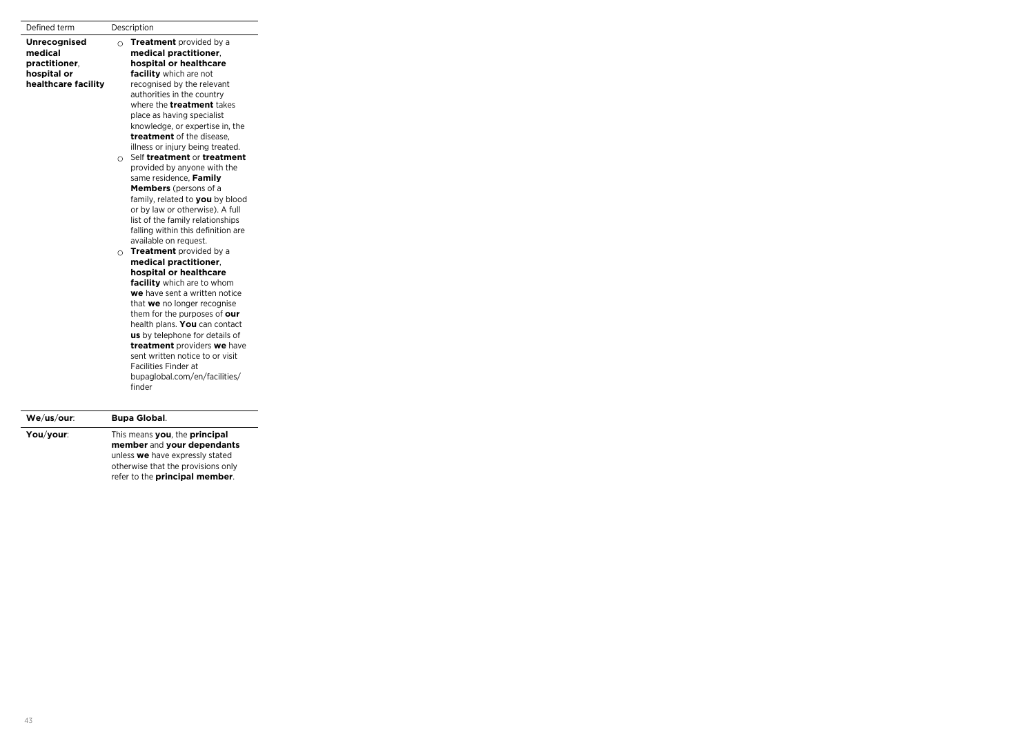| Defined term | Description |
|---|---|
| **Unrecognised medical practitioner**, **hospital or healthcare facility** | ○ **Treatment** provided by a **medical practitioner**, **hospital or healthcare facility** which are not recognised by the relevant authorities in the country where the **treatment** takes place as having specialist knowledge, or expertise in, the **treatment** of the disease, illness or injury being treated.<br>○ Self **treatment** or **treatment** provided by anyone with the same residence, **Family Members** (persons of a family, related to **you** by blood or by law or otherwise). A full list of the family relationships falling within this definition are available on request.<br>○ **Treatment** provided by a **medical practitioner**, **hospital or healthcare facility** which are to whom **we** have sent a written notice that **we** no longer recognise them for the purposes of **our** health plans. **You** can contact **us** by telephone for details of **treatment** providers **we** have sent written notice to or visit Facilities Finder at bupaglobal.com/en/facilities/finder |
| **We**/**us**/**our**: | **Bupa Global**. |
| **You**/**your**: | This means **you**, the **principal member** and **your dependants** unless **we** have expressly stated otherwise that the provisions only refer to the **principal member**. |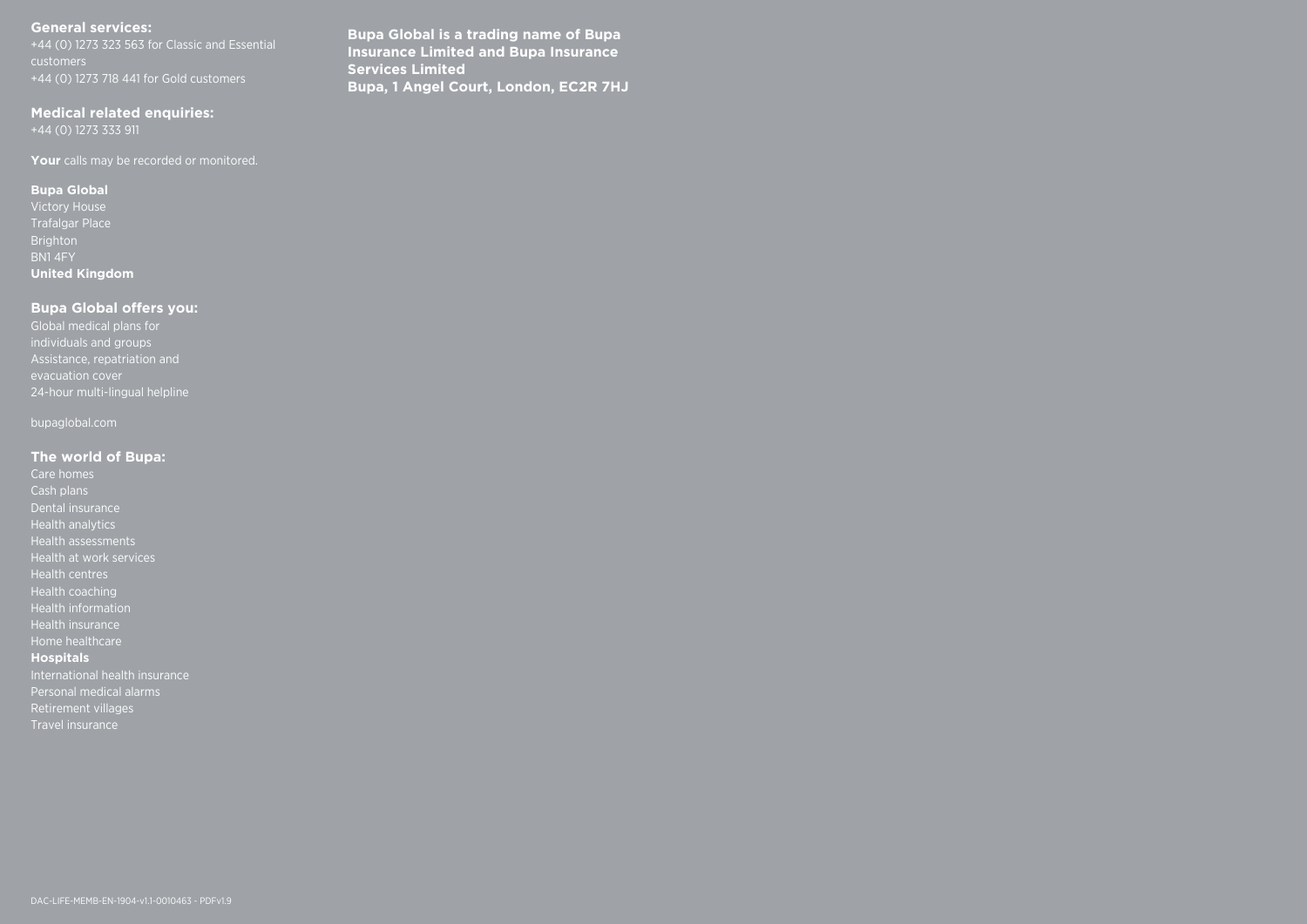## General services:

+44 (0) 1273 323 563 for Classic and Essential customers
+44 (0) 1273 718 441 for Gold customers

## Medical related enquiries:

+44 (0) 1273 333 911

**Your** calls may be recorded or monitored.

**Bupa Global**
Victory House
Trafalgar Place
Brighton
BN1 4FY
**United Kingdom**

## Bupa Global offers you:

Global medical plans for individuals and groups
Assistance, repatriation and evacuation cover
24-hour multi-lingual helpline

bupaglobal.com

## The world of Bupa:

Care homes
Cash plans
Dental insurance
Health analytics
Health assessments
Health at work services
Health centres
Health coaching
Health information
Health insurance
Home healthcare
**Hospitals**
International health insurance
Personal medical alarms
Retirement villages
Travel insurance

**Bupa Global is a trading name of Bupa Insurance Limited and Bupa Insurance Services Limited**
**Bupa, 1 Angel Court, London, EC2R 7HJ**

DAC-LIFE-MEMB-EN-1904-v1.1-0010463 - PDFv1.9